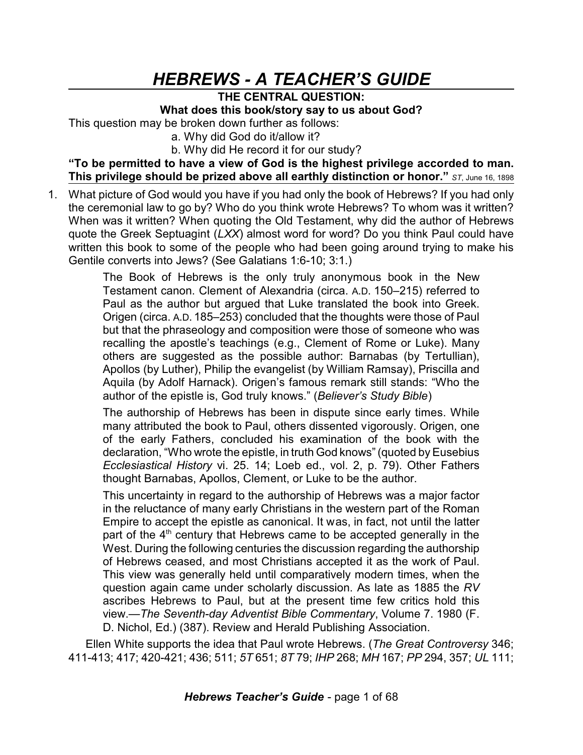# *HEBREWS - A TEACHER'S GUIDE*

**THE CENTRAL QUESTION:**

**What does this book/story say to us about God?**

This question may be broken down further as follows:

a. Why did God do it/allow it?

b. Why did He record it for our study?

**"To be permitted to have a view of God is the highest privilege accorded to man. This privilege should be prized above all earthly distinction or honor."** *ST*, June 16, 1898

1. What picture of God would you have if you had only the book of Hebrews? If you had only the ceremonial law to go by? Who do you think wrote Hebrews? To whom was it written? When was it written? When quoting the Old Testament, why did the author of Hebrews quote the Greek Septuagint (*LXX*) almost word for word? Do you think Paul could have written this book to some of the people who had been going around trying to make his Gentile converts into Jews? (See Galatians 1:6-10; 3:1.)

   The Book of Hebrews is the only truly anonymous book in the New Testament canon. Clement of Alexandria (circa. A.D. 150–215) referred to Paul as the author but argued that Luke translated the book into Greek. Origen (circa. A.D. 185–253) concluded that the thoughts were those of Paul but that the phraseology and composition were those of someone who was recalling the apostle's teachings (e.g., Clement of Rome or Luke). Many others are suggested as the possible author: Barnabas (by Tertullian), Apollos (by Luther), Philip the evangelist (by William Ramsay), Priscilla and Aquila (by Adolf Harnack). Origen's famous remark still stands: "Who the author of the epistle is, God truly knows." (*Believer's Study Bible*)

   The authorship of Hebrews has been in dispute since early times. While many attributed the book to Paul, others dissented vigorously. Origen, one of the early Fathers, concluded his examination of the book with the declaration, "Who wrote the epistle, in truth God knows" (quoted by Eusebius *Ecclesiastical History* vi. 25. 14; Loeb ed., vol. 2, p. 79). Other Fathers thought Barnabas, Apollos, Clement, or Luke to be the author.

   This uncertainty in regard to the authorship of Hebrews was a major factor in the reluctance of many early Christians in the western part of the Roman Empire to accept the epistle as canonical. It was, in fact, not until the latter part of the 4th century that Hebrews came to be accepted generally in the West. During the following centuries the discussion regarding the authorship of Hebrews ceased, and most Christians accepted it as the work of Paul. This view was generally held until comparatively modern times, when the question again came under scholarly discussion. As late as 1885 the *RV* ascribes Hebrews to Paul, but at the present time few critics hold this view.—*The Seventh-day Adventist Bible Commentary*, Volume 7. 1980 (F. D. Nichol, Ed.) (387). Review and Herald Publishing Association.

   Ellen White supports the idea that Paul wrote Hebrews. (*The Great Controversy* 346; 411-413; 417; 420-421; 436; 511; *5T* 651; *8T* 79; *IHP* 268; *MH* 167; *PP* 294, 357; *UL* 111;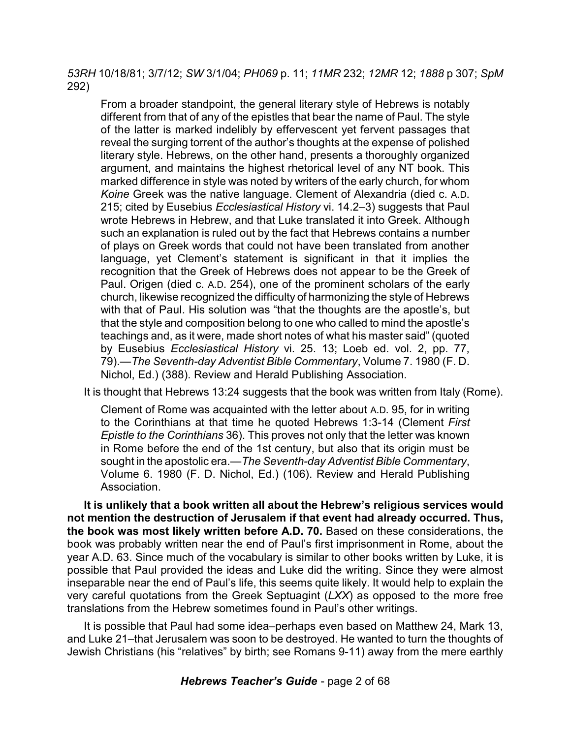*53RH* 10/18/81; 3/7/12; *SW* 3/1/04; *PH069* p. 11; *11MR* 232; *12MR* 12; *1888* p 307; *SpM* 292)

> From a broader standpoint, the general literary style of Hebrews is notably different from that of any of the epistles that bear the name of Paul. The style of the latter is marked indelibly by effervescent yet fervent passages that reveal the surging torrent of the author's thoughts at the expense of polished literary style. Hebrews, on the other hand, presents a thoroughly organized argument, and maintains the highest rhetorical level of any NT book. This marked difference in style was noted by writers of the early church, for whom *Koine* Greek was the native language. Clement of Alexandria (died c. A.D. 215; cited by Eusebius *Ecclesiastical History* vi. 14.2–3) suggests that Paul wrote Hebrews in Hebrew, and that Luke translated it into Greek. Although such an explanation is ruled out by the fact that Hebrews contains a number of plays on Greek words that could not have been translated from another language, yet Clement's statement is significant in that it implies the recognition that the Greek of Hebrews does not appear to be the Greek of Paul. Origen (died c. A.D. 254), one of the prominent scholars of the early church, likewise recognized the difficulty of harmonizing the style of Hebrews with that of Paul. His solution was "that the thoughts are the apostle's, but that the style and composition belong to one who called to mind the apostle's teachings and, as it were, made short notes of what his master said" (quoted by Eusebius *Ecclesiastical History* vi. 25. 13; Loeb ed. vol. 2, pp. 77, 79).—*The Seventh-day Adventist Bible Commentary*, Volume 7. 1980 (F. D. Nichol, Ed.) (388). Review and Herald Publishing Association.

It is thought that Hebrews 13:24 suggests that the book was written from Italy (Rome).

> Clement of Rome was acquainted with the letter about A.D. 95, for in writing to the Corinthians at that time he quoted Hebrews 1:3-14 (Clement *First Epistle to the Corinthians* 36). This proves not only that the letter was known in Rome before the end of the 1st century, but also that its origin must be sought in the apostolic era.—*The Seventh-day Adventist Bible Commentary*, Volume 6. 1980 (F. D. Nichol, Ed.) (106). Review and Herald Publishing Association.

**It is unlikely that a book written all about the Hebrew's religious services would not mention the destruction of Jerusalem if that event had already occurred. Thus, the book was most likely written before A.D. 70.** Based on these considerations, the book was probably written near the end of Paul's first imprisonment in Rome, about the year A.D. 63. Since much of the vocabulary is similar to other books written by Luke, it is possible that Paul provided the ideas and Luke did the writing. Since they were almost inseparable near the end of Paul's life, this seems quite likely. It would help to explain the very careful quotations from the Greek Septuagint (*LXX*) as opposed to the more free translations from the Hebrew sometimes found in Paul's other writings.

It is possible that Paul had some idea–perhaps even based on Matthew 24, Mark 13, and Luke 21–that Jerusalem was soon to be destroyed. He wanted to turn the thoughts of Jewish Christians (his "relatives" by birth; see Romans 9-11) away from the mere earthly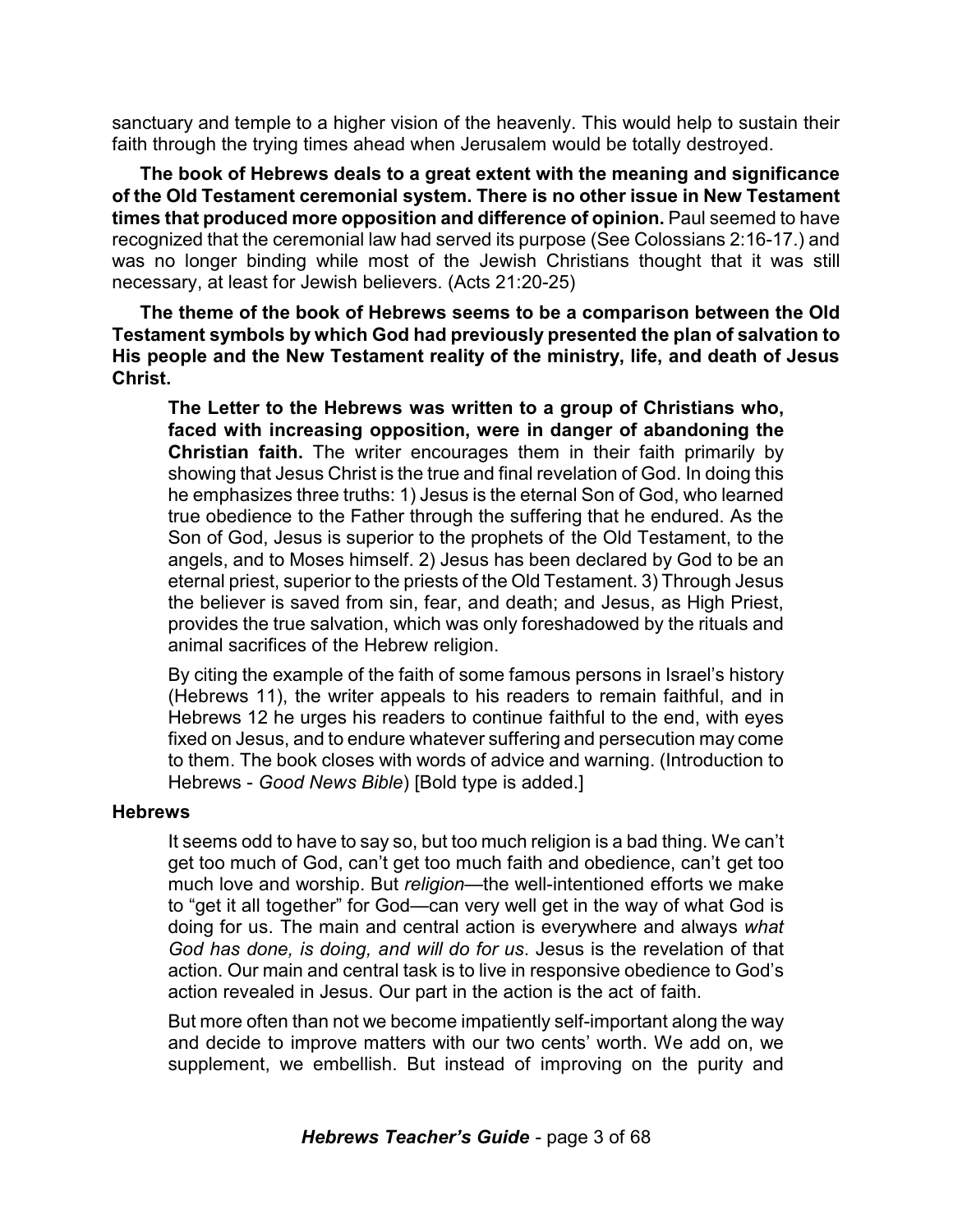sanctuary and temple to a higher vision of the heavenly. This would help to sustain their faith through the trying times ahead when Jerusalem would be totally destroyed.

**The book of Hebrews deals to a great extent with the meaning and significance of the Old Testament ceremonial system. There is no other issue in New Testament times that produced more opposition and difference of opinion.** Paul seemed to have recognized that the ceremonial law had served its purpose (See Colossians 2:16-17.) and was no longer binding while most of the Jewish Christians thought that it was still necessary, at least for Jewish believers. (Acts 21:20-25)

**The theme of the book of Hebrews seems to be a comparison between the Old Testament symbols by which God had previously presented the plan of salvation to His people and the New Testament reality of the ministry, life, and death of Jesus Christ.**

> **The Letter to the Hebrews was written to a group of Christians who, faced with increasing opposition, were in danger of abandoning the Christian faith.** The writer encourages them in their faith primarily by showing that Jesus Christ is the true and final revelation of God. In doing this he emphasizes three truths: 1) Jesus is the eternal Son of God, who learned true obedience to the Father through the suffering that he endured. As the Son of God, Jesus is superior to the prophets of the Old Testament, to the angels, and to Moses himself. 2) Jesus has been declared by God to be an eternal priest, superior to the priests of the Old Testament. 3) Through Jesus the believer is saved from sin, fear, and death; and Jesus, as High Priest, provides the true salvation, which was only foreshadowed by the rituals and animal sacrifices of the Hebrew religion.
>
> By citing the example of the faith of some famous persons in Israel's history (Hebrews 11), the writer appeals to his readers to remain faithful, and in Hebrews 12 he urges his readers to continue faithful to the end, with eyes fixed on Jesus, and to endure whatever suffering and persecution may come to them. The book closes with words of advice and warning. (Introduction to Hebrews - *Good News Bible*) [Bold type is added.]

**Hebrews**

> It seems odd to have to say so, but too much religion is a bad thing. We can't get too much of God, can't get too much faith and obedience, can't get too much love and worship. But *religion*—the well-intentioned efforts we make to "get it all together" for God—can very well get in the way of what God is doing for us. The main and central action is everywhere and always *what God has done, is doing, and will do for us*. Jesus is the revelation of that action. Our main and central task is to live in responsive obedience to God's action revealed in Jesus. Our part in the action is the act of faith.
>
> But more often than not we become impatiently self-important along the way and decide to improve matters with our two cents' worth. We add on, we supplement, we embellish. But instead of improving on the purity and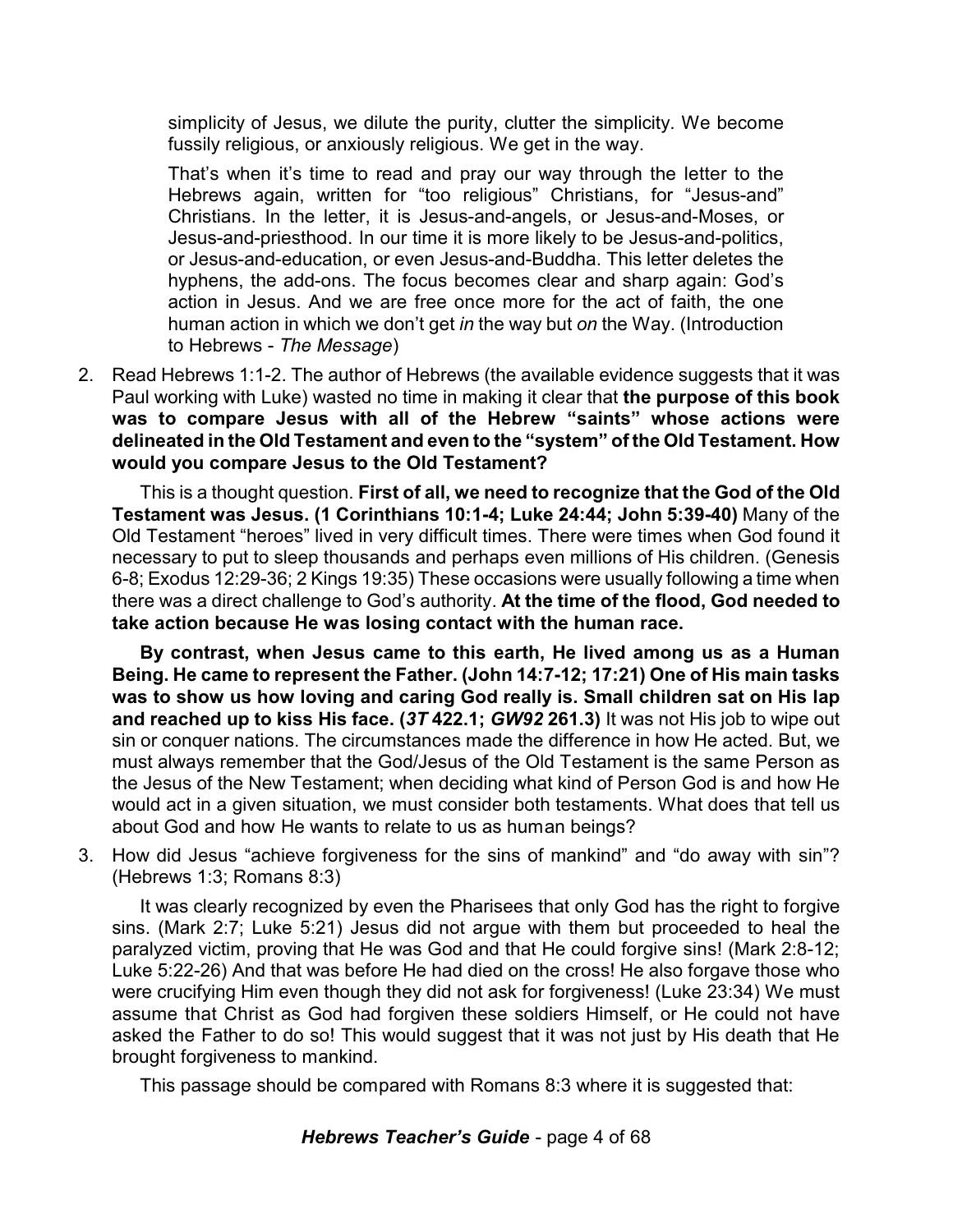simplicity of Jesus, we dilute the purity, clutter the simplicity. We become fussily religious, or anxiously religious. We get in the way.

That's when it's time to read and pray our way through the letter to the Hebrews again, written for "too religious" Christians, for "Jesus-and" Christians. In the letter, it is Jesus-and-angels, or Jesus-and-Moses, or Jesus-and-priesthood. In our time it is more likely to be Jesus-and-politics, or Jesus-and-education, or even Jesus-and-Buddha. This letter deletes the hyphens, the add-ons. The focus becomes clear and sharp again: God's action in Jesus. And we are free once more for the act of faith, the one human action in which we don't get *in* the way but *on* the Way. (Introduction to Hebrews - *The Message*)

2. Read Hebrews 1:1-2. The author of Hebrews (the available evidence suggests that it was Paul working with Luke) wasted no time in making it clear that **the purpose of this book was to compare Jesus with all of the Hebrew "saints" whose actions were delineated in the Old Testament and even to the "system" of the Old Testament. How would you compare Jesus to the Old Testament?**

   This is a thought question. **First of all, we need to recognize that the God of the Old Testament was Jesus. (1 Corinthians 10:1-4; Luke 24:44; John 5:39-40)** Many of the Old Testament "heroes" lived in very difficult times. There were times when God found it necessary to put to sleep thousands and perhaps even millions of His children. (Genesis 6-8; Exodus 12:29-36; 2 Kings 19:35) These occasions were usually following a time when there was a direct challenge to God's authority. **At the time of the flood, God needed to take action because He was losing contact with the human race.**

   **By contrast, when Jesus came to this earth, He lived among us as a Human Being. He came to represent the Father. (John 14:7-12; 17:21) One of His main tasks was to show us how loving and caring God really is. Small children sat on His lap and reached up to kiss His face. (*3T* 422.1; *GW92* 261.3)** It was not His job to wipe out sin or conquer nations. The circumstances made the difference in how He acted. But, we must always remember that the God/Jesus of the Old Testament is the same Person as the Jesus of the New Testament; when deciding what kind of Person God is and how He would act in a given situation, we must consider both testaments. What does that tell us about God and how He wants to relate to us as human beings?

3. How did Jesus "achieve forgiveness for the sins of mankind" and "do away with sin"? (Hebrews 1:3; Romans 8:3)

   It was clearly recognized by even the Pharisees that only God has the right to forgive sins. (Mark 2:7; Luke 5:21) Jesus did not argue with them but proceeded to heal the paralyzed victim, proving that He was God and that He could forgive sins! (Mark 2:8-12; Luke 5:22-26) And that was before He had died on the cross! He also forgave those who were crucifying Him even though they did not ask for forgiveness! (Luke 23:34) We must assume that Christ as God had forgiven these soldiers Himself, or He could not have asked the Father to do so! This would suggest that it was not just by His death that He brought forgiveness to mankind.

   This passage should be compared with Romans 8:3 where it is suggested that: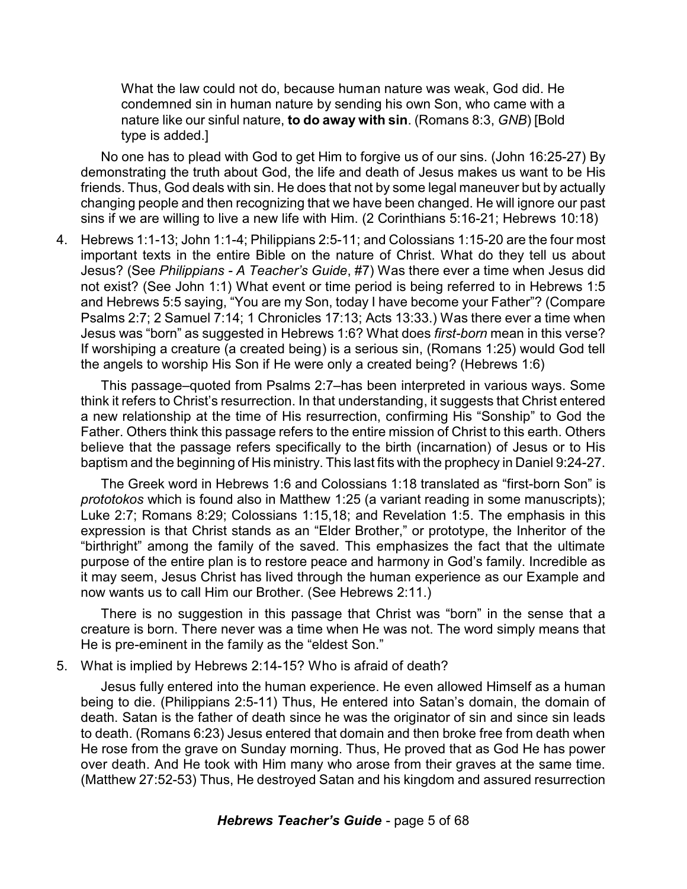> What the law could not do, because human nature was weak, God did. He condemned sin in human nature by sending his own Son, who came with a nature like our sinful nature, **to do away with sin**. (Romans 8:3, *GNB*) [Bold type is added.]

No one has to plead with God to get Him to forgive us of our sins. (John 16:25-27) By demonstrating the truth about God, the life and death of Jesus makes us want to be His friends. Thus, God deals with sin. He does that not by some legal maneuver but by actually changing people and then recognizing that we have been changed. He will ignore our past sins if we are willing to live a new life with Him. (2 Corinthians 5:16-21; Hebrews 10:18)

4. Hebrews 1:1-13; John 1:1-4; Philippians 2:5-11; and Colossians 1:15-20 are the four most important texts in the entire Bible on the nature of Christ. What do they tell us about Jesus? (See *Philippians - A Teacher's Guide*, #7) Was there ever a time when Jesus did not exist? (See John 1:1) What event or time period is being referred to in Hebrews 1:5 and Hebrews 5:5 saying, "You are my Son, today I have become your Father"? (Compare Psalms 2:7; 2 Samuel 7:14; 1 Chronicles 17:13; Acts 13:33.) Was there ever a time when Jesus was "born" as suggested in Hebrews 1:6? What does *first-born* mean in this verse? If worshiping a creature (a created being) is a serious sin, (Romans 1:25) would God tell the angels to worship His Son if He were only a created being? (Hebrews 1:6)

   This passage–quoted from Psalms 2:7–has been interpreted in various ways. Some think it refers to Christ's resurrection. In that understanding, it suggests that Christ entered a new relationship at the time of His resurrection, confirming His "Sonship" to God the Father. Others think this passage refers to the entire mission of Christ to this earth. Others believe that the passage refers specifically to the birth (incarnation) of Jesus or to His baptism and the beginning of His ministry. This last fits with the prophecy in Daniel 9:24-27.

   The Greek word in Hebrews 1:6 and Colossians 1:18 translated as "first-born Son" is *prototokos* which is found also in Matthew 1:25 (a variant reading in some manuscripts); Luke 2:7; Romans 8:29; Colossians 1:15,18; and Revelation 1:5. The emphasis in this expression is that Christ stands as an "Elder Brother," or prototype, the Inheritor of the "birthright" among the family of the saved. This emphasizes the fact that the ultimate purpose of the entire plan is to restore peace and harmony in God's family. Incredible as it may seem, Jesus Christ has lived through the human experience as our Example and now wants us to call Him our Brother. (See Hebrews 2:11.)

   There is no suggestion in this passage that Christ was "born" in the sense that a creature is born. There never was a time when He was not. The word simply means that He is pre-eminent in the family as the "eldest Son."

5. What is implied by Hebrews 2:14-15? Who is afraid of death?

   Jesus fully entered into the human experience. He even allowed Himself as a human being to die. (Philippians 2:5-11) Thus, He entered into Satan's domain, the domain of death. Satan is the father of death since he was the originator of sin and since sin leads to death. (Romans 6:23) Jesus entered that domain and then broke free from death when He rose from the grave on Sunday morning. Thus, He proved that as God He has power over death. And He took with Him many who arose from their graves at the same time. (Matthew 27:52-53) Thus, He destroyed Satan and his kingdom and assured resurrection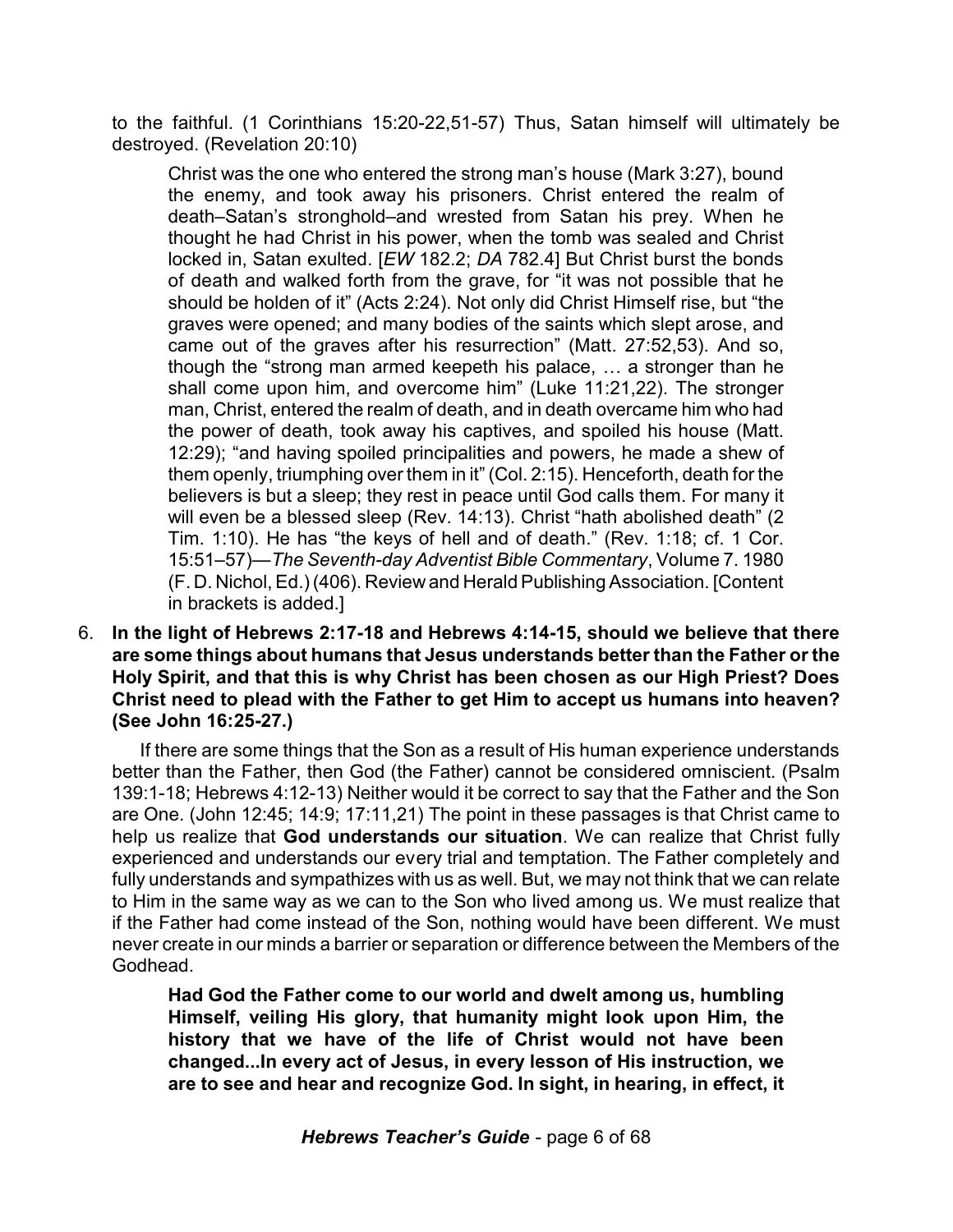to the faithful. (1 Corinthians 15:20-22,51-57) Thus, Satan himself will ultimately be destroyed. (Revelation 20:10)

> Christ was the one who entered the strong man's house (Mark 3:27), bound the enemy, and took away his prisoners. Christ entered the realm of death–Satan's stronghold–and wrested from Satan his prey. When he thought he had Christ in his power, when the tomb was sealed and Christ locked in, Satan exulted. [*EW* 182.2; *DA* 782.4] But Christ burst the bonds of death and walked forth from the grave, for "it was not possible that he should be holden of it" (Acts 2:24). Not only did Christ Himself rise, but "the graves were opened; and many bodies of the saints which slept arose, and came out of the graves after his resurrection" (Matt. 27:52,53). And so, though the "strong man armed keepeth his palace, … a stronger than he shall come upon him, and overcome him" (Luke 11:21,22). The stronger man, Christ, entered the realm of death, and in death overcame him who had the power of death, took away his captives, and spoiled his house (Matt. 12:29); "and having spoiled principalities and powers, he made a shew of them openly, triumphing over them in it" (Col. 2:15). Henceforth, death for the believers is but a sleep; they rest in peace until God calls them. For many it will even be a blessed sleep (Rev. 14:13). Christ "hath abolished death" (2 Tim. 1:10). He has "the keys of hell and of death." (Rev. 1:18; cf. 1 Cor. 15:51–57)—*The Seventh-day Adventist Bible Commentary*, Volume 7. 1980 (F. D. Nichol, Ed.) (406). Review and Herald Publishing Association. [Content in brackets is added.]

6. **In the light of Hebrews 2:17-18 and Hebrews 4:14-15, should we believe that there are some things about humans that Jesus understands better than the Father or the Holy Spirit, and that this is why Christ has been chosen as our High Priest? Does Christ need to plead with the Father to get Him to accept us humans into heaven? (See John 16:25-27.)**

If there are some things that the Son as a result of His human experience understands better than the Father, then God (the Father) cannot be considered omniscient. (Psalm 139:1-18; Hebrews 4:12-13) Neither would it be correct to say that the Father and the Son are One. (John 12:45; 14:9; 17:11,21) The point in these passages is that Christ came to help us realize that **God understands our situation**. We can realize that Christ fully experienced and understands our every trial and temptation. The Father completely and fully understands and sympathizes with us as well. But, we may not think that we can relate to Him in the same way as we can to the Son who lived among us. We must realize that if the Father had come instead of the Son, nothing would have been different. We must never create in our minds a barrier or separation or difference between the Members of the Godhead.

> **Had God the Father come to our world and dwelt among us, humbling Himself, veiling His glory, that humanity might look upon Him, the history that we have of the life of Christ would not have been changed...In every act of Jesus, in every lesson of His instruction, we are to see and hear and recognize God. In sight, in hearing, in effect, it**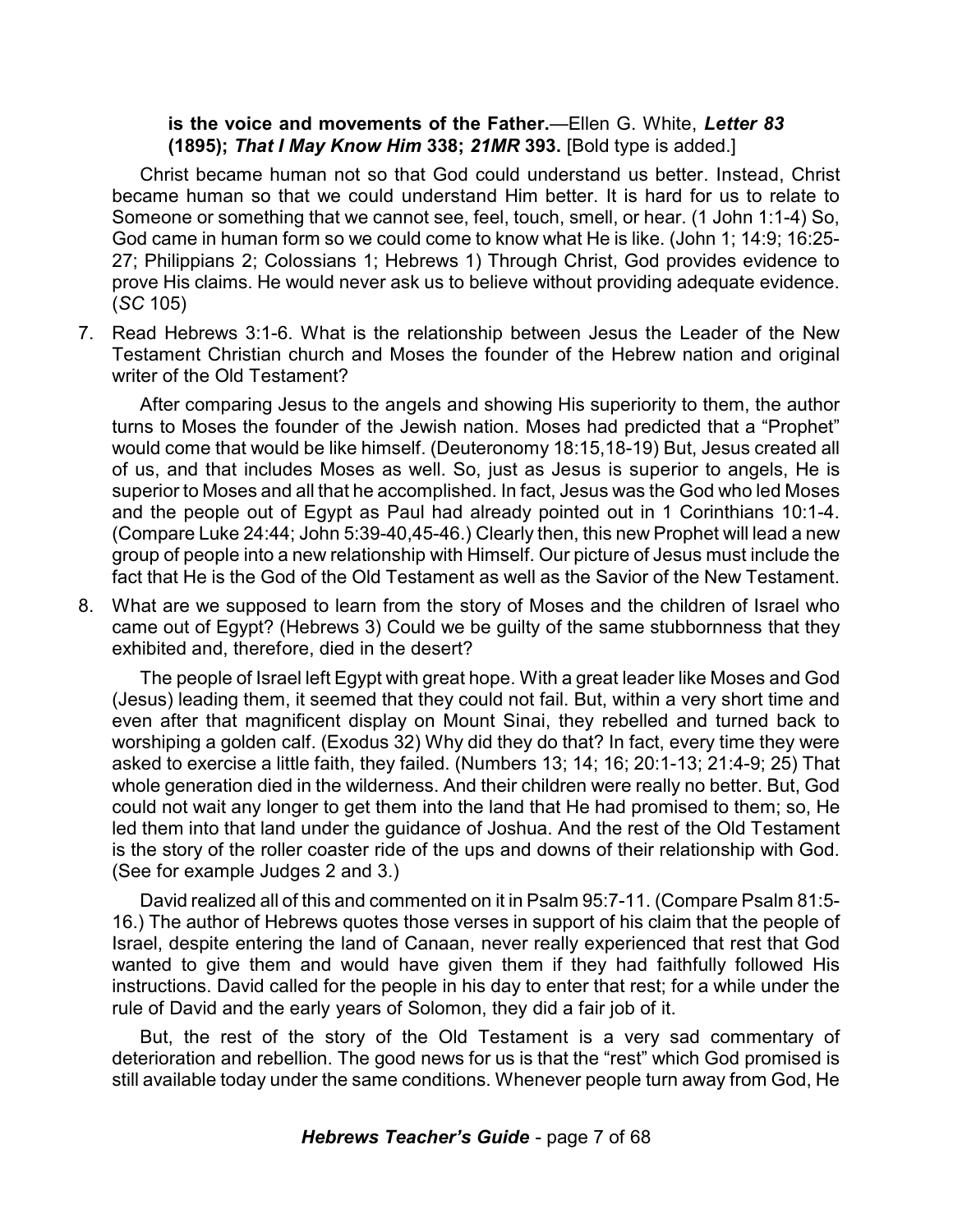**is the voice and movements of the Father.**—Ellen G. White, ***Letter 83* (1895); *That I May Know Him* 338; *21MR* 393.** [Bold type is added.]

Christ became human not so that God could understand us better. Instead, Christ became human so that we could understand Him better. It is hard for us to relate to Someone or something that we cannot see, feel, touch, smell, or hear. (1 John 1:1-4) So, God came in human form so we could come to know what He is like. (John 1; 14:9; 16:25-27; Philippians 2; Colossians 1; Hebrews 1) Through Christ, God provides evidence to prove His claims. He would never ask us to believe without providing adequate evidence. (*SC* 105)

7. Read Hebrews 3:1-6. What is the relationship between Jesus the Leader of the New Testament Christian church and Moses the founder of the Hebrew nation and original writer of the Old Testament?

   After comparing Jesus to the angels and showing His superiority to them, the author turns to Moses the founder of the Jewish nation. Moses had predicted that a "Prophet" would come that would be like himself. (Deuteronomy 18:15,18-19) But, Jesus created all of us, and that includes Moses as well. So, just as Jesus is superior to angels, He is superior to Moses and all that he accomplished. In fact, Jesus was the God who led Moses and the people out of Egypt as Paul had already pointed out in 1 Corinthians 10:1-4. (Compare Luke 24:44; John 5:39-40,45-46.) Clearly then, this new Prophet will lead a new group of people into a new relationship with Himself. Our picture of Jesus must include the fact that He is the God of the Old Testament as well as the Savior of the New Testament.

8. What are we supposed to learn from the story of Moses and the children of Israel who came out of Egypt? (Hebrews 3) Could we be guilty of the same stubbornness that they exhibited and, therefore, died in the desert?

   The people of Israel left Egypt with great hope. With a great leader like Moses and God (Jesus) leading them, it seemed that they could not fail. But, within a very short time and even after that magnificent display on Mount Sinai, they rebelled and turned back to worshiping a golden calf. (Exodus 32) Why did they do that? In fact, every time they were asked to exercise a little faith, they failed. (Numbers 13; 14; 16; 20:1-13; 21:4-9; 25) That whole generation died in the wilderness. And their children were really no better. But, God could not wait any longer to get them into the land that He had promised to them; so, He led them into that land under the guidance of Joshua. And the rest of the Old Testament is the story of the roller coaster ride of the ups and downs of their relationship with God. (See for example Judges 2 and 3.)

   David realized all of this and commented on it in Psalm 95:7-11. (Compare Psalm 81:5-16.) The author of Hebrews quotes those verses in support of his claim that the people of Israel, despite entering the land of Canaan, never really experienced that rest that God wanted to give them and would have given them if they had faithfully followed His instructions. David called for the people in his day to enter that rest; for a while under the rule of David and the early years of Solomon, they did a fair job of it.

   But, the rest of the story of the Old Testament is a very sad commentary of deterioration and rebellion. The good news for us is that the "rest" which God promised is still available today under the same conditions. Whenever people turn away from God, He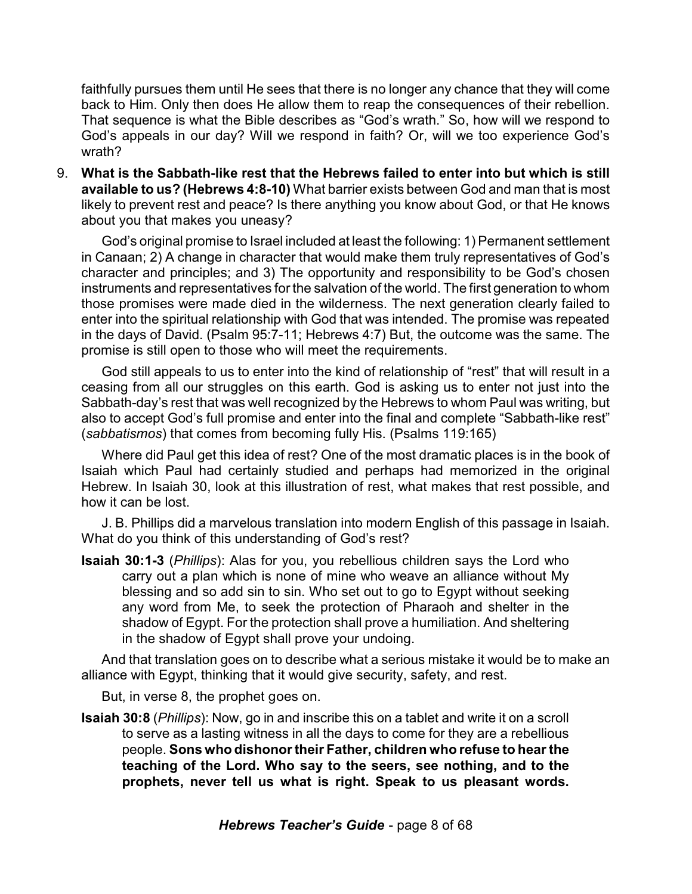faithfully pursues them until He sees that there is no longer any chance that they will come back to Him. Only then does He allow them to reap the consequences of their rebellion. That sequence is what the Bible describes as "God's wrath." So, how will we respond to God's appeals in our day? Will we respond in faith? Or, will we too experience God's wrath?

9. **What is the Sabbath-like rest that the Hebrews failed to enter into but which is still available to us? (Hebrews 4:8-10)** What barrier exists between God and man that is most likely to prevent rest and peace? Is there anything you know about God, or that He knows about you that makes you uneasy?

   God's original promise to Israel included at least the following: 1) Permanent settlement in Canaan; 2) A change in character that would make them truly representatives of God's character and principles; and 3) The opportunity and responsibility to be God's chosen instruments and representatives for the salvation of the world. The first generation to whom those promises were made died in the wilderness. The next generation clearly failed to enter into the spiritual relationship with God that was intended. The promise was repeated in the days of David. (Psalm 95:7-11; Hebrews 4:7) But, the outcome was the same. The promise is still open to those who will meet the requirements.

   God still appeals to us to enter into the kind of relationship of "rest" that will result in a ceasing from all our struggles on this earth. God is asking us to enter not just into the Sabbath-day's rest that was well recognized by the Hebrews to whom Paul was writing, but also to accept God's full promise and enter into the final and complete "Sabbath-like rest" (*sabbatismos*) that comes from becoming fully His. (Psalms 119:165)

   Where did Paul get this idea of rest? One of the most dramatic places is in the book of Isaiah which Paul had certainly studied and perhaps had memorized in the original Hebrew. In Isaiah 30, look at this illustration of rest, what makes that rest possible, and how it can be lost.

   J. B. Phillips did a marvelous translation into modern English of this passage in Isaiah. What do you think of this understanding of God's rest?

**Isaiah 30:1-3** (*Phillips*): Alas for you, you rebellious children says the Lord who carry out a plan which is none of mine who weave an alliance without My blessing and so add sin to sin. Who set out to go to Egypt without seeking any word from Me, to seek the protection of Pharaoh and shelter in the shadow of Egypt. For the protection shall prove a humiliation. And sheltering in the shadow of Egypt shall prove your undoing.

   And that translation goes on to describe what a serious mistake it would be to make an alliance with Egypt, thinking that it would give security, safety, and rest.

   But, in verse 8, the prophet goes on.

**Isaiah 30:8** (*Phillips*): Now, go in and inscribe this on a tablet and write it on a scroll to serve as a lasting witness in all the days to come for they are a rebellious people. **Sons who dishonor their Father, children who refuse to hear the teaching of the Lord. Who say to the seers, see nothing, and to the prophets, never tell us what is right. Speak to us pleasant words.**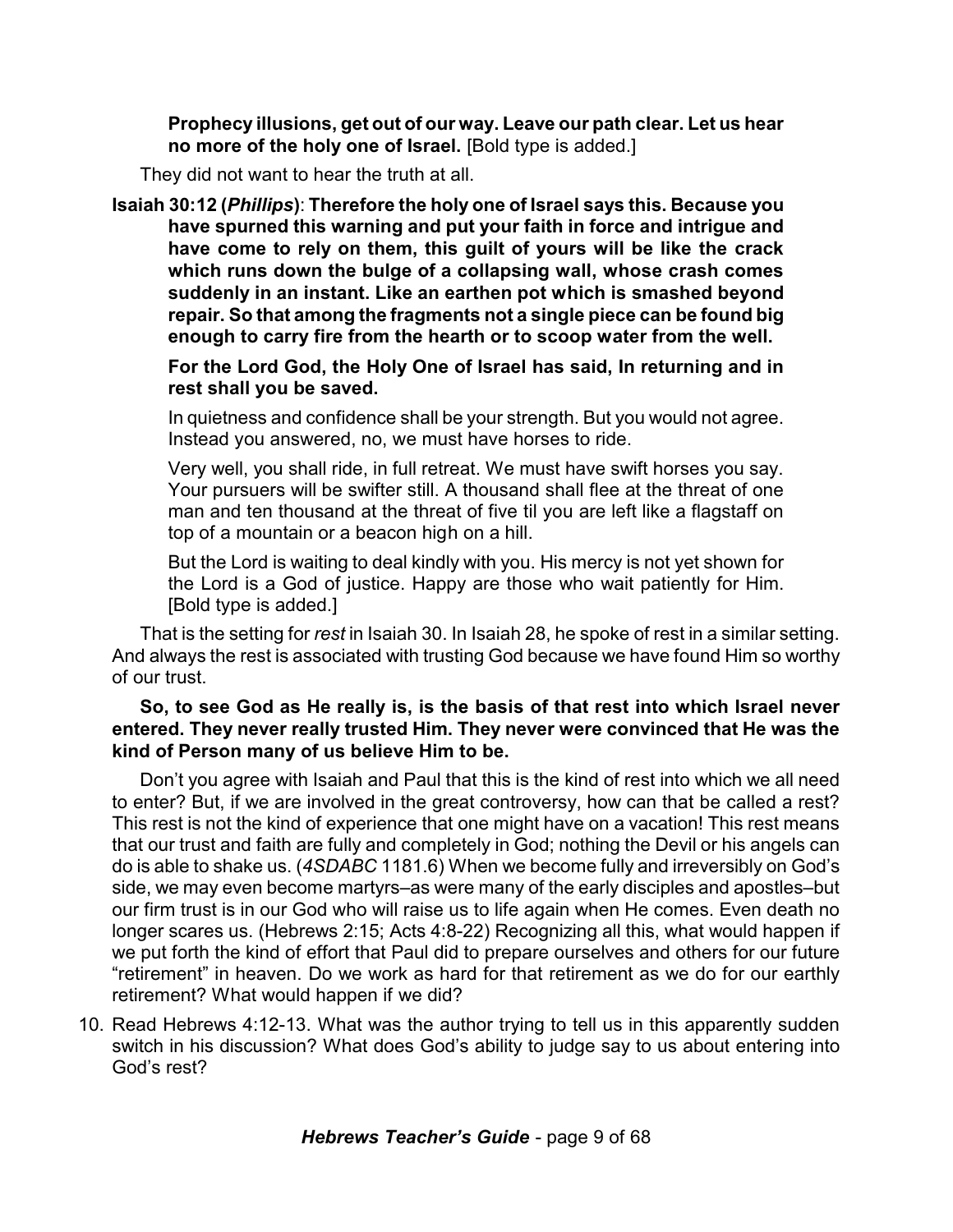**Prophecy illusions, get out of our way. Leave our path clear. Let us hear no more of the holy one of Israel.** [Bold type is added.]

They did not want to hear the truth at all.

**Isaiah 30:12 (*Phillips*)**: **Therefore the holy one of Israel says this. Because you have spurned this warning and put your faith in force and intrigue and have come to rely on them, this guilt of yours will be like the crack which runs down the bulge of a collapsing wall, whose crash comes suddenly in an instant. Like an earthen pot which is smashed beyond repair. So that among the fragments not a single piece can be found big enough to carry fire from the hearth or to scoop water from the well.**

> **For the Lord God, the Holy One of Israel has said, In returning and in rest shall you be saved.**
>
> In quietness and confidence shall be your strength. But you would not agree. Instead you answered, no, we must have horses to ride.
>
> Very well, you shall ride, in full retreat. We must have swift horses you say. Your pursuers will be swifter still. A thousand shall flee at the threat of one man and ten thousand at the threat of five til you are left like a flagstaff on top of a mountain or a beacon high on a hill.
>
> But the Lord is waiting to deal kindly with you. His mercy is not yet shown for the Lord is a God of justice. Happy are those who wait patiently for Him. [Bold type is added.]

That is the setting for *rest* in Isaiah 30. In Isaiah 28, he spoke of rest in a similar setting. And always the rest is associated with trusting God because we have found Him so worthy of our trust.

**So, to see God as He really is, is the basis of that rest into which Israel never entered. They never really trusted Him. They never were convinced that He was the kind of Person many of us believe Him to be.**

Don't you agree with Isaiah and Paul that this is the kind of rest into which we all need to enter? But, if we are involved in the great controversy, how can that be called a rest? This rest is not the kind of experience that one might have on a vacation! This rest means that our trust and faith are fully and completely in God; nothing the Devil or his angels can do is able to shake us. (*4SDABC* 1181.6) When we become fully and irreversibly on God's side, we may even become martyrs–as were many of the early disciples and apostles–but our firm trust is in our God who will raise us to life again when He comes. Even death no longer scares us. (Hebrews 2:15; Acts 4:8-22) Recognizing all this, what would happen if we put forth the kind of effort that Paul did to prepare ourselves and others for our future "retirement" in heaven. Do we work as hard for that retirement as we do for our earthly retirement? What would happen if we did?

10. Read Hebrews 4:12-13. What was the author trying to tell us in this apparently sudden switch in his discussion? What does God's ability to judge say to us about entering into God's rest?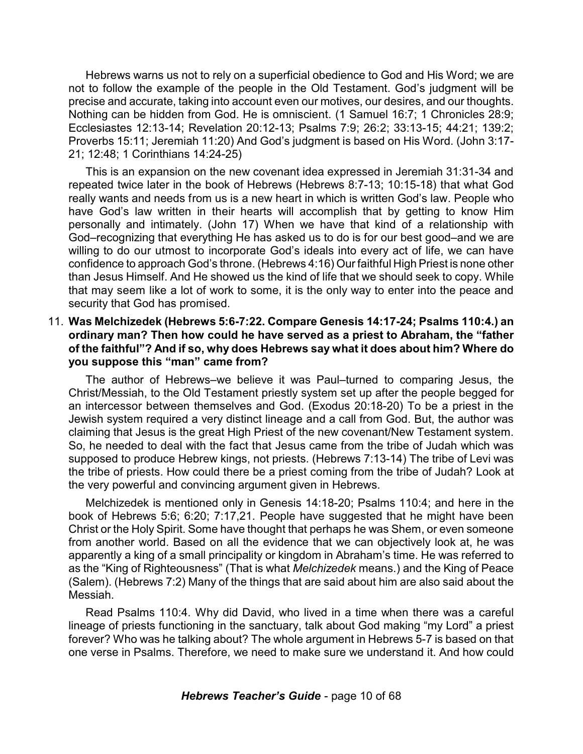Hebrews warns us not to rely on a superficial obedience to God and His Word; we are not to follow the example of the people in the Old Testament. God's judgment will be precise and accurate, taking into account even our motives, our desires, and our thoughts. Nothing can be hidden from God. He is omniscient. (1 Samuel 16:7; 1 Chronicles 28:9; Ecclesiastes 12:13-14; Revelation 20:12-13; Psalms 7:9; 26:2; 33:13-15; 44:21; 139:2; Proverbs 15:11; Jeremiah 11:20) And God's judgment is based on His Word. (John 3:17-21; 12:48; 1 Corinthians 14:24-25)

This is an expansion on the new covenant idea expressed in Jeremiah 31:31-34 and repeated twice later in the book of Hebrews (Hebrews 8:7-13; 10:15-18) that what God really wants and needs from us is a new heart in which is written God's law. People who have God's law written in their hearts will accomplish that by getting to know Him personally and intimately. (John 17) When we have that kind of a relationship with God–recognizing that everything He has asked us to do is for our best good–and we are willing to do our utmost to incorporate God's ideals into every act of life, we can have confidence to approach God's throne. (Hebrews 4:16) Our faithful High Priest is none other than Jesus Himself. And He showed us the kind of life that we should seek to copy. While that may seem like a lot of work to some, it is the only way to enter into the peace and security that God has promised.

11. **Was Melchizedek (Hebrews 5:6-7:22. Compare Genesis 14:17-24; Psalms 110:4.) an ordinary man? Then how could he have served as a priest to Abraham, the "father of the faithful"? And if so, why does Hebrews say what it does about him? Where do you suppose this "man" came from?**

The author of Hebrews–we believe it was Paul–turned to comparing Jesus, the Christ/Messiah, to the Old Testament priestly system set up after the people begged for an intercessor between themselves and God. (Exodus 20:18-20) To be a priest in the Jewish system required a very distinct lineage and a call from God. But, the author was claiming that Jesus is the great High Priest of the new covenant/New Testament system. So, he needed to deal with the fact that Jesus came from the tribe of Judah which was supposed to produce Hebrew kings, not priests. (Hebrews 7:13-14) The tribe of Levi was the tribe of priests. How could there be a priest coming from the tribe of Judah? Look at the very powerful and convincing argument given in Hebrews.

Melchizedek is mentioned only in Genesis 14:18-20; Psalms 110:4; and here in the book of Hebrews 5:6; 6:20; 7:17,21. People have suggested that he might have been Christ or the Holy Spirit. Some have thought that perhaps he was Shem, or even someone from another world. Based on all the evidence that we can objectively look at, he was apparently a king of a small principality or kingdom in Abraham's time. He was referred to as the "King of Righteousness" (That is what *Melchizedek* means.) and the King of Peace (Salem). (Hebrews 7:2) Many of the things that are said about him are also said about the Messiah.

Read Psalms 110:4. Why did David, who lived in a time when there was a careful lineage of priests functioning in the sanctuary, talk about God making "my Lord" a priest forever? Who was he talking about? The whole argument in Hebrews 5-7 is based on that one verse in Psalms. Therefore, we need to make sure we understand it. And how could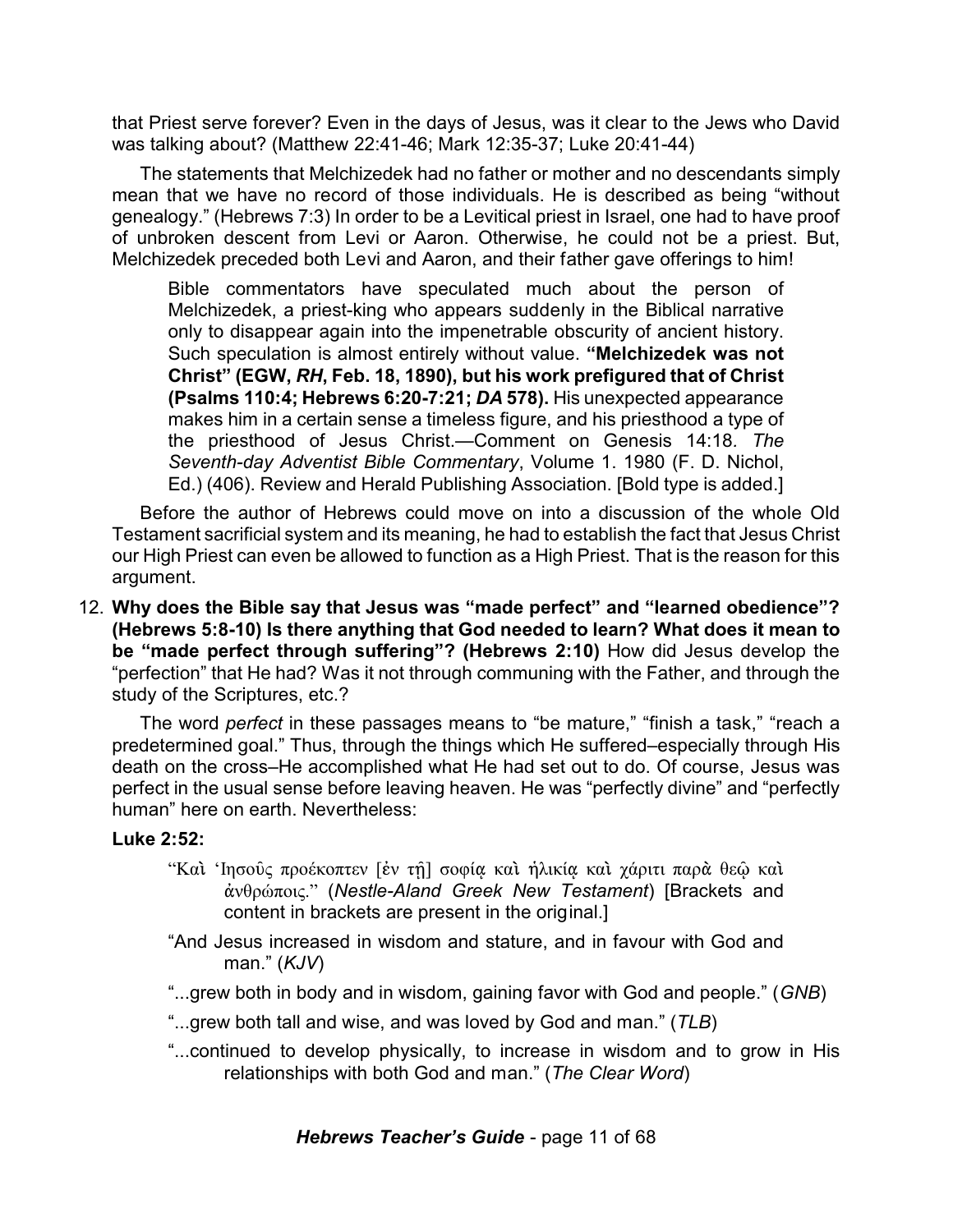that Priest serve forever? Even in the days of Jesus, was it clear to the Jews who David was talking about? (Matthew 22:41-46; Mark 12:35-37; Luke 20:41-44)

The statements that Melchizedek had no father or mother and no descendants simply mean that we have no record of those individuals. He is described as being "without genealogy." (Hebrews 7:3) In order to be a Levitical priest in Israel, one had to have proof of unbroken descent from Levi or Aaron. Otherwise, he could not be a priest. But, Melchizedek preceded both Levi and Aaron, and their father gave offerings to him!

> Bible commentators have speculated much about the person of Melchizedek, a priest-king who appears suddenly in the Biblical narrative only to disappear again into the impenetrable obscurity of ancient history. Such speculation is almost entirely without value. **"Melchizedek was not Christ" (EGW, *RH*, Feb. 18, 1890), but his work prefigured that of Christ (Psalms 110:4; Hebrews 6:20-7:21; *DA* 578).** His unexpected appearance makes him in a certain sense a timeless figure, and his priesthood a type of the priesthood of Jesus Christ.—Comment on Genesis 14:18. *The Seventh-day Adventist Bible Commentary*, Volume 1. 1980 (F. D. Nichol, Ed.) (406). Review and Herald Publishing Association. [Bold type is added.]

Before the author of Hebrews could move on into a discussion of the whole Old Testament sacrificial system and its meaning, he had to establish the fact that Jesus Christ our High Priest can even be allowed to function as a High Priest. That is the reason for this argument.

12. **Why does the Bible say that Jesus was "made perfect" and "learned obedience"? (Hebrews 5:8-10) Is there anything that God needed to learn? What does it mean to be "made perfect through suffering"? (Hebrews 2:10)** How did Jesus develop the "perfection" that He had? Was it not through communing with the Father, and through the study of the Scriptures, etc.?

The word *perfect* in these passages means to "be mature," "finish a task," "reach a predetermined goal." Thus, through the things which He suffered–especially through His death on the cross–He accomplished what He had set out to do. Of course, Jesus was perfect in the usual sense before leaving heaven. He was "perfectly divine" and "perfectly human" here on earth. Nevertheless:

**Luke 2:52:**

> "Καὶ Ἰησοῦς προέκοπτεν [ἐν τῇ] σοφίᾳ καὶ ἡλικίᾳ καὶ χάριτι παρὰ θεῷ καὶ ἀνθρώποις." (*Nestle-Aland Greek New Testament*) [Brackets and content in brackets are present in the original.]
>
> "And Jesus increased in wisdom and stature, and in favour with God and man." (*KJV*)
>
> "...grew both in body and in wisdom, gaining favor with God and people." (*GNB*)
>
> "...grew both tall and wise, and was loved by God and man." (*TLB*)
>
> "...continued to develop physically, to increase in wisdom and to grow in His relationships with both God and man." (*The Clear Word*)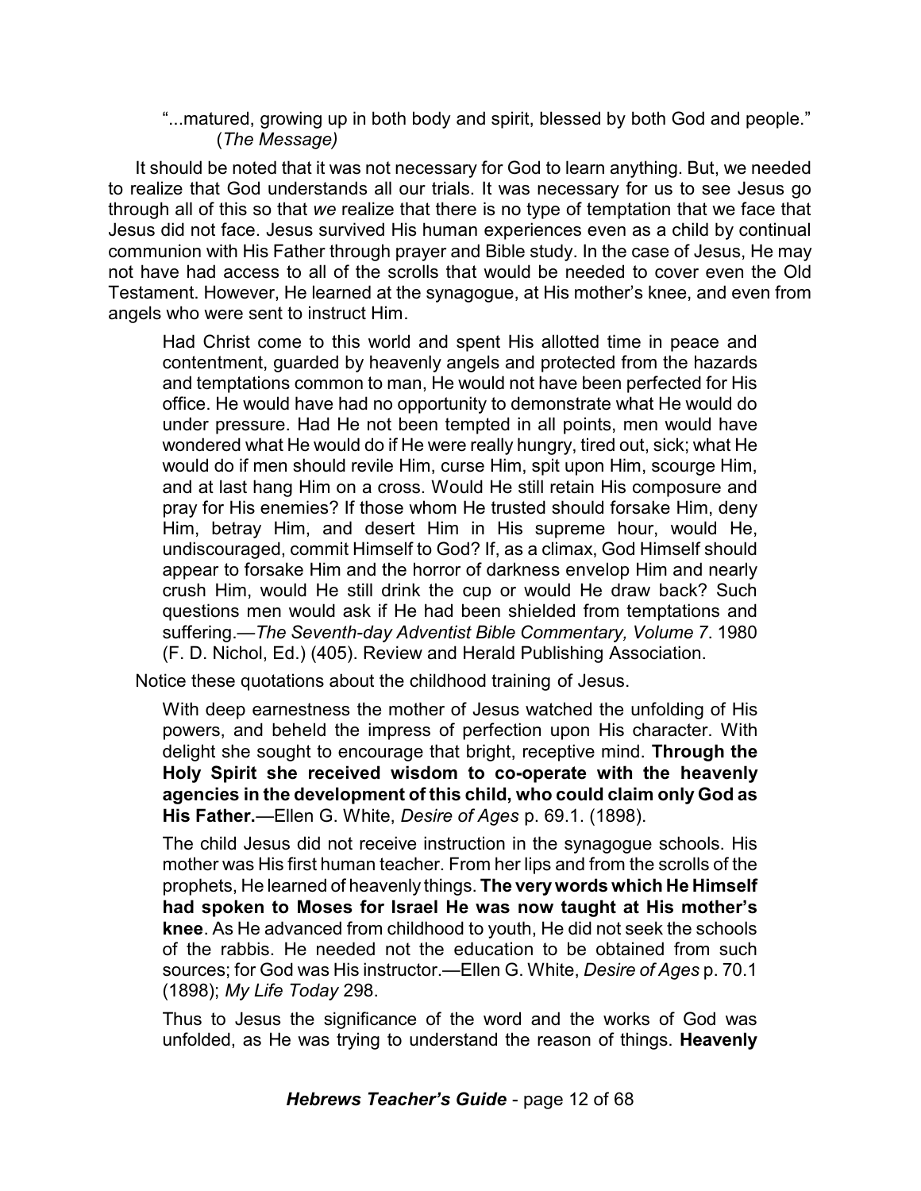"...matured, growing up in both body and spirit, blessed by both God and people." (*The Message)*

It should be noted that it was not necessary for God to learn anything. But, we needed to realize that God understands all our trials. It was necessary for us to see Jesus go through all of this so that *we* realize that there is no type of temptation that we face that Jesus did not face. Jesus survived His human experiences even as a child by continual communion with His Father through prayer and Bible study. In the case of Jesus, He may not have had access to all of the scrolls that would be needed to cover even the Old Testament. However, He learned at the synagogue, at His mother's knee, and even from angels who were sent to instruct Him.

> Had Christ come to this world and spent His allotted time in peace and contentment, guarded by heavenly angels and protected from the hazards and temptations common to man, He would not have been perfected for His office. He would have had no opportunity to demonstrate what He would do under pressure. Had He not been tempted in all points, men would have wondered what He would do if He were really hungry, tired out, sick; what He would do if men should revile Him, curse Him, spit upon Him, scourge Him, and at last hang Him on a cross. Would He still retain His composure and pray for His enemies? If those whom He trusted should forsake Him, deny Him, betray Him, and desert Him in His supreme hour, would He, undiscouraged, commit Himself to God? If, as a climax, God Himself should appear to forsake Him and the horror of darkness envelop Him and nearly crush Him, would He still drink the cup or would He draw back? Such questions men would ask if He had been shielded from temptations and suffering.—*The Seventh-day Adventist Bible Commentary, Volume 7*. 1980 (F. D. Nichol, Ed.) (405). Review and Herald Publishing Association.

Notice these quotations about the childhood training of Jesus.

> With deep earnestness the mother of Jesus watched the unfolding of His powers, and beheld the impress of perfection upon His character. With delight she sought to encourage that bright, receptive mind. **Through the Holy Spirit she received wisdom to co-operate with the heavenly agencies in the development of this child, who could claim only God as His Father.**—Ellen G. White, *Desire of Ages* p. 69.1. (1898).

> The child Jesus did not receive instruction in the synagogue schools. His mother was His first human teacher. From her lips and from the scrolls of the prophets, He learned of heavenly things. **The very words which He Himself had spoken to Moses for Israel He was now taught at His mother's knee**. As He advanced from childhood to youth, He did not seek the schools of the rabbis. He needed not the education to be obtained from such sources; for God was His instructor.—Ellen G. White, *Desire of Ages* p. 70.1 (1898); *My Life Today* 298.

> Thus to Jesus the significance of the word and the works of God was unfolded, as He was trying to understand the reason of things. **Heavenly**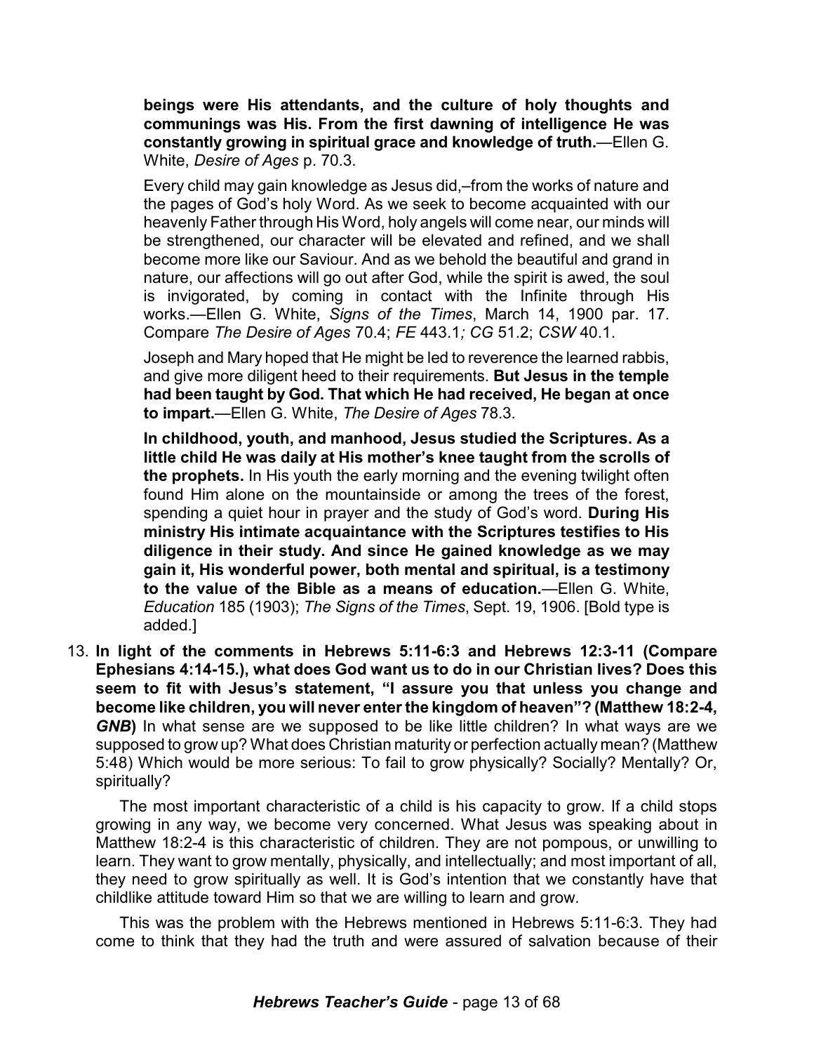**beings were His attendants, and the culture of holy thoughts and communings was His. From the first dawning of intelligence He was constantly growing in spiritual grace and knowledge of truth.**—Ellen G. White, *Desire of Ages* p. 70.3.

Every child may gain knowledge as Jesus did,–from the works of nature and the pages of God's holy Word. As we seek to become acquainted with our heavenly Father through His Word, holy angels will come near, our minds will be strengthened, our character will be elevated and refined, and we shall become more like our Saviour. And as we behold the beautiful and grand in nature, our affections will go out after God, while the spirit is awed, the soul is invigorated, by coming in contact with the Infinite through His works.—Ellen G. White, *Signs of the Times*, March 14, 1900 par. 17. Compare *The Desire of Ages* 70.4; *FE* 443.1*; CG* 51.2; *CSW* 40.1.

Joseph and Mary hoped that He might be led to reverence the learned rabbis, and give more diligent heed to their requirements. **But Jesus in the temple had been taught by God. That which He had received, He began at once to impart.**—Ellen G. White, *The Desire of Ages* 78.3.

**In childhood, youth, and manhood, Jesus studied the Scriptures. As a little child He was daily at His mother's knee taught from the scrolls of the prophets.** In His youth the early morning and the evening twilight often found Him alone on the mountainside or among the trees of the forest, spending a quiet hour in prayer and the study of God's word. **During His ministry His intimate acquaintance with the Scriptures testifies to His diligence in their study. And since He gained knowledge as we may gain it, His wonderful power, both mental and spiritual, is a testimony to the value of the Bible as a means of education.**—Ellen G. White, *Education* 185 (1903); *The Signs of the Times*, Sept. 19, 1906. [Bold type is added.]

13. **In light of the comments in Hebrews 5:11-6:3 and Hebrews 12:3-11 (Compare Ephesians 4:14-15.), what does God want us to do in our Christian lives? Does this seem to fit with Jesus's statement, "I assure you that unless you change and become like children, you will never enter the kingdom of heaven"? (Matthew 18:2-4, *GNB*)** In what sense are we supposed to be like little children? In what ways are we supposed to grow up? What does Christian maturity or perfection actually mean? (Matthew 5:48) Which would be more serious: To fail to grow physically? Socially? Mentally? Or, spiritually?

The most important characteristic of a child is his capacity to grow. If a child stops growing in any way, we become very concerned. What Jesus was speaking about in Matthew 18:2-4 is this characteristic of children. They are not pompous, or unwilling to learn. They want to grow mentally, physically, and intellectually; and most important of all, they need to grow spiritually as well. It is God's intention that we constantly have that childlike attitude toward Him so that we are willing to learn and grow.

This was the problem with the Hebrews mentioned in Hebrews 5:11-6:3. They had come to think that they had the truth and were assured of salvation because of their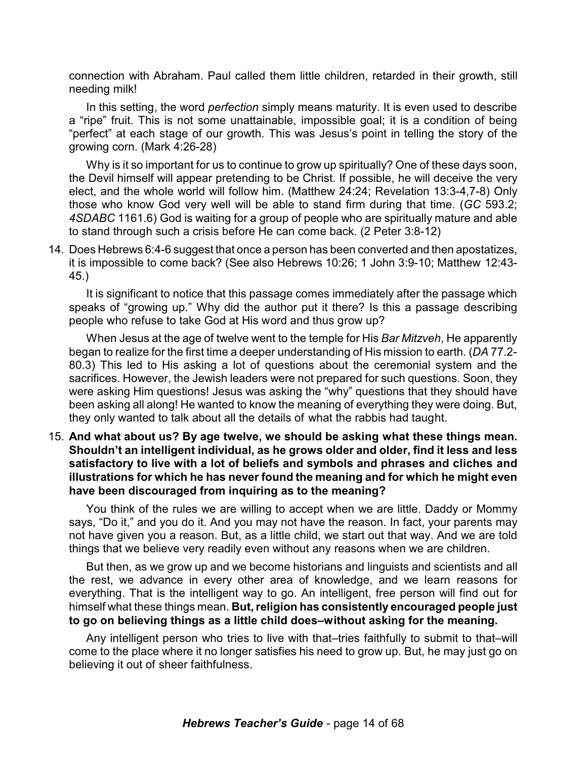connection with Abraham. Paul called them little children, retarded in their growth, still needing milk!

In this setting, the word *perfection* simply means maturity. It is even used to describe a "ripe" fruit. This is not some unattainable, impossible goal; it is a condition of being "perfect" at each stage of our growth. This was Jesus's point in telling the story of the growing corn. (Mark 4:26-28)

Why is it so important for us to continue to grow up spiritually? One of these days soon, the Devil himself will appear pretending to be Christ. If possible, he will deceive the very elect, and the whole world will follow him. (Matthew 24:24; Revelation 13:3-4,7-8) Only those who know God very well will be able to stand firm during that time. (*GC* 593.2; *4SDABC* 1161.6) God is waiting for a group of people who are spiritually mature and able to stand through such a crisis before He can come back. (2 Peter 3:8-12)

14. Does Hebrews 6:4-6 suggest that once a person has been converted and then apostatizes, it is impossible to come back? (See also Hebrews 10:26; 1 John 3:9-10; Matthew 12:43-45.)

    It is significant to notice that this passage comes immediately after the passage which speaks of "growing up." Why did the author put it there? Is this a passage describing people who refuse to take God at His word and thus grow up?

    When Jesus at the age of twelve went to the temple for His *Bar Mitzveh*, He apparently began to realize for the first time a deeper understanding of His mission to earth. (*DA* 77.2-80.3) This led to His asking a lot of questions about the ceremonial system and the sacrifices. However, the Jewish leaders were not prepared for such questions. Soon, they were asking Him questions! Jesus was asking the "why" questions that they should have been asking all along! He wanted to know the meaning of everything they were doing. But, they only wanted to talk about all the details of what the rabbis had taught.

15. **And what about us? By age twelve, we should be asking what these things mean. Shouldn't an intelligent individual, as he grows older and older, find it less and less satisfactory to live with a lot of beliefs and symbols and phrases and cliches and illustrations for which he has never found the meaning and for which he might even have been discouraged from inquiring as to the meaning?**

    You think of the rules we are willing to accept when we are little. Daddy or Mommy says, "Do it," and you do it. And you may not have the reason. In fact, your parents may not have given you a reason. But, as a little child, we start out that way. And we are told things that we believe very readily even without any reasons when we are children.

    But then, as we grow up and we become historians and linguists and scientists and all the rest, we advance in every other area of knowledge, and we learn reasons for everything. That is the intelligent way to go. An intelligent, free person will find out for himself what these things mean. **But, religion has consistently encouraged people just to go on believing things as a little child does–without asking for the meaning.**

    Any intelligent person who tries to live with that–tries faithfully to submit to that–will come to the place where it no longer satisfies his need to grow up. But, he may just go on believing it out of sheer faithfulness.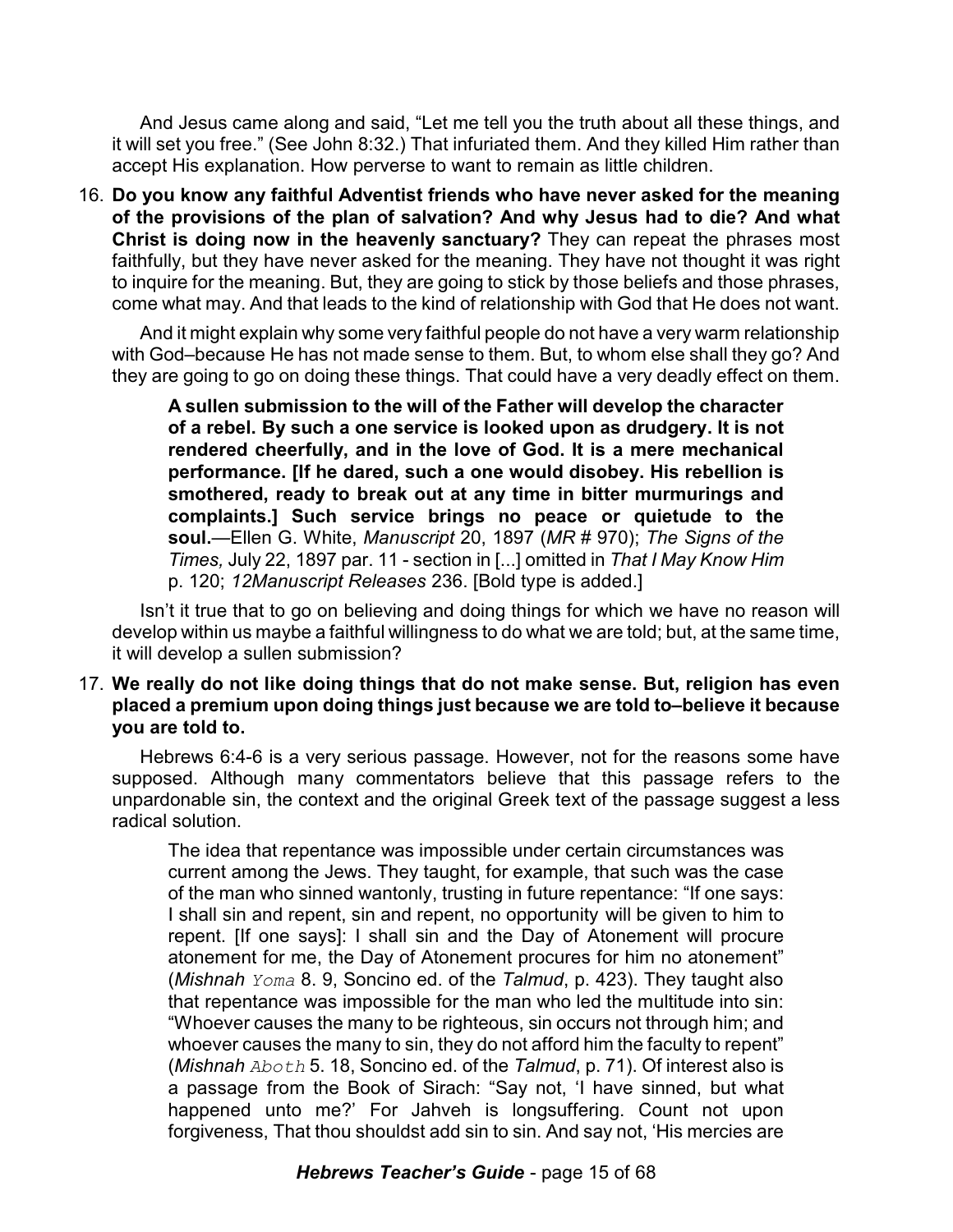And Jesus came along and said, "Let me tell you the truth about all these things, and it will set you free." (See John 8:32.) That infuriated them. And they killed Him rather than accept His explanation. How perverse to want to remain as little children.

16. **Do you know any faithful Adventist friends who have never asked for the meaning of the provisions of the plan of salvation? And why Jesus had to die? And what Christ is doing now in the heavenly sanctuary?** They can repeat the phrases most faithfully, but they have never asked for the meaning. They have not thought it was right to inquire for the meaning. But, they are going to stick by those beliefs and those phrases, come what may. And that leads to the kind of relationship with God that He does not want.

    And it might explain why some very faithful people do not have a very warm relationship with God–because He has not made sense to them. But, to whom else shall they go? And they are going to go on doing these things. That could have a very deadly effect on them.

    > **A sullen submission to the will of the Father will develop the character of a rebel. By such a one service is looked upon as drudgery. It is not rendered cheerfully, and in the love of God. It is a mere mechanical performance. [If he dared, such a one would disobey. His rebellion is smothered, ready to break out at any time in bitter murmurings and complaints.] Such service brings no peace or quietude to the soul.**—Ellen G. White, *Manuscript* 20, 1897 (*MR* # 970); *The Signs of the Times,* July 22, 1897 par. 11 - section in [...] omitted in *That I May Know Him* p. 120; *12Manuscript Releases* 236. [Bold type is added.]

    Isn't it true that to go on believing and doing things for which we have no reason will develop within us maybe a faithful willingness to do what we are told; but, at the same time, it will develop a sullen submission?

17. **We really do not like doing things that do not make sense. But, religion has even placed a premium upon doing things just because we are told to–believe it because you are told to.**

    Hebrews 6:4-6 is a very serious passage. However, not for the reasons some have supposed. Although many commentators believe that this passage refers to the unpardonable sin, the context and the original Greek text of the passage suggest a less radical solution.

    > The idea that repentance was impossible under certain circumstances was current among the Jews. They taught, for example, that such was the case of the man who sinned wantonly, trusting in future repentance: "If one says: I shall sin and repent, sin and repent, no opportunity will be given to him to repent. [If one says]: I shall sin and the Day of Atonement will procure atonement for me, the Day of Atonement procures for him no atonement" (*Mishnah Yoma* 8. 9, Soncino ed. of the *Talmud*, p. 423). They taught also that repentance was impossible for the man who led the multitude into sin: "Whoever causes the many to be righteous, sin occurs not through him; and whoever causes the many to sin, they do not afford him the faculty to repent" (*Mishnah Aboth* 5. 18, Soncino ed. of the *Talmud*, p. 71). Of interest also is a passage from the Book of Sirach: "Say not, 'I have sinned, but what happened unto me?' For Jahveh is longsuffering. Count not upon forgiveness, That thou shouldst add sin to sin. And say not, 'His mercies are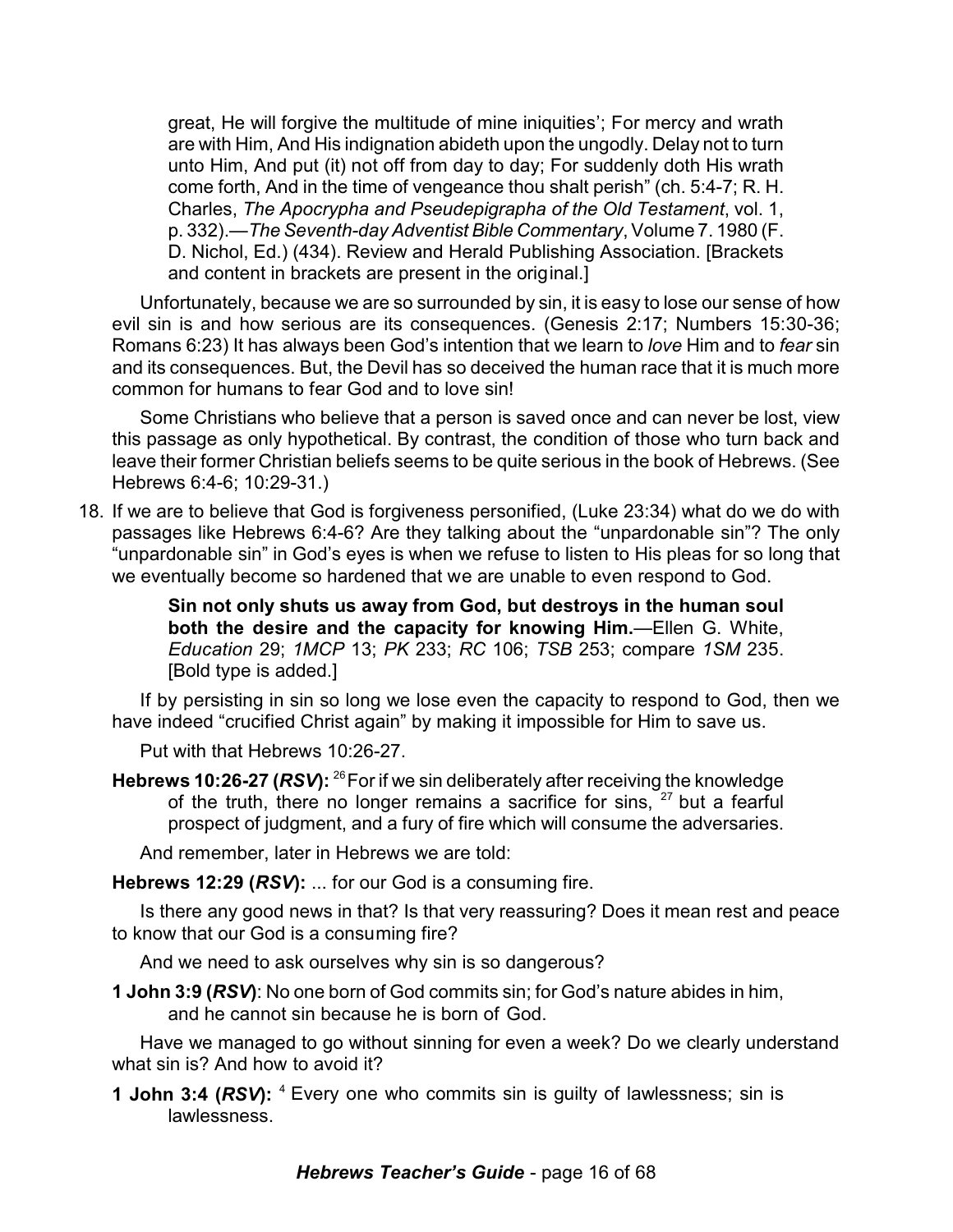> great, He will forgive the multitude of mine iniquities'; For mercy and wrath are with Him, And His indignation abideth upon the ungodly. Delay not to turn unto Him, And put (it) not off from day to day; For suddenly doth His wrath come forth, And in the time of vengeance thou shalt perish" (ch. 5:4-7; R. H. Charles, *The Apocrypha and Pseudepigrapha of the Old Testament*, vol. 1, p. 332).—*The Seventh-day Adventist Bible Commentary*, Volume 7. 1980 (F. D. Nichol, Ed.) (434). Review and Herald Publishing Association. [Brackets and content in brackets are present in the original.]

Unfortunately, because we are so surrounded by sin, it is easy to lose our sense of how evil sin is and how serious are its consequences. (Genesis 2:17; Numbers 15:30-36; Romans 6:23) It has always been God's intention that we learn to *love* Him and to *fear* sin and its consequences. But, the Devil has so deceived the human race that it is much more common for humans to fear God and to love sin!

Some Christians who believe that a person is saved once and can never be lost, view this passage as only hypothetical. By contrast, the condition of those who turn back and leave their former Christian beliefs seems to be quite serious in the book of Hebrews. (See Hebrews 6:4-6; 10:29-31.)

18. If we are to believe that God is forgiveness personified, (Luke 23:34) what do we do with passages like Hebrews 6:4-6? Are they talking about the "unpardonable sin"? The only "unpardonable sin" in God's eyes is when we refuse to listen to His pleas for so long that we eventually become so hardened that we are unable to even respond to God.

> **Sin not only shuts us away from God, but destroys in the human soul both the desire and the capacity for knowing Him.**—Ellen G. White, *Education* 29; *1MCP* 13; *PK* 233; *RC* 106; *TSB* 253; compare *1SM* 235. [Bold type is added.]

If by persisting in sin so long we lose even the capacity to respond to God, then we have indeed "crucified Christ again" by making it impossible for Him to save us.

Put with that Hebrews 10:26-27.

**Hebrews 10:26-27 (*RSV*):** [26] For if we sin deliberately after receiving the knowledge of the truth, there no longer remains a sacrifice for sins, [27] but a fearful prospect of judgment, and a fury of fire which will consume the adversaries.

And remember, later in Hebrews we are told:

**Hebrews 12:29 (*RSV*):** ... for our God is a consuming fire.

Is there any good news in that? Is that very reassuring? Does it mean rest and peace to know that our God is a consuming fire?

And we need to ask ourselves why sin is so dangerous?

**1 John 3:9 (*RSV*)**: No one born of God commits sin; for God's nature abides in him, and he cannot sin because he is born of God.

Have we managed to go without sinning for even a week? Do we clearly understand what sin is? And how to avoid it?

**1 John 3:4 (*RSV*):** [4] Every one who commits sin is guilty of lawlessness; sin is lawlessness.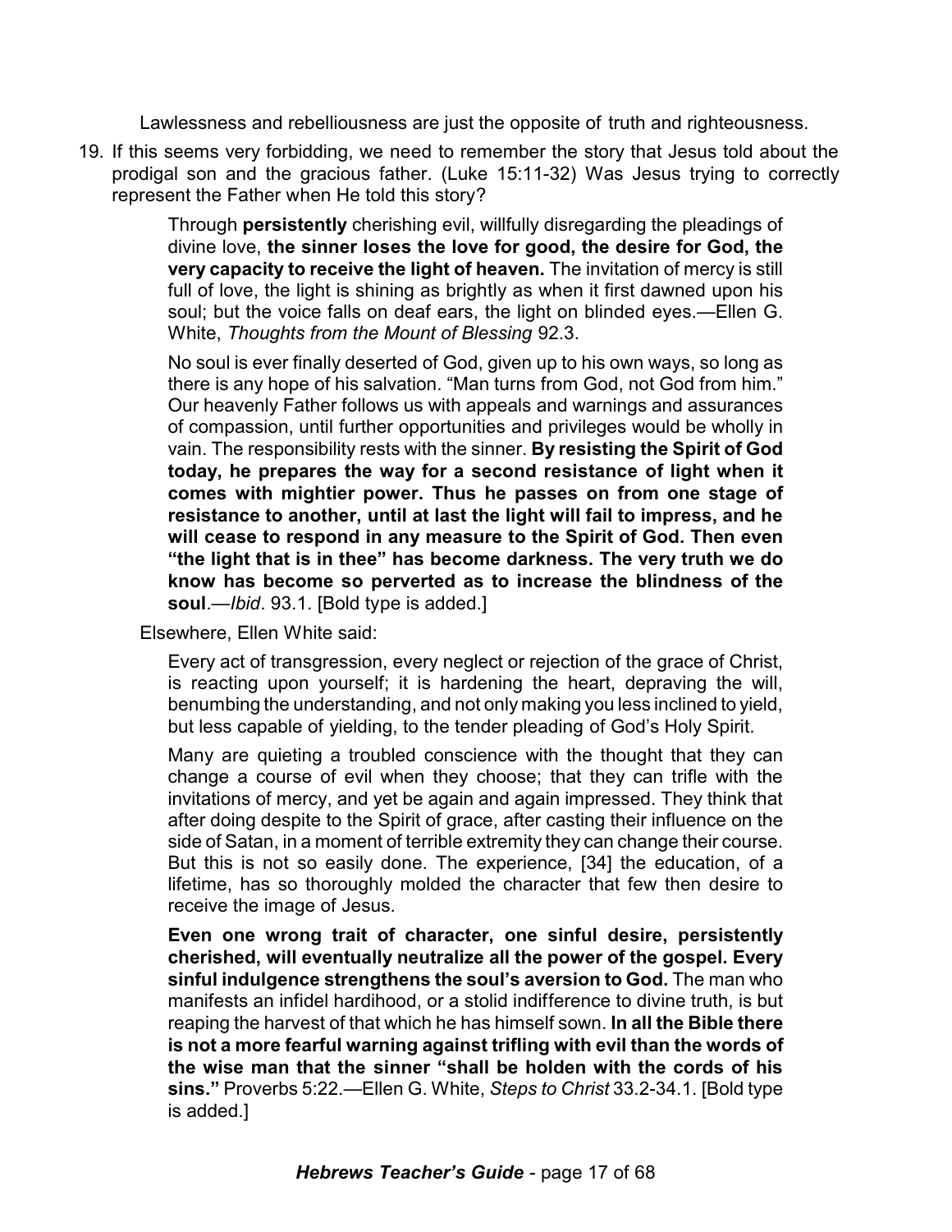Lawlessness and rebelliousness are just the opposite of truth and righteousness.

19. If this seems very forbidding, we need to remember the story that Jesus told about the prodigal son and the gracious father. (Luke 15:11-32) Was Jesus trying to correctly represent the Father when He told this story?

> Through **persistently** cherishing evil, willfully disregarding the pleadings of divine love, **the sinner loses the love for good, the desire for God, the very capacity to receive the light of heaven.** The invitation of mercy is still full of love, the light is shining as brightly as when it first dawned upon his soul; but the voice falls on deaf ears, the light on blinded eyes.—Ellen G. White, *Thoughts from the Mount of Blessing* 92.3.
>
> No soul is ever finally deserted of God, given up to his own ways, so long as there is any hope of his salvation. "Man turns from God, not God from him." Our heavenly Father follows us with appeals and warnings and assurances of compassion, until further opportunities and privileges would be wholly in vain. The responsibility rests with the sinner. **By resisting the Spirit of God today, he prepares the way for a second resistance of light when it comes with mightier power. Thus he passes on from one stage of resistance to another, until at last the light will fail to impress, and he will cease to respond in any measure to the Spirit of God. Then even "the light that is in thee" has become darkness. The very truth we do know has become so perverted as to increase the blindness of the soul**.—*Ibid*. 93.1. [Bold type is added.]

Elsewhere, Ellen White said:

> Every act of transgression, every neglect or rejection of the grace of Christ, is reacting upon yourself; it is hardening the heart, depraving the will, benumbing the understanding, and not only making you less inclined to yield, but less capable of yielding, to the tender pleading of God's Holy Spirit.
>
> Many are quieting a troubled conscience with the thought that they can change a course of evil when they choose; that they can trifle with the invitations of mercy, and yet be again and again impressed. They think that after doing despite to the Spirit of grace, after casting their influence on the side of Satan, in a moment of terrible extremity they can change their course. But this is not so easily done. The experience, [34] the education, of a lifetime, has so thoroughly molded the character that few then desire to receive the image of Jesus.
>
> **Even one wrong trait of character, one sinful desire, persistently cherished, will eventually neutralize all the power of the gospel. Every sinful indulgence strengthens the soul's aversion to God.** The man who manifests an infidel hardihood, or a stolid indifference to divine truth, is but reaping the harvest of that which he has himself sown. **In all the Bible there is not a more fearful warning against trifling with evil than the words of the wise man that the sinner "shall be holden with the cords of his sins."** Proverbs 5:22.—Ellen G. White, *Steps to Christ* 33.2-34.1. [Bold type is added.]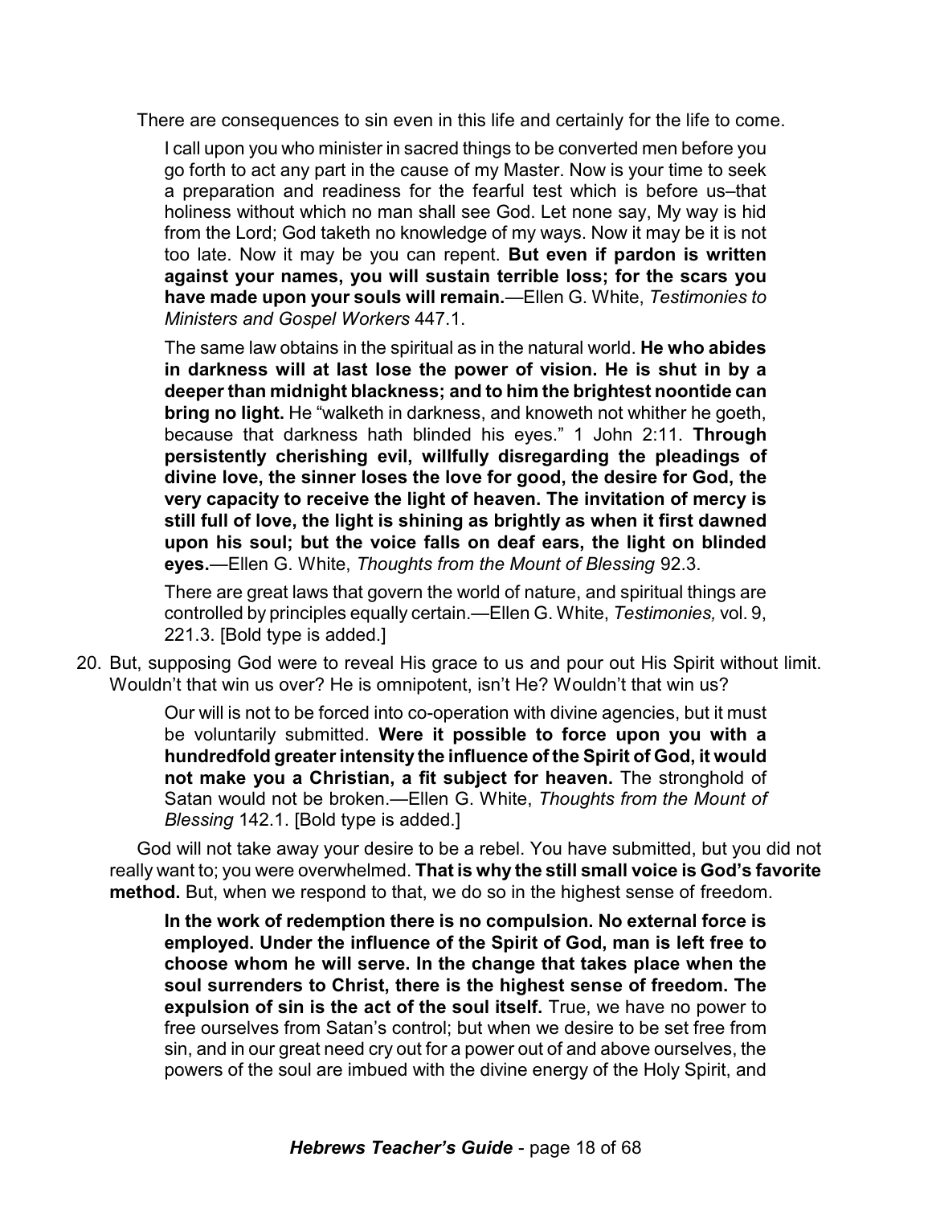There are consequences to sin even in this life and certainly for the life to come.

> I call upon you who minister in sacred things to be converted men before you go forth to act any part in the cause of my Master. Now is your time to seek a preparation and readiness for the fearful test which is before us–that holiness without which no man shall see God. Let none say, My way is hid from the Lord; God taketh no knowledge of my ways. Now it may be it is not too late. Now it may be you can repent. **But even if pardon is written against your names, you will sustain terrible loss; for the scars you have made upon your souls will remain.**—Ellen G. White, *Testimonies to Ministers and Gospel Workers* 447.1.
>
> The same law obtains in the spiritual as in the natural world. **He who abides in darkness will at last lose the power of vision. He is shut in by a deeper than midnight blackness; and to him the brightest noontide can bring no light.** He "walketh in darkness, and knoweth not whither he goeth, because that darkness hath blinded his eyes." 1 John 2:11. **Through persistently cherishing evil, willfully disregarding the pleadings of divine love, the sinner loses the love for good, the desire for God, the very capacity to receive the light of heaven. The invitation of mercy is still full of love, the light is shining as brightly as when it first dawned upon his soul; but the voice falls on deaf ears, the light on blinded eyes.**—Ellen G. White, *Thoughts from the Mount of Blessing* 92.3.
>
> There are great laws that govern the world of nature, and spiritual things are controlled by principles equally certain.—Ellen G. White, *Testimonies,* vol. 9, 221.3. [Bold type is added.]

20. But, supposing God were to reveal His grace to us and pour out His Spirit without limit. Wouldn't that win us over? He is omnipotent, isn't He? Wouldn't that win us?

> Our will is not to be forced into co-operation with divine agencies, but it must be voluntarily submitted. **Were it possible to force upon you with a hundredfold greater intensity the influence of the Spirit of God, it would not make you a Christian, a fit subject for heaven.** The stronghold of Satan would not be broken.—Ellen G. White, *Thoughts from the Mount of Blessing* 142.1. [Bold type is added.]

God will not take away your desire to be a rebel. You have submitted, but you did not really want to; you were overwhelmed. **That is why the still small voice is God's favorite method.** But, when we respond to that, we do so in the highest sense of freedom.

> **In the work of redemption there is no compulsion. No external force is employed. Under the influence of the Spirit of God, man is left free to choose whom he will serve. In the change that takes place when the soul surrenders to Christ, there is the highest sense of freedom. The expulsion of sin is the act of the soul itself.** True, we have no power to free ourselves from Satan's control; but when we desire to be set free from sin, and in our great need cry out for a power out of and above ourselves, the powers of the soul are imbued with the divine energy of the Holy Spirit, and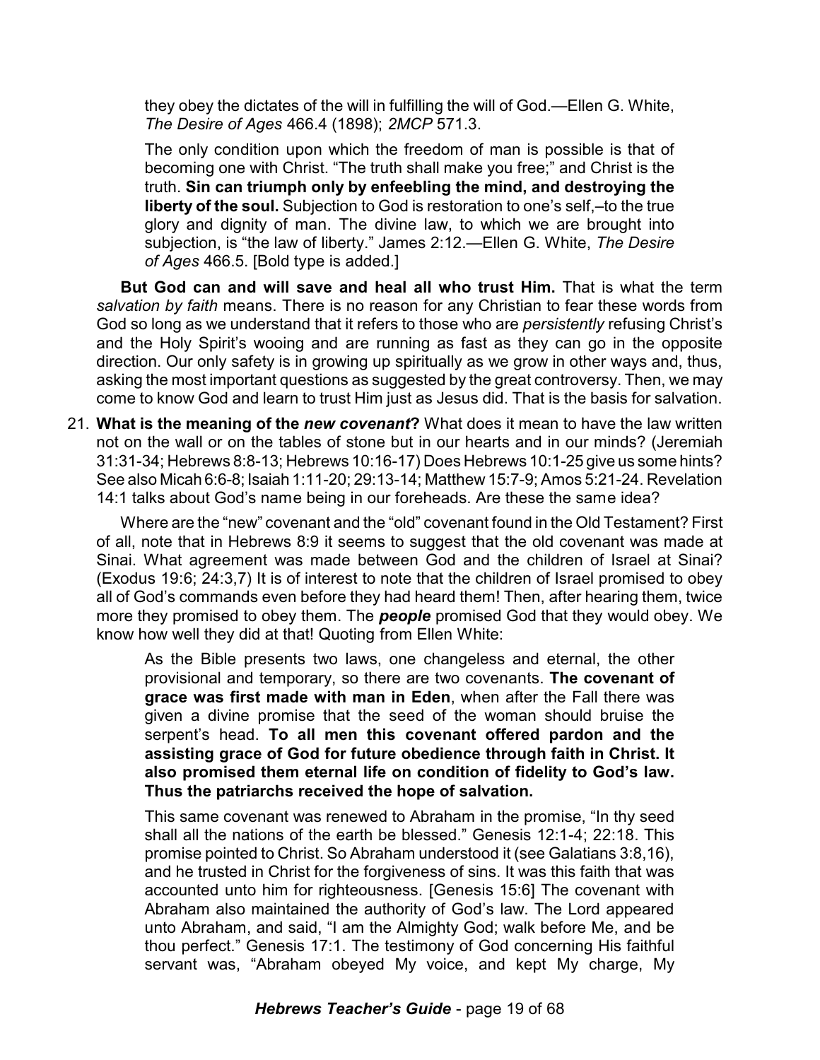> they obey the dictates of the will in fulfilling the will of God.—Ellen G. White, *The Desire of Ages* 466.4 (1898); *2MCP* 571.3.
>
> The only condition upon which the freedom of man is possible is that of becoming one with Christ. "The truth shall make you free;" and Christ is the truth. **Sin can triumph only by enfeebling the mind, and destroying the liberty of the soul.** Subjection to God is restoration to one's self,–to the true glory and dignity of man. The divine law, to which we are brought into subjection, is "the law of liberty." James 2:12.—Ellen G. White, *The Desire of Ages* 466.5. [Bold type is added.]

**But God can and will save and heal all who trust Him.** That is what the term *salvation by faith* means. There is no reason for any Christian to fear these words from God so long as we understand that it refers to those who are *persistently* refusing Christ's and the Holy Spirit's wooing and are running as fast as they can go in the opposite direction. Our only safety is in growing up spiritually as we grow in other ways and, thus, asking the most important questions as suggested by the great controversy. Then, we may come to know God and learn to trust Him just as Jesus did. That is the basis for salvation.

21. **What is the meaning of the *new covenant*?** What does it mean to have the law written not on the wall or on the tables of stone but in our hearts and in our minds? (Jeremiah 31:31-34; Hebrews 8:8-13; Hebrews 10:16-17) Does Hebrews 10:1-25 give us some hints? See also Micah 6:6-8; Isaiah 1:11-20; 29:13-14; Matthew 15:7-9; Amos 5:21-24. Revelation 14:1 talks about God's name being in our foreheads. Are these the same idea?

Where are the "new" covenant and the "old" covenant found in the Old Testament? First of all, note that in Hebrews 8:9 it seems to suggest that the old covenant was made at Sinai. What agreement was made between God and the children of Israel at Sinai? (Exodus 19:6; 24:3,7) It is of interest to note that the children of Israel promised to obey all of God's commands even before they had heard them! Then, after hearing them, twice more they promised to obey them. The ***people*** promised God that they would obey. We know how well they did at that! Quoting from Ellen White:

> As the Bible presents two laws, one changeless and eternal, the other provisional and temporary, so there are two covenants. **The covenant of grace was first made with man in Eden**, when after the Fall there was given a divine promise that the seed of the woman should bruise the serpent's head. **To all men this covenant offered pardon and the assisting grace of God for future obedience through faith in Christ. It also promised them eternal life on condition of fidelity to God's law. Thus the patriarchs received the hope of salvation.**
>
> This same covenant was renewed to Abraham in the promise, "In thy seed shall all the nations of the earth be blessed." Genesis 12:1-4; 22:18. This promise pointed to Christ. So Abraham understood it (see Galatians 3:8,16), and he trusted in Christ for the forgiveness of sins. It was this faith that was accounted unto him for righteousness. [Genesis 15:6] The covenant with Abraham also maintained the authority of God's law. The Lord appeared unto Abraham, and said, "I am the Almighty God; walk before Me, and be thou perfect." Genesis 17:1. The testimony of God concerning His faithful servant was, "Abraham obeyed My voice, and kept My charge, My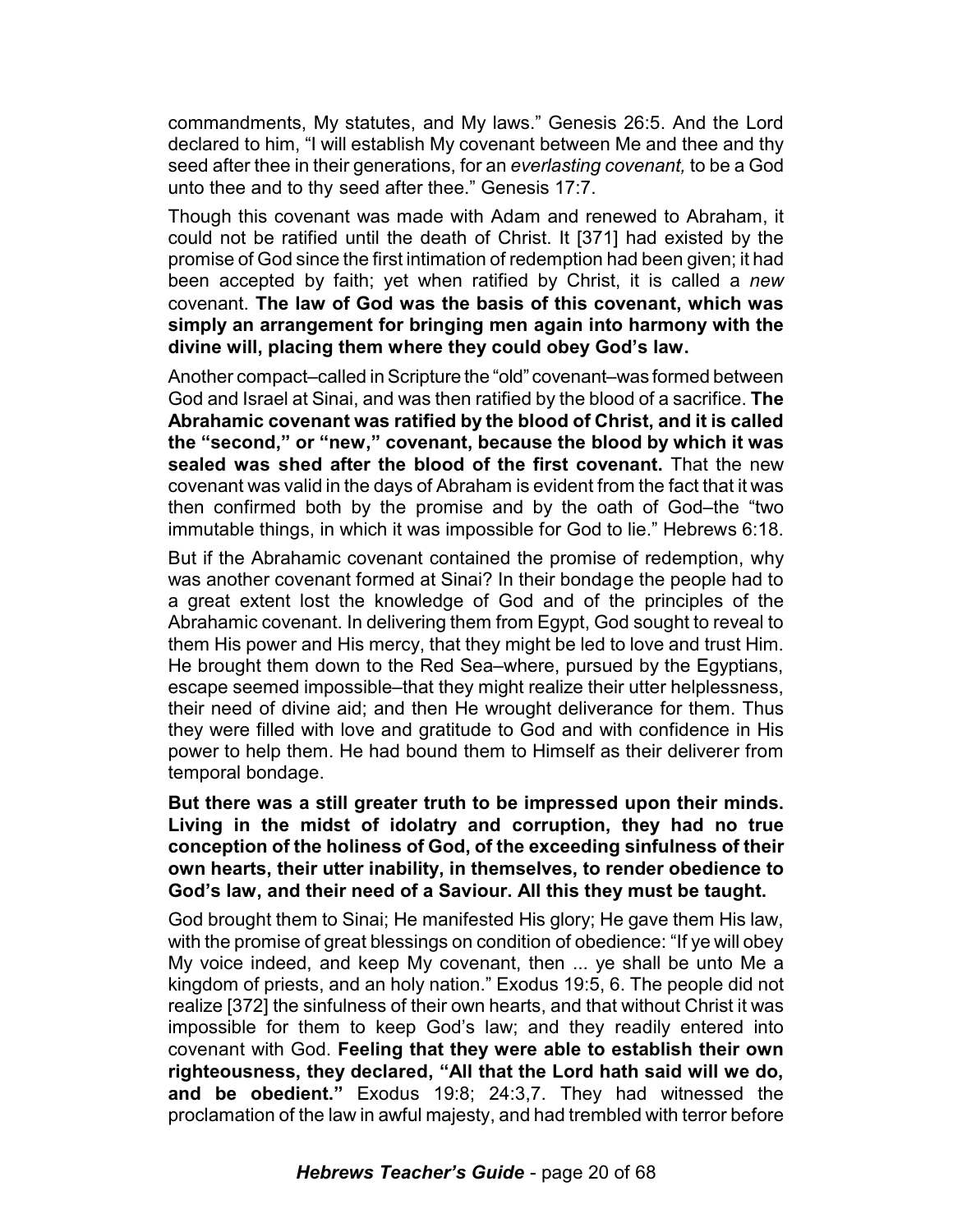commandments, My statutes, and My laws." Genesis 26:5. And the Lord declared to him, "I will establish My covenant between Me and thee and thy seed after thee in their generations, for an *everlasting covenant,* to be a God unto thee and to thy seed after thee." Genesis 17:7.

Though this covenant was made with Adam and renewed to Abraham, it could not be ratified until the death of Christ. It [371] had existed by the promise of God since the first intimation of redemption had been given; it had been accepted by faith; yet when ratified by Christ, it is called a *new* covenant. **The law of God was the basis of this covenant, which was simply an arrangement for bringing men again into harmony with the divine will, placing them where they could obey God's law.**

Another compact–called in Scripture the "old" covenant–was formed between God and Israel at Sinai, and was then ratified by the blood of a sacrifice. **The Abrahamic covenant was ratified by the blood of Christ, and it is called the "second," or "new," covenant, because the blood by which it was sealed was shed after the blood of the first covenant.** That the new covenant was valid in the days of Abraham is evident from the fact that it was then confirmed both by the promise and by the oath of God–the "two immutable things, in which it was impossible for God to lie." Hebrews 6:18.

But if the Abrahamic covenant contained the promise of redemption, why was another covenant formed at Sinai? In their bondage the people had to a great extent lost the knowledge of God and of the principles of the Abrahamic covenant. In delivering them from Egypt, God sought to reveal to them His power and His mercy, that they might be led to love and trust Him. He brought them down to the Red Sea–where, pursued by the Egyptians, escape seemed impossible–that they might realize their utter helplessness, their need of divine aid; and then He wrought deliverance for them. Thus they were filled with love and gratitude to God and with confidence in His power to help them. He had bound them to Himself as their deliverer from temporal bondage.

**But there was a still greater truth to be impressed upon their minds. Living in the midst of idolatry and corruption, they had no true conception of the holiness of God, of the exceeding sinfulness of their own hearts, their utter inability, in themselves, to render obedience to God's law, and their need of a Saviour. All this they must be taught.**

God brought them to Sinai; He manifested His glory; He gave them His law, with the promise of great blessings on condition of obedience: "If ye will obey My voice indeed, and keep My covenant, then ... ye shall be unto Me a kingdom of priests, and an holy nation." Exodus 19:5, 6. The people did not realize [372] the sinfulness of their own hearts, and that without Christ it was impossible for them to keep God's law; and they readily entered into covenant with God. **Feeling that they were able to establish their own righteousness, they declared, "All that the Lord hath said will we do, and be obedient."** Exodus 19:8; 24:3,7. They had witnessed the proclamation of the law in awful majesty, and had trembled with terror before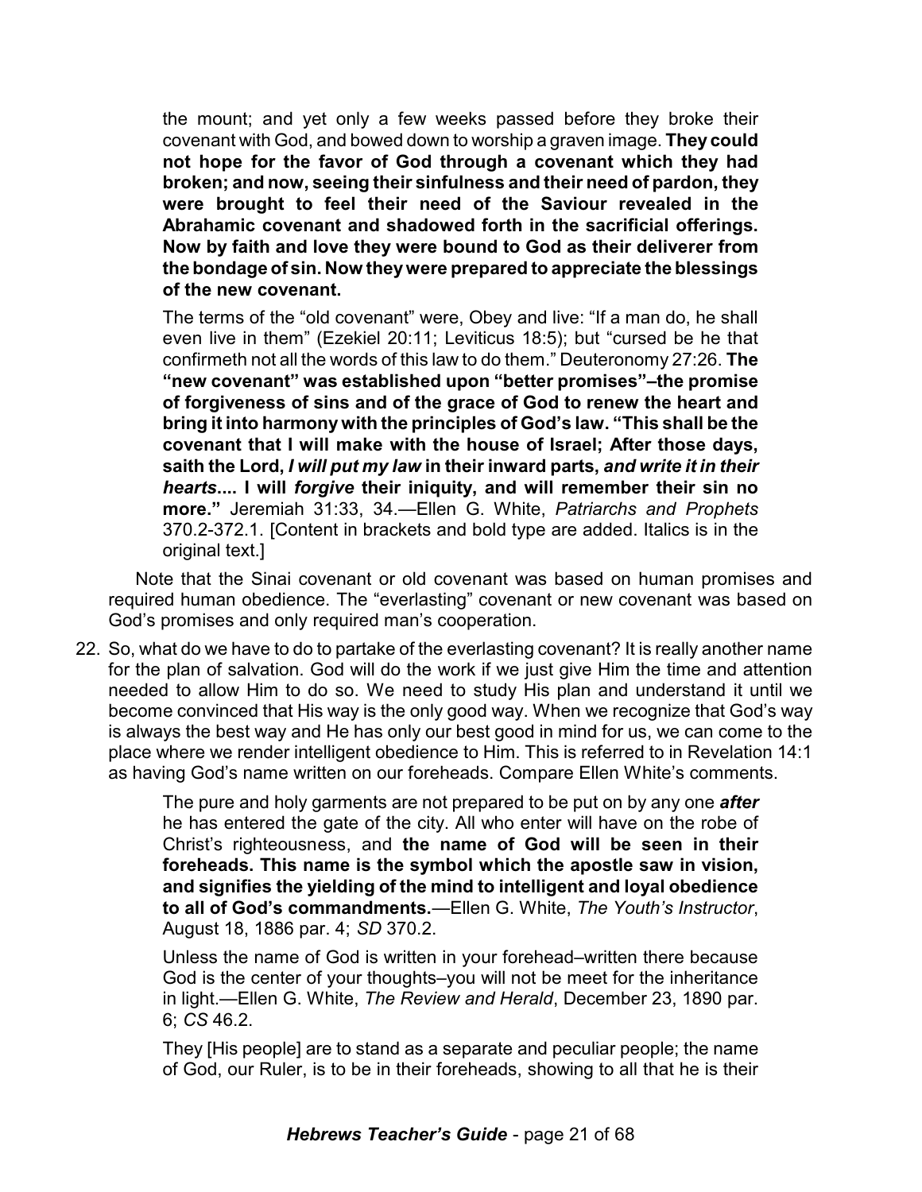> the mount; and yet only a few weeks passed before they broke their covenant with God, and bowed down to worship a graven image. **They could not hope for the favor of God through a covenant which they had broken; and now, seeing their sinfulness and their need of pardon, they were brought to feel their need of the Saviour revealed in the Abrahamic covenant and shadowed forth in the sacrificial offerings. Now by faith and love they were bound to God as their deliverer from the bondage of sin. Now they were prepared to appreciate the blessings of the new covenant.**
>
> The terms of the "old covenant" were, Obey and live: "If a man do, he shall even live in them" (Ezekiel 20:11; Leviticus 18:5); but "cursed be he that confirmeth not all the words of this law to do them." Deuteronomy 27:26. **The "new covenant" was established upon "better promises"–the promise of forgiveness of sins and of the grace of God to renew the heart and bring it into harmony with the principles of God's law. "This shall be the covenant that I will make with the house of Israel; After those days, saith the Lord, *I will put my law* in their inward parts, *and write it in their hearts*.... I will *forgive* their iniquity, and will remember their sin no more."** Jeremiah 31:33, 34.—Ellen G. White, *Patriarchs and Prophets* 370.2-372.1. [Content in brackets and bold type are added. Italics is in the original text.]

Note that the Sinai covenant or old covenant was based on human promises and required human obedience. The "everlasting" covenant or new covenant was based on God's promises and only required man's cooperation.

22. So, what do we have to do to partake of the everlasting covenant? It is really another name for the plan of salvation. God will do the work if we just give Him the time and attention needed to allow Him to do so. We need to study His plan and understand it until we become convinced that His way is the only good way. When we recognize that God's way is always the best way and He has only our best good in mind for us, we can come to the place where we render intelligent obedience to Him. This is referred to in Revelation 14:1 as having God's name written on our foreheads. Compare Ellen White's comments.

> The pure and holy garments are not prepared to be put on by any one ***after*** he has entered the gate of the city. All who enter will have on the robe of Christ's righteousness, and **the name of God will be seen in their foreheads. This name is the symbol which the apostle saw in vision, and signifies the yielding of the mind to intelligent and loyal obedience to all of God's commandments.**—Ellen G. White, *The Youth's Instructor*, August 18, 1886 par. 4; *SD* 370.2.
>
> Unless the name of God is written in your forehead–written there because God is the center of your thoughts–you will not be meet for the inheritance in light.—Ellen G. White, *The Review and Herald*, December 23, 1890 par. 6; *CS* 46.2.
>
> They [His people] are to stand as a separate and peculiar people; the name of God, our Ruler, is to be in their foreheads, showing to all that he is their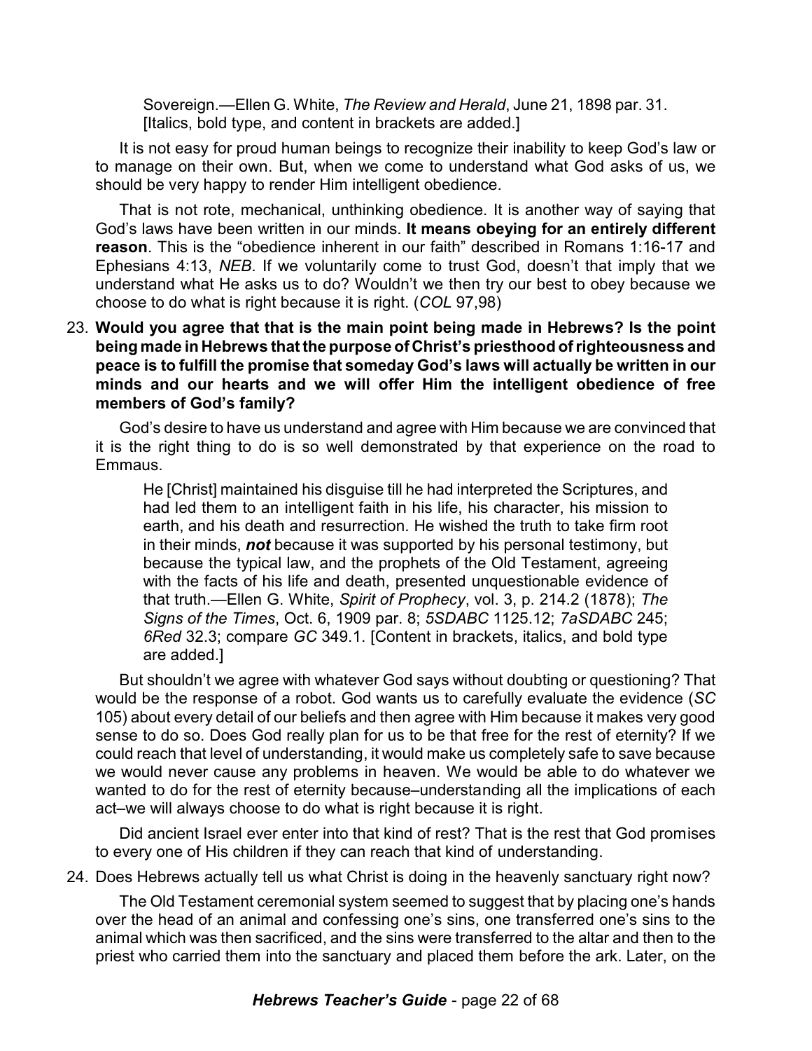> Sovereign.—Ellen G. White, *The Review and Herald*, June 21, 1898 par. 31. [Italics, bold type, and content in brackets are added.]

It is not easy for proud human beings to recognize their inability to keep God's law or to manage on their own. But, when we come to understand what God asks of us, we should be very happy to render Him intelligent obedience.

That is not rote, mechanical, unthinking obedience. It is another way of saying that God's laws have been written in our minds. **It means obeying for an entirely different reason**. This is the "obedience inherent in our faith" described in Romans 1:16-17 and Ephesians 4:13, *NEB*. If we voluntarily come to trust God, doesn't that imply that we understand what He asks us to do? Wouldn't we then try our best to obey because we choose to do what is right because it is right. (*COL* 97,98)

23. **Would you agree that that is the main point being made in Hebrews? Is the point being made in Hebrews that the purpose of Christ's priesthood of righteousness and peace is to fulfill the promise that someday God's laws will actually be written in our minds and our hearts and we will offer Him the intelligent obedience of free members of God's family?**

    God's desire to have us understand and agree with Him because we are convinced that it is the right thing to do is so well demonstrated by that experience on the road to Emmaus.

    > He [Christ] maintained his disguise till he had interpreted the Scriptures, and had led them to an intelligent faith in his life, his character, his mission to earth, and his death and resurrection. He wished the truth to take firm root in their minds, ***not*** because it was supported by his personal testimony, but because the typical law, and the prophets of the Old Testament, agreeing with the facts of his life and death, presented unquestionable evidence of that truth.—Ellen G. White, *Spirit of Prophecy*, vol. 3, p. 214.2 (1878); *The Signs of the Times*, Oct. 6, 1909 par. 8; *5SDABC* 1125.12; *7aSDABC* 245; *6Red* 32.3; compare *GC* 349.1. [Content in brackets, italics, and bold type are added.]

    But shouldn't we agree with whatever God says without doubting or questioning? That would be the response of a robot. God wants us to carefully evaluate the evidence (*SC* 105) about every detail of our beliefs and then agree with Him because it makes very good sense to do so. Does God really plan for us to be that free for the rest of eternity? If we could reach that level of understanding, it would make us completely safe to save because we would never cause any problems in heaven. We would be able to do whatever we wanted to do for the rest of eternity because–understanding all the implications of each act–we will always choose to do what is right because it is right.

    Did ancient Israel ever enter into that kind of rest? That is the rest that God promises to every one of His children if they can reach that kind of understanding.

24. Does Hebrews actually tell us what Christ is doing in the heavenly sanctuary right now?

    The Old Testament ceremonial system seemed to suggest that by placing one's hands over the head of an animal and confessing one's sins, one transferred one's sins to the animal which was then sacrificed, and the sins were transferred to the altar and then to the priest who carried them into the sanctuary and placed them before the ark. Later, on the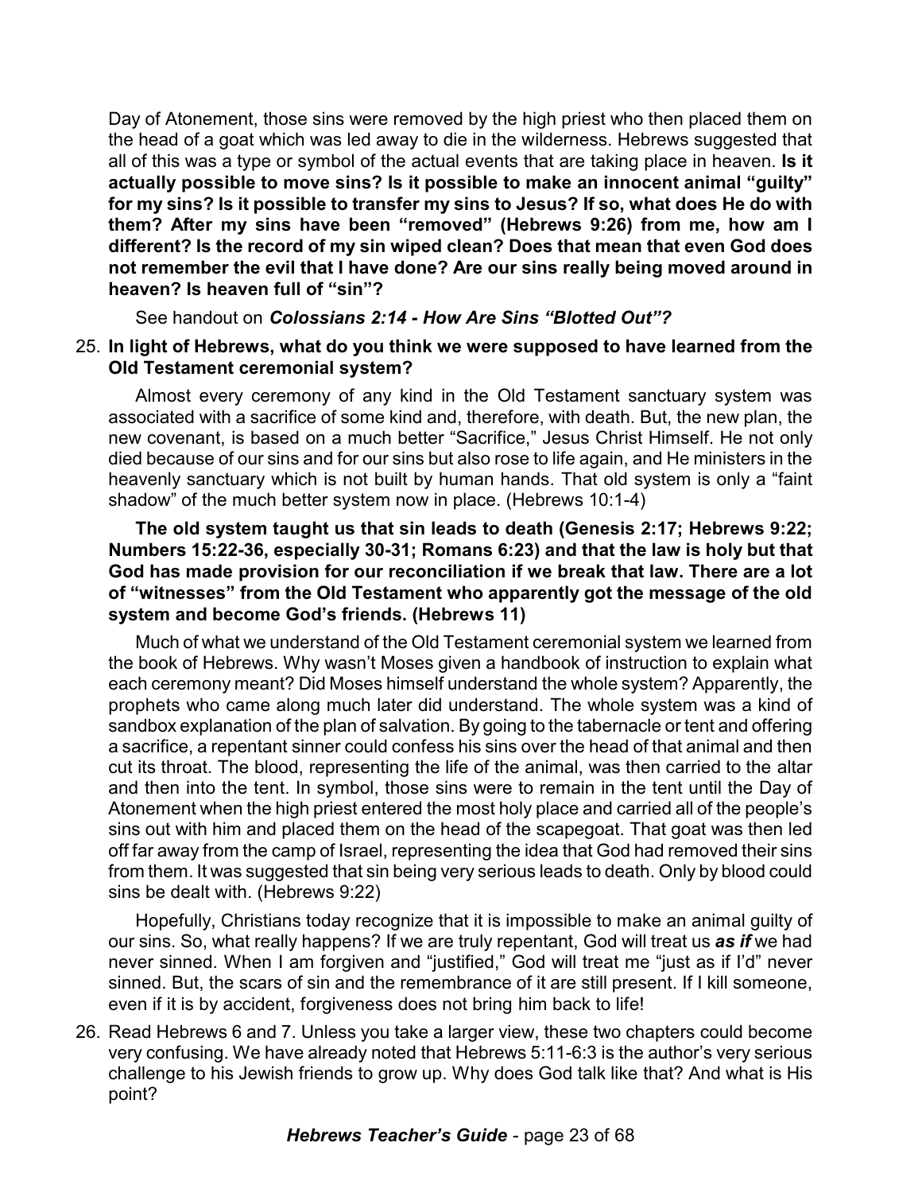Day of Atonement, those sins were removed by the high priest who then placed them on the head of a goat which was led away to die in the wilderness. Hebrews suggested that all of this was a type or symbol of the actual events that are taking place in heaven. **Is it actually possible to move sins? Is it possible to make an innocent animal "guilty" for my sins? Is it possible to transfer my sins to Jesus? If so, what does He do with them? After my sins have been "removed" (Hebrews 9:26) from me, how am I different? Is the record of my sin wiped clean? Does that mean that even God does not remember the evil that I have done? Are our sins really being moved around in heaven? Is heaven full of "sin"?**

See handout on ***Colossians 2:14 - How Are Sins "Blotted Out"?***

25. **In light of Hebrews, what do you think we were supposed to have learned from the Old Testament ceremonial system?**

    Almost every ceremony of any kind in the Old Testament sanctuary system was associated with a sacrifice of some kind and, therefore, with death. But, the new plan, the new covenant, is based on a much better "Sacrifice," Jesus Christ Himself. He not only died because of our sins and for our sins but also rose to life again, and He ministers in the heavenly sanctuary which is not built by human hands. That old system is only a "faint shadow" of the much better system now in place. (Hebrews 10:1-4)

    **The old system taught us that sin leads to death (Genesis 2:17; Hebrews 9:22; Numbers 15:22-36, especially 30-31; Romans 6:23) and that the law is holy but that God has made provision for our reconciliation if we break that law. There are a lot of "witnesses" from the Old Testament who apparently got the message of the old system and become God's friends. (Hebrews 11)**

    Much of what we understand of the Old Testament ceremonial system we learned from the book of Hebrews. Why wasn't Moses given a handbook of instruction to explain what each ceremony meant? Did Moses himself understand the whole system? Apparently, the prophets who came along much later did understand. The whole system was a kind of sandbox explanation of the plan of salvation. By going to the tabernacle or tent and offering a sacrifice, a repentant sinner could confess his sins over the head of that animal and then cut its throat. The blood, representing the life of the animal, was then carried to the altar and then into the tent. In symbol, those sins were to remain in the tent until the Day of Atonement when the high priest entered the most holy place and carried all of the people's sins out with him and placed them on the head of the scapegoat. That goat was then led off far away from the camp of Israel, representing the idea that God had removed their sins from them. It was suggested that sin being very serious leads to death. Only by blood could sins be dealt with. (Hebrews 9:22)

    Hopefully, Christians today recognize that it is impossible to make an animal guilty of our sins. So, what really happens? If we are truly repentant, God will treat us ***as if*** we had never sinned. When I am forgiven and "justified," God will treat me "just as if I'd" never sinned. But, the scars of sin and the remembrance of it are still present. If I kill someone, even if it is by accident, forgiveness does not bring him back to life!

26. Read Hebrews 6 and 7. Unless you take a larger view, these two chapters could become very confusing. We have already noted that Hebrews 5:11-6:3 is the author's very serious challenge to his Jewish friends to grow up. Why does God talk like that? And what is His point?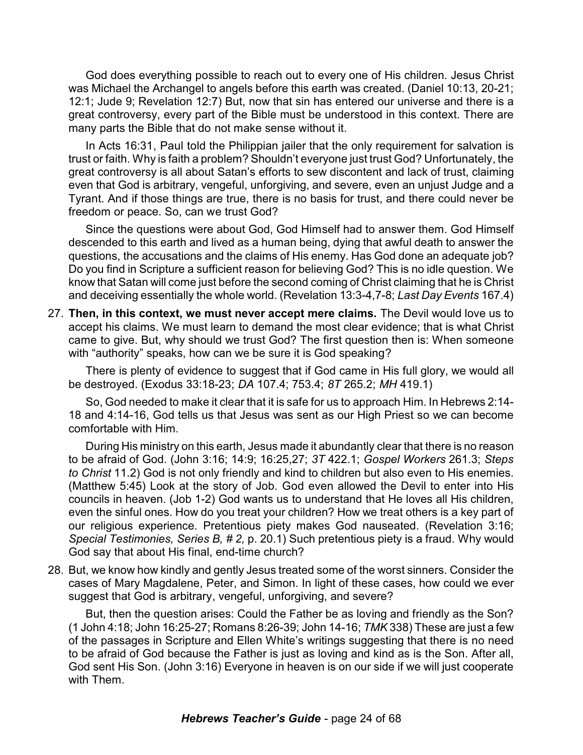God does everything possible to reach out to every one of His children. Jesus Christ was Michael the Archangel to angels before this earth was created. (Daniel 10:13, 20-21; 12:1; Jude 9; Revelation 12:7) But, now that sin has entered our universe and there is a great controversy, every part of the Bible must be understood in this context. There are many parts the Bible that do not make sense without it.

In Acts 16:31, Paul told the Philippian jailer that the only requirement for salvation is trust or faith. Why is faith a problem? Shouldn't everyone just trust God? Unfortunately, the great controversy is all about Satan's efforts to sew discontent and lack of trust, claiming even that God is arbitrary, vengeful, unforgiving, and severe, even an unjust Judge and a Tyrant. And if those things are true, there is no basis for trust, and there could never be freedom or peace. So, can we trust God?

Since the questions were about God, God Himself had to answer them. God Himself descended to this earth and lived as a human being, dying that awful death to answer the questions, the accusations and the claims of His enemy. Has God done an adequate job? Do you find in Scripture a sufficient reason for believing God? This is no idle question. We know that Satan will come just before the second coming of Christ claiming that he is Christ and deceiving essentially the whole world. (Revelation 13:3-4,7-8; *Last Day Events* 167.4)

27. **Then, in this context, we must never accept mere claims.** The Devil would love us to accept his claims. We must learn to demand the most clear evidence; that is what Christ came to give. But, why should we trust God? The first question then is: When someone with "authority" speaks, how can we be sure it is God speaking?

    There is plenty of evidence to suggest that if God came in His full glory, we would all be destroyed. (Exodus 33:18-23; *DA* 107.4; 753.4; *8T* 265.2; *MH* 419.1)

    So, God needed to make it clear that it is safe for us to approach Him. In Hebrews 2:14-18 and 4:14-16, God tells us that Jesus was sent as our High Priest so we can become comfortable with Him.

    During His ministry on this earth, Jesus made it abundantly clear that there is no reason to be afraid of God. (John 3:16; 14:9; 16:25,27; *3T* 422.1; *Gospel Workers* 261.3; *Steps to Christ* 11.2) God is not only friendly and kind to children but also even to His enemies. (Matthew 5:45) Look at the story of Job. God even allowed the Devil to enter into His councils in heaven. (Job 1-2) God wants us to understand that He loves all His children, even the sinful ones. How do you treat your children? How we treat others is a key part of our religious experience. Pretentious piety makes God nauseated. (Revelation 3:16; *Special Testimonies, Series B, # 2,* p. 20.1) Such pretentious piety is a fraud. Why would God say that about His final, end-time church?

28. But, we know how kindly and gently Jesus treated some of the worst sinners. Consider the cases of Mary Magdalene, Peter, and Simon. In light of these cases, how could we ever suggest that God is arbitrary, vengeful, unforgiving, and severe?

    But, then the question arises: Could the Father be as loving and friendly as the Son? (1 John 4:18; John 16:25-27; Romans 8:26-39; John 14-16; *TMK* 338) These are just a few of the passages in Scripture and Ellen White's writings suggesting that there is no need to be afraid of God because the Father is just as loving and kind as is the Son. After all, God sent His Son. (John 3:16) Everyone in heaven is on our side if we will just cooperate with Them.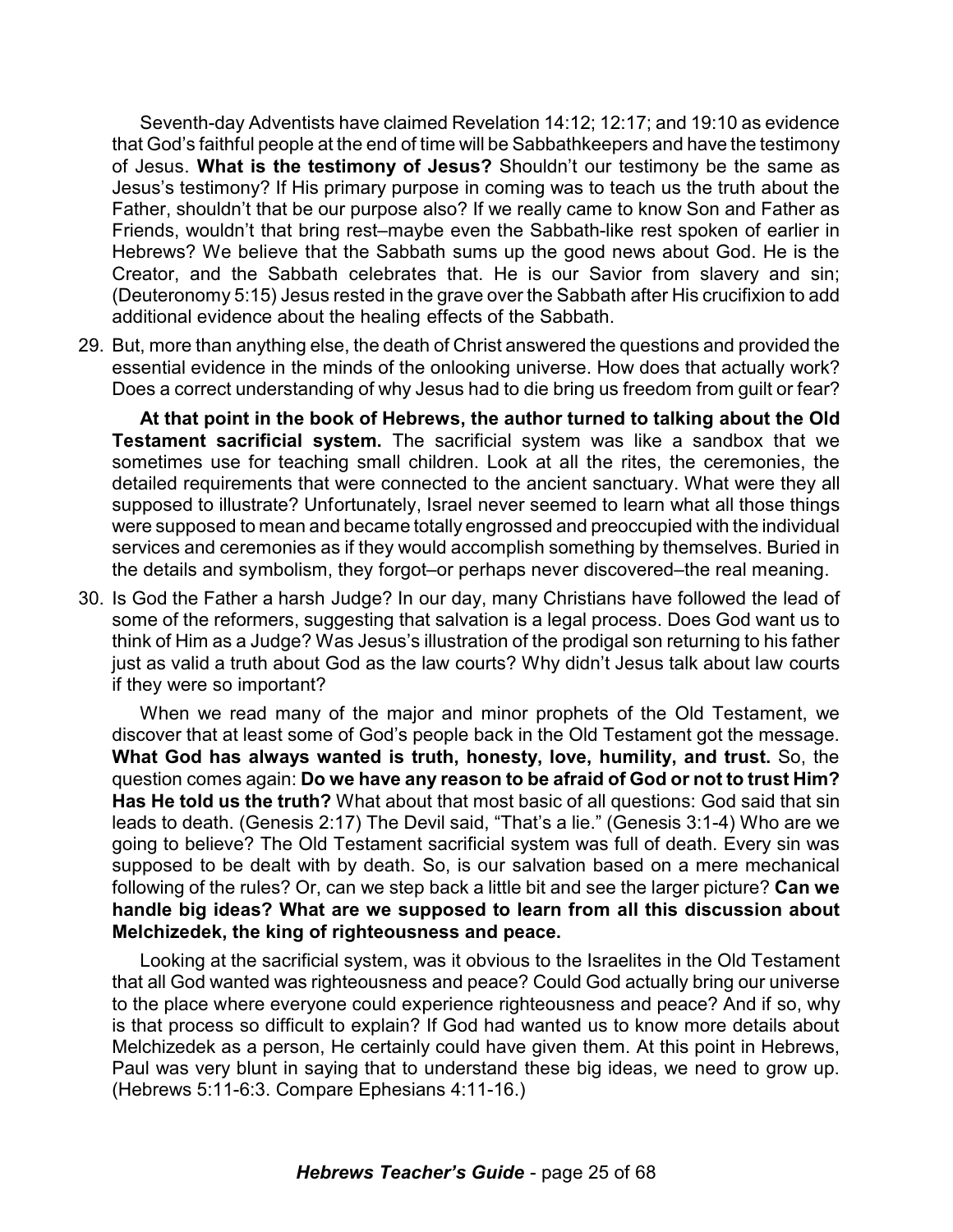Seventh-day Adventists have claimed Revelation 14:12; 12:17; and 19:10 as evidence that God's faithful people at the end of time will be Sabbathkeepers and have the testimony of Jesus. **What is the testimony of Jesus?** Shouldn't our testimony be the same as Jesus's testimony? If His primary purpose in coming was to teach us the truth about the Father, shouldn't that be our purpose also? If we really came to know Son and Father as Friends, wouldn't that bring rest–maybe even the Sabbath-like rest spoken of earlier in Hebrews? We believe that the Sabbath sums up the good news about God. He is the Creator, and the Sabbath celebrates that. He is our Savior from slavery and sin; (Deuteronomy 5:15) Jesus rested in the grave over the Sabbath after His crucifixion to add additional evidence about the healing effects of the Sabbath.

29. But, more than anything else, the death of Christ answered the questions and provided the essential evidence in the minds of the onlooking universe. How does that actually work? Does a correct understanding of why Jesus had to die bring us freedom from guilt or fear?

    **At that point in the book of Hebrews, the author turned to talking about the Old Testament sacrificial system.** The sacrificial system was like a sandbox that we sometimes use for teaching small children. Look at all the rites, the ceremonies, the detailed requirements that were connected to the ancient sanctuary. What were they all supposed to illustrate? Unfortunately, Israel never seemed to learn what all those things were supposed to mean and became totally engrossed and preoccupied with the individual services and ceremonies as if they would accomplish something by themselves. Buried in the details and symbolism, they forgot–or perhaps never discovered–the real meaning.

30. Is God the Father a harsh Judge? In our day, many Christians have followed the lead of some of the reformers, suggesting that salvation is a legal process. Does God want us to think of Him as a Judge? Was Jesus's illustration of the prodigal son returning to his father just as valid a truth about God as the law courts? Why didn't Jesus talk about law courts if they were so important?

    When we read many of the major and minor prophets of the Old Testament, we discover that at least some of God's people back in the Old Testament got the message. **What God has always wanted is truth, honesty, love, humility, and trust.** So, the question comes again: **Do we have any reason to be afraid of God or not to trust Him? Has He told us the truth?** What about that most basic of all questions: God said that sin leads to death. (Genesis 2:17) The Devil said, "That's a lie." (Genesis 3:1-4) Who are we going to believe? The Old Testament sacrificial system was full of death. Every sin was supposed to be dealt with by death. So, is our salvation based on a mere mechanical following of the rules? Or, can we step back a little bit and see the larger picture? **Can we handle big ideas? What are we supposed to learn from all this discussion about Melchizedek, the king of righteousness and peace.**

    Looking at the sacrificial system, was it obvious to the Israelites in the Old Testament that all God wanted was righteousness and peace? Could God actually bring our universe to the place where everyone could experience righteousness and peace? And if so, why is that process so difficult to explain? If God had wanted us to know more details about Melchizedek as a person, He certainly could have given them. At this point in Hebrews, Paul was very blunt in saying that to understand these big ideas, we need to grow up. (Hebrews 5:11-6:3. Compare Ephesians 4:11-16.)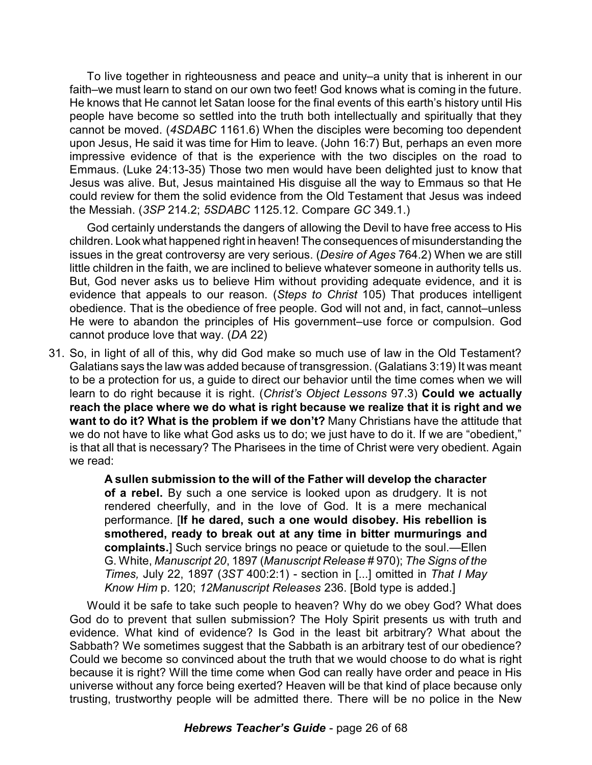To live together in righteousness and peace and unity–a unity that is inherent in our faith–we must learn to stand on our own two feet! God knows what is coming in the future. He knows that He cannot let Satan loose for the final events of this earth's history until His people have become so settled into the truth both intellectually and spiritually that they cannot be moved. (*4SDABC* 1161.6) When the disciples were becoming too dependent upon Jesus, He said it was time for Him to leave. (John 16:7) But, perhaps an even more impressive evidence of that is the experience with the two disciples on the road to Emmaus. (Luke 24:13-35) Those two men would have been delighted just to know that Jesus was alive. But, Jesus maintained His disguise all the way to Emmaus so that He could review for them the solid evidence from the Old Testament that Jesus was indeed the Messiah. (*3SP* 214.2; *5SDABC* 1125.12. Compare *GC* 349.1.)

God certainly understands the dangers of allowing the Devil to have free access to His children. Look what happened right in heaven! The consequences of misunderstanding the issues in the great controversy are very serious. (*Desire of Ages* 764.2) When we are still little children in the faith, we are inclined to believe whatever someone in authority tells us. But, God never asks us to believe Him without providing adequate evidence, and it is evidence that appeals to our reason. (*Steps to Christ* 105) That produces intelligent obedience. That is the obedience of free people. God will not and, in fact, cannot–unless He were to abandon the principles of His government–use force or compulsion. God cannot produce love that way. (*DA* 22)

31. So, in light of all of this, why did God make so much use of law in the Old Testament? Galatians says the law was added because of transgression. (Galatians 3:19) It was meant to be a protection for us, a guide to direct our behavior until the time comes when we will learn to do right because it is right. (*Christ's Object Lessons* 97.3) **Could we actually reach the place where we do what is right because we realize that it is right and we want to do it? What is the problem if we don't?** Many Christians have the attitude that we do not have to like what God asks us to do; we just have to do it. If we are "obedient," is that all that is necessary? The Pharisees in the time of Christ were very obedient. Again we read:

> **A sullen submission to the will of the Father will develop the character of a rebel.** By such a one service is looked upon as drudgery. It is not rendered cheerfully, and in the love of God. It is a mere mechanical performance. [**If he dared, such a one would disobey. His rebellion is smothered, ready to break out at any time in bitter murmurings and complaints.**] Such service brings no peace or quietude to the soul.—Ellen G. White, *Manuscript 20*, 1897 (*Manuscript Release* # 970); *The Signs of the Times,* July 22, 1897 (*3ST* 400:2:1) - section in [...] omitted in *That I May Know Him* p. 120; *12Manuscript Releases* 236. [Bold type is added.]

Would it be safe to take such people to heaven? Why do we obey God? What does God do to prevent that sullen submission? The Holy Spirit presents us with truth and evidence. What kind of evidence? Is God in the least bit arbitrary? What about the Sabbath? We sometimes suggest that the Sabbath is an arbitrary test of our obedience? Could we become so convinced about the truth that we would choose to do what is right because it is right? Will the time come when God can really have order and peace in His universe without any force being exerted? Heaven will be that kind of place because only trusting, trustworthy people will be admitted there. There will be no police in the New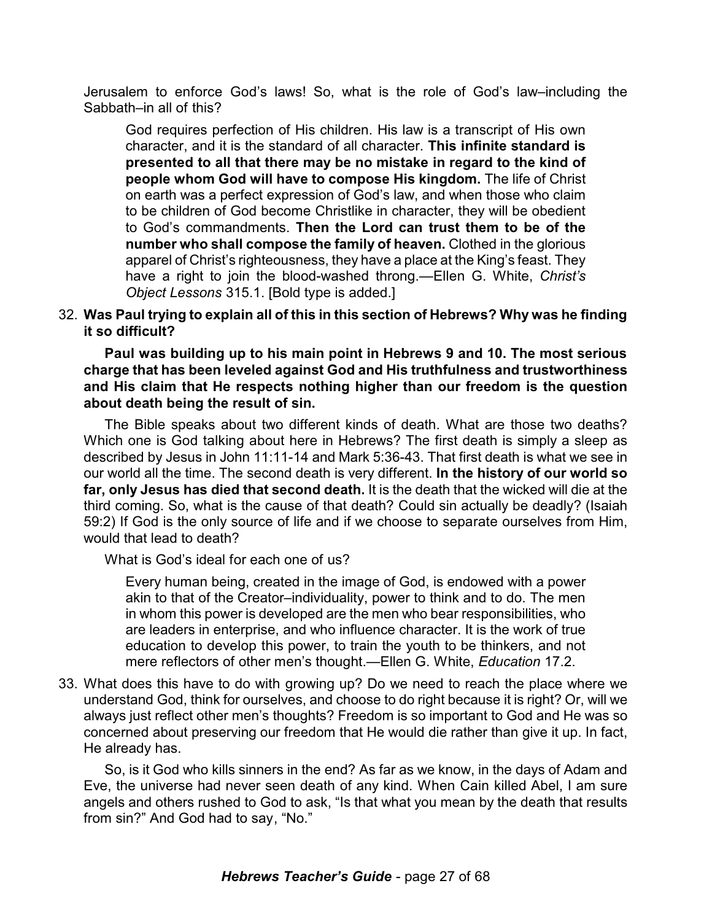Jerusalem to enforce God's laws! So, what is the role of God's law–including the Sabbath–in all of this?

> God requires perfection of His children. His law is a transcript of His own character, and it is the standard of all character. **This infinite standard is presented to all that there may be no mistake in regard to the kind of people whom God will have to compose His kingdom.** The life of Christ on earth was a perfect expression of God's law, and when those who claim to be children of God become Christlike in character, they will be obedient to God's commandments. **Then the Lord can trust them to be of the number who shall compose the family of heaven.** Clothed in the glorious apparel of Christ's righteousness, they have a place at the King's feast. They have a right to join the blood-washed throng.—Ellen G. White, *Christ's Object Lessons* 315.1. [Bold type is added.]

32. **Was Paul trying to explain all of this in this section of Hebrews? Why was he finding it so difficult?**

 **Paul was building up to his main point in Hebrews 9 and 10. The most serious charge that has been leveled against God and His truthfulness and trustworthiness and His claim that He respects nothing higher than our freedom is the question about death being the result of sin.**

 The Bible speaks about two different kinds of death. What are those two deaths? Which one is God talking about here in Hebrews? The first death is simply a sleep as described by Jesus in John 11:11-14 and Mark 5:36-43. That first death is what we see in our world all the time. The second death is very different. **In the history of our world so far, only Jesus has died that second death.** It is the death that the wicked will die at the third coming. So, what is the cause of that death? Could sin actually be deadly? (Isaiah 59:2) If God is the only source of life and if we choose to separate ourselves from Him, would that lead to death?

 What is God's ideal for each one of us?

> Every human being, created in the image of God, is endowed with a power akin to that of the Creator–individuality, power to think and to do. The men in whom this power is developed are the men who bear responsibilities, who are leaders in enterprise, and who influence character. It is the work of true education to develop this power, to train the youth to be thinkers, and not mere reflectors of other men's thought.—Ellen G. White, *Education* 17.2.

33. What does this have to do with growing up? Do we need to reach the place where we understand God, think for ourselves, and choose to do right because it is right? Or, will we always just reflect other men's thoughts? Freedom is so important to God and He was so concerned about preserving our freedom that He would die rather than give it up. In fact, He already has.

 So, is it God who kills sinners in the end? As far as we know, in the days of Adam and Eve, the universe had never seen death of any kind. When Cain killed Abel, I am sure angels and others rushed to God to ask, "Is that what you mean by the death that results from sin?" And God had to say, "No."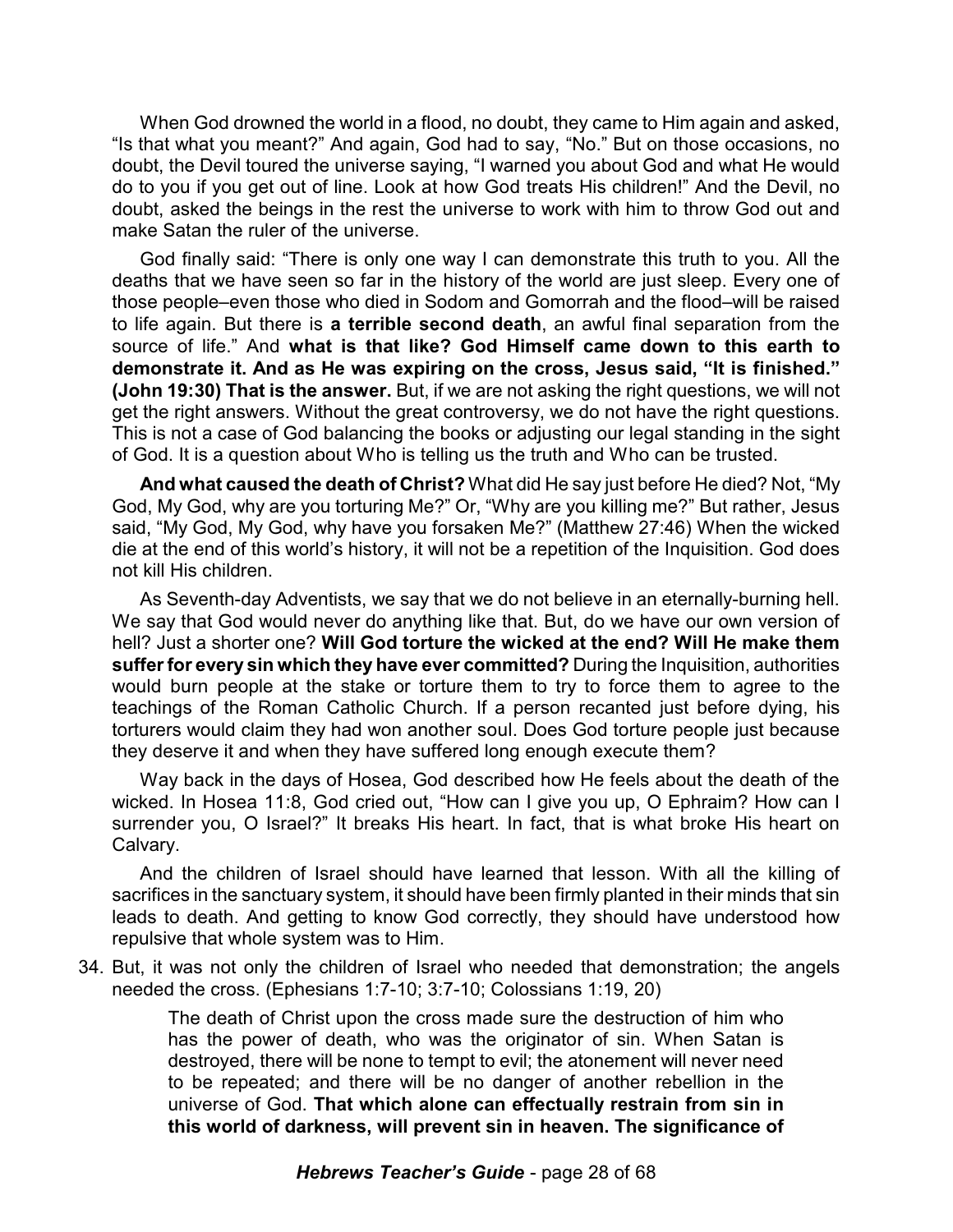When God drowned the world in a flood, no doubt, they came to Him again and asked, "Is that what you meant?" And again, God had to say, "No." But on those occasions, no doubt, the Devil toured the universe saying, "I warned you about God and what He would do to you if you get out of line. Look at how God treats His children!" And the Devil, no doubt, asked the beings in the rest the universe to work with him to throw God out and make Satan the ruler of the universe.

God finally said: "There is only one way I can demonstrate this truth to you. All the deaths that we have seen so far in the history of the world are just sleep. Every one of those people–even those who died in Sodom and Gomorrah and the flood–will be raised to life again. But there is **a terrible second death**, an awful final separation from the source of life." And **what is that like? God Himself came down to this earth to demonstrate it. And as He was expiring on the cross, Jesus said, "It is finished." (John 19:30) That is the answer.** But, if we are not asking the right questions, we will not get the right answers. Without the great controversy, we do not have the right questions. This is not a case of God balancing the books or adjusting our legal standing in the sight of God. It is a question about Who is telling us the truth and Who can be trusted.

**And what caused the death of Christ?** What did He say just before He died? Not, "My God, My God, why are you torturing Me?" Or, "Why are you killing me?" But rather, Jesus said, "My God, My God, why have you forsaken Me?" (Matthew 27:46) When the wicked die at the end of this world's history, it will not be a repetition of the Inquisition. God does not kill His children.

As Seventh-day Adventists, we say that we do not believe in an eternally-burning hell. We say that God would never do anything like that. But, do we have our own version of hell? Just a shorter one? **Will God torture the wicked at the end? Will He make them suffer for every sin which they have ever committed?** During the Inquisition, authorities would burn people at the stake or torture them to try to force them to agree to the teachings of the Roman Catholic Church. If a person recanted just before dying, his torturers would claim they had won another soul. Does God torture people just because they deserve it and when they have suffered long enough execute them?

Way back in the days of Hosea, God described how He feels about the death of the wicked. In Hosea 11:8, God cried out, "How can I give you up, O Ephraim? How can I surrender you, O Israel?" It breaks His heart. In fact, that is what broke His heart on Calvary.

And the children of Israel should have learned that lesson. With all the killing of sacrifices in the sanctuary system, it should have been firmly planted in their minds that sin leads to death. And getting to know God correctly, they should have understood how repulsive that whole system was to Him.

34. But, it was not only the children of Israel who needed that demonstration; the angels needed the cross. (Ephesians 1:7-10; 3:7-10; Colossians 1:19, 20)

> The death of Christ upon the cross made sure the destruction of him who has the power of death, who was the originator of sin. When Satan is destroyed, there will be none to tempt to evil; the atonement will never need to be repeated; and there will be no danger of another rebellion in the universe of God. **That which alone can effectually restrain from sin in this world of darkness, will prevent sin in heaven. The significance of**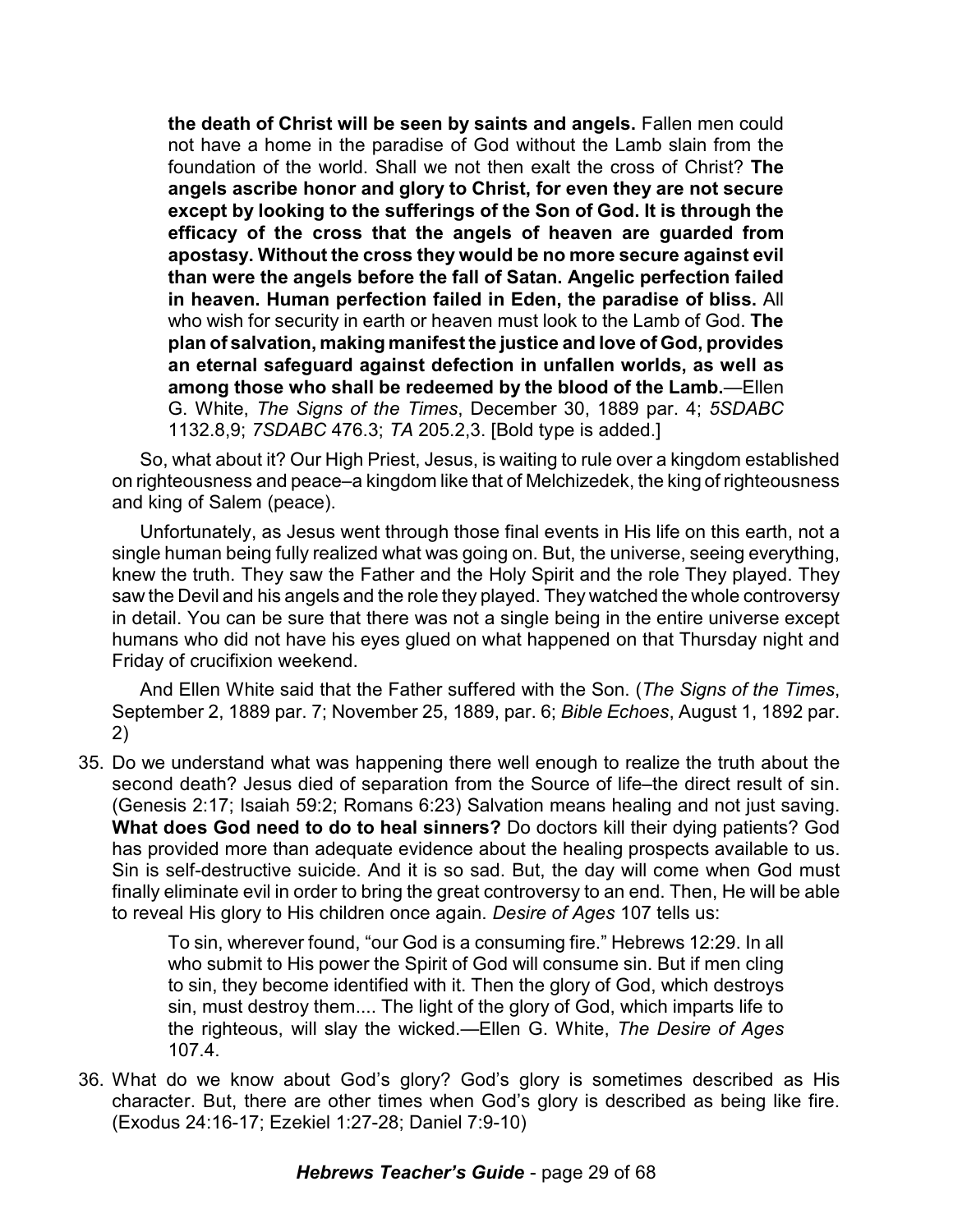> **the death of Christ will be seen by saints and angels.** Fallen men could not have a home in the paradise of God without the Lamb slain from the foundation of the world. Shall we not then exalt the cross of Christ? **The angels ascribe honor and glory to Christ, for even they are not secure except by looking to the sufferings of the Son of God. It is through the efficacy of the cross that the angels of heaven are guarded from apostasy. Without the cross they would be no more secure against evil than were the angels before the fall of Satan. Angelic perfection failed in heaven. Human perfection failed in Eden, the paradise of bliss.** All who wish for security in earth or heaven must look to the Lamb of God. **The plan of salvation, making manifest the justice and love of God, provides an eternal safeguard against defection in unfallen worlds, as well as among those who shall be redeemed by the blood of the Lamb.**—Ellen G. White, *The Signs of the Times*, December 30, 1889 par. 4; *5SDABC* 1132.8,9; *7SDABC* 476.3; *TA* 205.2,3. [Bold type is added.]

So, what about it? Our High Priest, Jesus, is waiting to rule over a kingdom established on righteousness and peace–a kingdom like that of Melchizedek, the king of righteousness and king of Salem (peace).

Unfortunately, as Jesus went through those final events in His life on this earth, not a single human being fully realized what was going on. But, the universe, seeing everything, knew the truth. They saw the Father and the Holy Spirit and the role They played. They saw the Devil and his angels and the role they played. They watched the whole controversy in detail. You can be sure that there was not a single being in the entire universe except humans who did not have his eyes glued on what happened on that Thursday night and Friday of crucifixion weekend.

And Ellen White said that the Father suffered with the Son. (*The Signs of the Times*, September 2, 1889 par. 7; November 25, 1889, par. 6; *Bible Echoes*, August 1, 1892 par. 2)

35. Do we understand what was happening there well enough to realize the truth about the second death? Jesus died of separation from the Source of life–the direct result of sin. (Genesis 2:17; Isaiah 59:2; Romans 6:23) Salvation means healing and not just saving. **What does God need to do to heal sinners?** Do doctors kill their dying patients? God has provided more than adequate evidence about the healing prospects available to us. Sin is self-destructive suicide. And it is so sad. But, the day will come when God must finally eliminate evil in order to bring the great controversy to an end. Then, He will be able to reveal His glory to His children once again. *Desire of Ages* 107 tells us:

    > To sin, wherever found, "our God is a consuming fire." Hebrews 12:29. In all who submit to His power the Spirit of God will consume sin. But if men cling to sin, they become identified with it. Then the glory of God, which destroys sin, must destroy them.... The light of the glory of God, which imparts life to the righteous, will slay the wicked.—Ellen G. White, *The Desire of Ages* 107.4.

36. What do we know about God's glory? God's glory is sometimes described as His character. But, there are other times when God's glory is described as being like fire. (Exodus 24:16-17; Ezekiel 1:27-28; Daniel 7:9-10)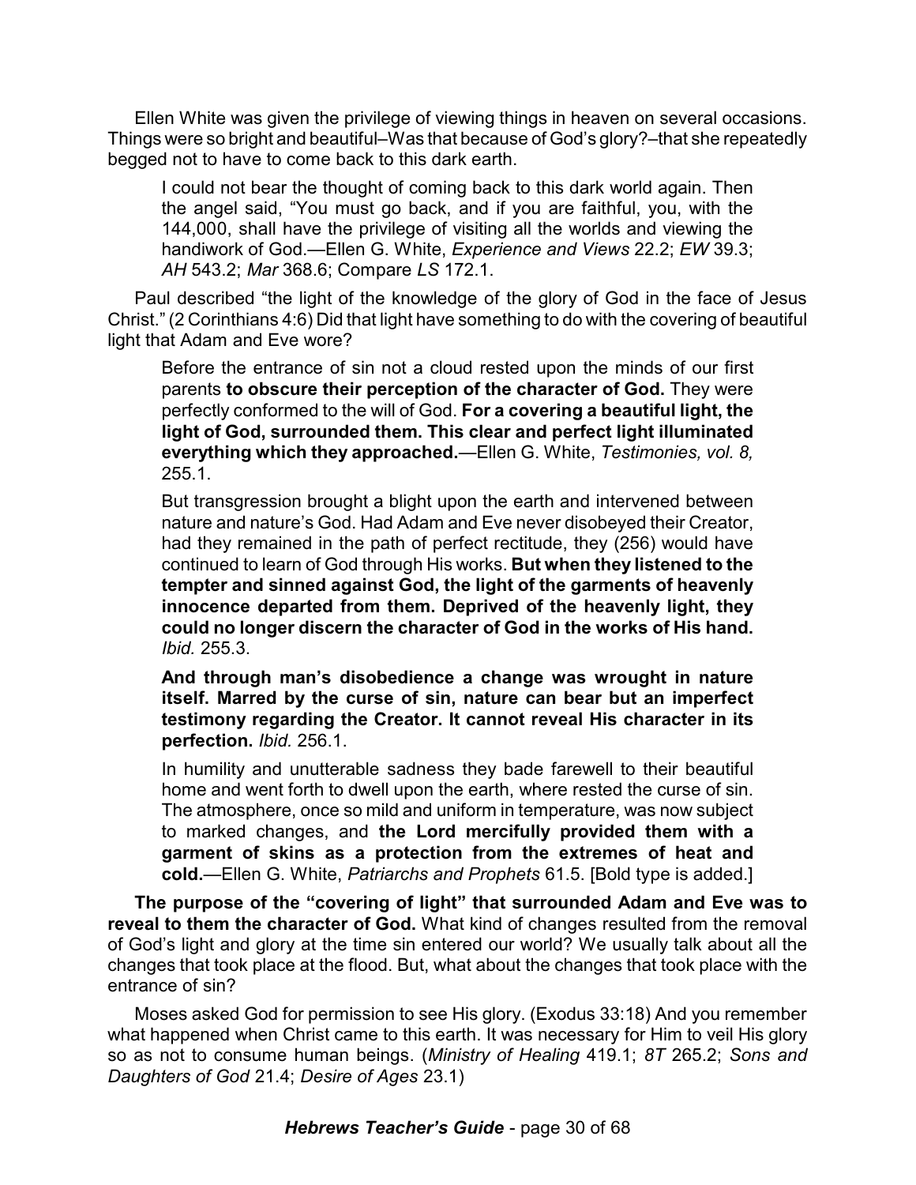Ellen White was given the privilege of viewing things in heaven on several occasions. Things were so bright and beautiful–Was that because of God's glory?–that she repeatedly begged not to have to come back to this dark earth.

> I could not bear the thought of coming back to this dark world again. Then the angel said, "You must go back, and if you are faithful, you, with the 144,000, shall have the privilege of visiting all the worlds and viewing the handiwork of God.—Ellen G. White, *Experience and Views* 22.2; *EW* 39.3; *AH* 543.2; *Mar* 368.6; Compare *LS* 172.1.

Paul described "the light of the knowledge of the glory of God in the face of Jesus Christ." (2 Corinthians 4:6) Did that light have something to do with the covering of beautiful light that Adam and Eve wore?

> Before the entrance of sin not a cloud rested upon the minds of our first parents **to obscure their perception of the character of God.** They were perfectly conformed to the will of God. **For a covering a beautiful light, the light of God, surrounded them. This clear and perfect light illuminated everything which they approached.**—Ellen G. White, *Testimonies, vol. 8,* 255.1.
>
> But transgression brought a blight upon the earth and intervened between nature and nature's God. Had Adam and Eve never disobeyed their Creator, had they remained in the path of perfect rectitude, they (256) would have continued to learn of God through His works. **But when they listened to the tempter and sinned against God, the light of the garments of heavenly innocence departed from them. Deprived of the heavenly light, they could no longer discern the character of God in the works of His hand.** *Ibid.* 255.3.
>
> **And through man's disobedience a change was wrought in nature itself. Marred by the curse of sin, nature can bear but an imperfect testimony regarding the Creator. It cannot reveal His character in its perfection.** *Ibid.* 256.1.
>
> In humility and unutterable sadness they bade farewell to their beautiful home and went forth to dwell upon the earth, where rested the curse of sin. The atmosphere, once so mild and uniform in temperature, was now subject to marked changes, and **the Lord mercifully provided them with a garment of skins as a protection from the extremes of heat and cold.**—Ellen G. White, *Patriarchs and Prophets* 61.5. [Bold type is added.]

**The purpose of the "covering of light" that surrounded Adam and Eve was to reveal to them the character of God.** What kind of changes resulted from the removal of God's light and glory at the time sin entered our world? We usually talk about all the changes that took place at the flood. But, what about the changes that took place with the entrance of sin?

Moses asked God for permission to see His glory. (Exodus 33:18) And you remember what happened when Christ came to this earth. It was necessary for Him to veil His glory so as not to consume human beings. (*Ministry of Healing* 419.1; *8T* 265.2; *Sons and Daughters of God* 21.4; *Desire of Ages* 23.1)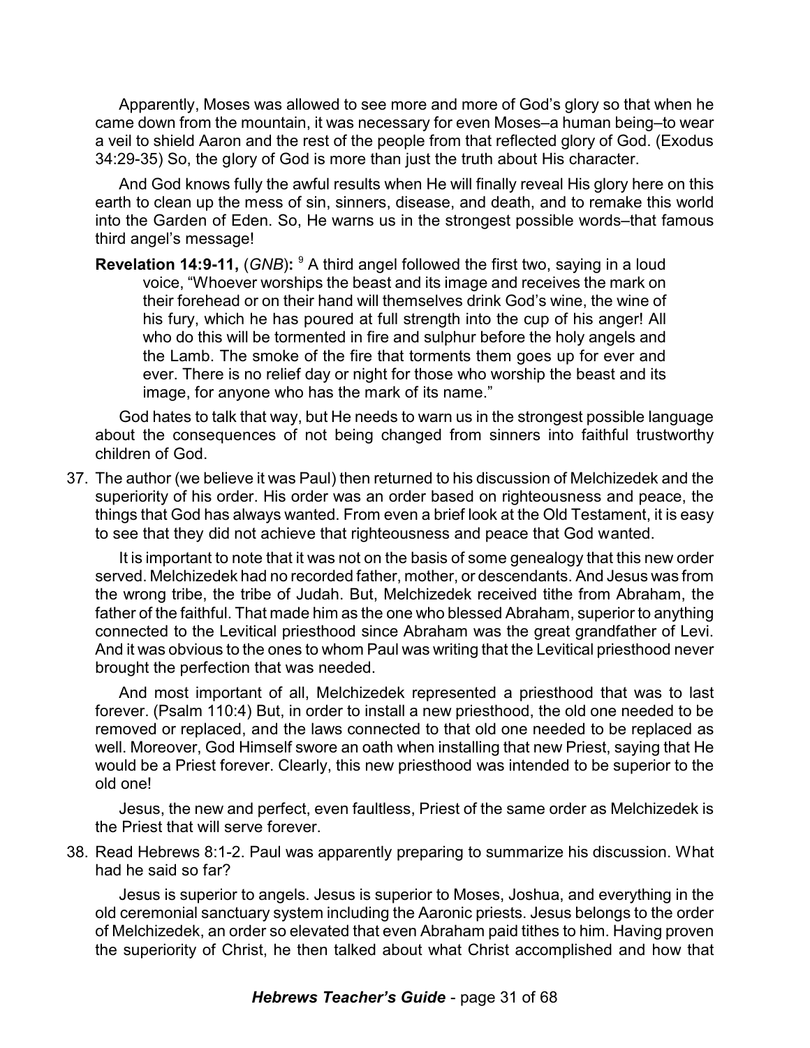Apparently, Moses was allowed to see more and more of God's glory so that when he came down from the mountain, it was necessary for even Moses–a human being–to wear a veil to shield Aaron and the rest of the people from that reflected glory of God. (Exodus 34:29-35) So, the glory of God is more than just the truth about His character.

And God knows fully the awful results when He will finally reveal His glory here on this earth to clean up the mess of sin, sinners, disease, and death, and to remake this world into the Garden of Eden. So, He warns us in the strongest possible words–that famous third angel's message!

> **Revelation 14:9-11,** (*GNB*)**:** [9] A third angel followed the first two, saying in a loud voice, "Whoever worships the beast and its image and receives the mark on their forehead or on their hand will themselves drink God's wine, the wine of his fury, which he has poured at full strength into the cup of his anger! All who do this will be tormented in fire and sulphur before the holy angels and the Lamb. The smoke of the fire that torments them goes up for ever and ever. There is no relief day or night for those who worship the beast and its image, for anyone who has the mark of its name."

God hates to talk that way, but He needs to warn us in the strongest possible language about the consequences of not being changed from sinners into faithful trustworthy children of God.

37. The author (we believe it was Paul) then returned to his discussion of Melchizedek and the superiority of his order. His order was an order based on righteousness and peace, the things that God has always wanted. From even a brief look at the Old Testament, it is easy to see that they did not achieve that righteousness and peace that God wanted.

    It is important to note that it was not on the basis of some genealogy that this new order served. Melchizedek had no recorded father, mother, or descendants. And Jesus was from the wrong tribe, the tribe of Judah. But, Melchizedek received tithe from Abraham, the father of the faithful. That made him as the one who blessed Abraham, superior to anything connected to the Levitical priesthood since Abraham was the great grandfather of Levi. And it was obvious to the ones to whom Paul was writing that the Levitical priesthood never brought the perfection that was needed.

    And most important of all, Melchizedek represented a priesthood that was to last forever. (Psalm 110:4) But, in order to install a new priesthood, the old one needed to be removed or replaced, and the laws connected to that old one needed to be replaced as well. Moreover, God Himself swore an oath when installing that new Priest, saying that He would be a Priest forever. Clearly, this new priesthood was intended to be superior to the old one!

    Jesus, the new and perfect, even faultless, Priest of the same order as Melchizedek is the Priest that will serve forever.

38. Read Hebrews 8:1-2. Paul was apparently preparing to summarize his discussion. What had he said so far?

    Jesus is superior to angels. Jesus is superior to Moses, Joshua, and everything in the old ceremonial sanctuary system including the Aaronic priests. Jesus belongs to the order of Melchizedek, an order so elevated that even Abraham paid tithes to him. Having proven the superiority of Christ, he then talked about what Christ accomplished and how that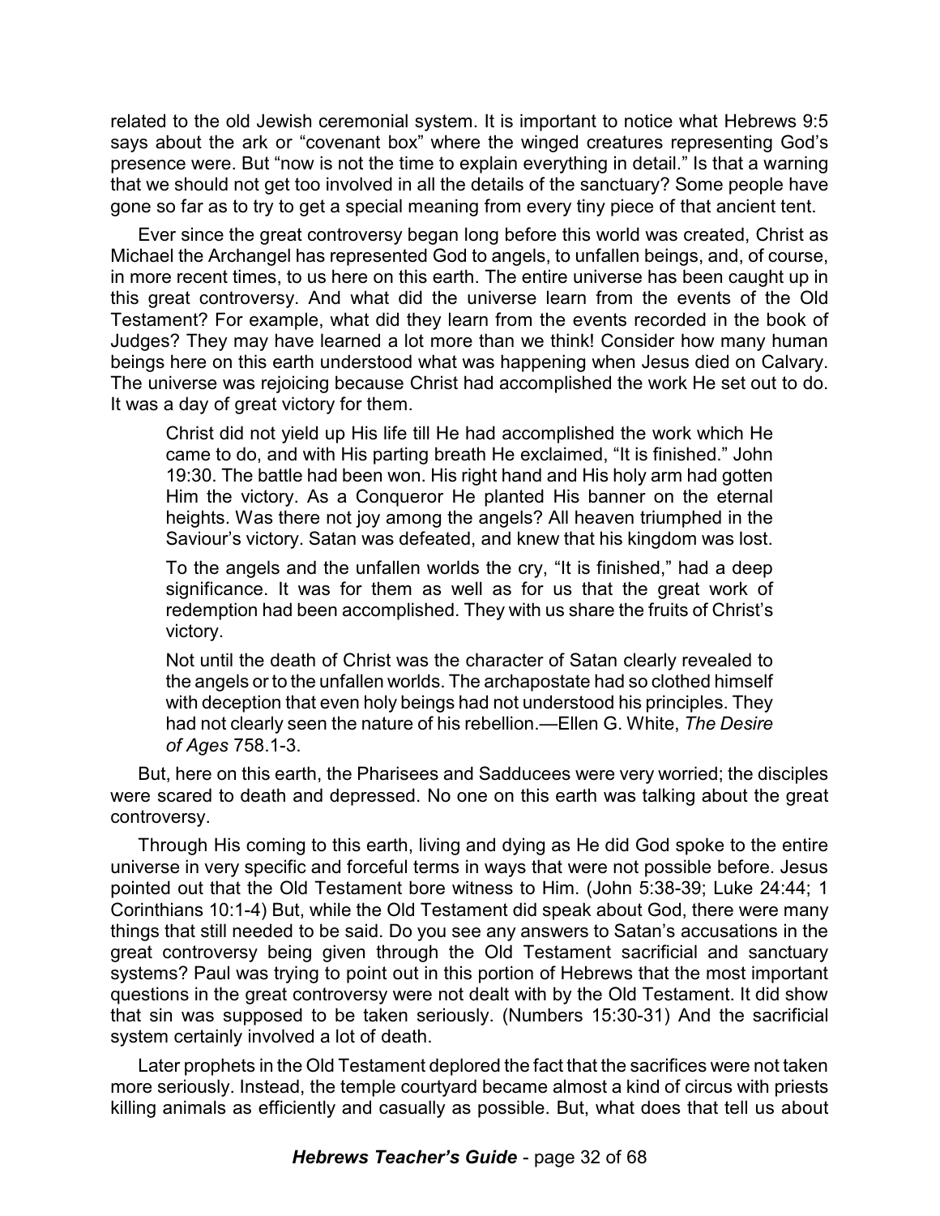related to the old Jewish ceremonial system. It is important to notice what Hebrews 9:5 says about the ark or "covenant box" where the winged creatures representing God's presence were. But "now is not the time to explain everything in detail." Is that a warning that we should not get too involved in all the details of the sanctuary? Some people have gone so far as to try to get a special meaning from every tiny piece of that ancient tent.

Ever since the great controversy began long before this world was created, Christ as Michael the Archangel has represented God to angels, to unfallen beings, and, of course, in more recent times, to us here on this earth. The entire universe has been caught up in this great controversy. And what did the universe learn from the events of the Old Testament? For example, what did they learn from the events recorded in the book of Judges? They may have learned a lot more than we think! Consider how many human beings here on this earth understood what was happening when Jesus died on Calvary. The universe was rejoicing because Christ had accomplished the work He set out to do. It was a day of great victory for them.

> Christ did not yield up His life till He had accomplished the work which He came to do, and with His parting breath He exclaimed, "It is finished." John 19:30. The battle had been won. His right hand and His holy arm had gotten Him the victory. As a Conqueror He planted His banner on the eternal heights. Was there not joy among the angels? All heaven triumphed in the Saviour's victory. Satan was defeated, and knew that his kingdom was lost.
>
> To the angels and the unfallen worlds the cry, "It is finished," had a deep significance. It was for them as well as for us that the great work of redemption had been accomplished. They with us share the fruits of Christ's victory.
>
> Not until the death of Christ was the character of Satan clearly revealed to the angels or to the unfallen worlds. The archapostate had so clothed himself with deception that even holy beings had not understood his principles. They had not clearly seen the nature of his rebellion.—Ellen G. White, *The Desire of Ages* 758.1-3.

But, here on this earth, the Pharisees and Sadducees were very worried; the disciples were scared to death and depressed. No one on this earth was talking about the great controversy.

Through His coming to this earth, living and dying as He did God spoke to the entire universe in very specific and forceful terms in ways that were not possible before. Jesus pointed out that the Old Testament bore witness to Him. (John 5:38-39; Luke 24:44; 1 Corinthians 10:1-4) But, while the Old Testament did speak about God, there were many things that still needed to be said. Do you see any answers to Satan's accusations in the great controversy being given through the Old Testament sacrificial and sanctuary systems? Paul was trying to point out in this portion of Hebrews that the most important questions in the great controversy were not dealt with by the Old Testament. It did show that sin was supposed to be taken seriously. (Numbers 15:30-31) And the sacrificial system certainly involved a lot of death.

Later prophets in the Old Testament deplored the fact that the sacrifices were not taken more seriously. Instead, the temple courtyard became almost a kind of circus with priests killing animals as efficiently and casually as possible. But, what does that tell us about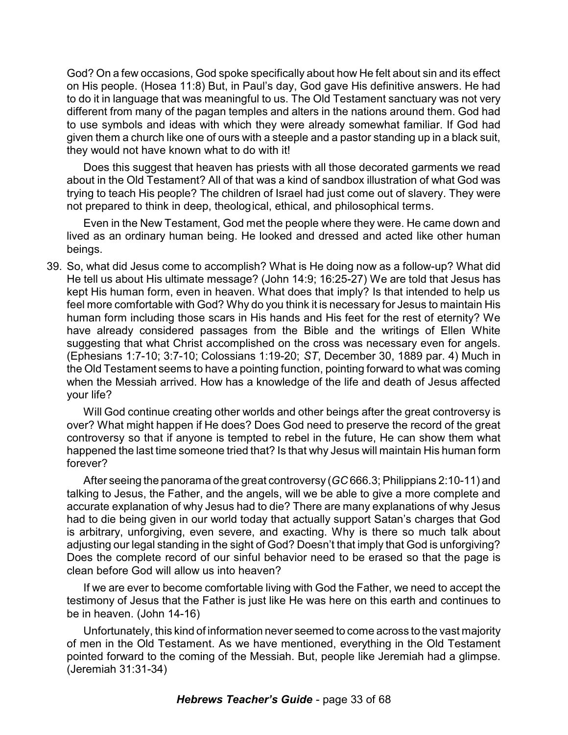God? On a few occasions, God spoke specifically about how He felt about sin and its effect on His people. (Hosea 11:8) But, in Paul's day, God gave His definitive answers. He had to do it in language that was meaningful to us. The Old Testament sanctuary was not very different from many of the pagan temples and alters in the nations around them. God had to use symbols and ideas with which they were already somewhat familiar. If God had given them a church like one of ours with a steeple and a pastor standing up in a black suit, they would not have known what to do with it!

Does this suggest that heaven has priests with all those decorated garments we read about in the Old Testament? All of that was a kind of sandbox illustration of what God was trying to teach His people? The children of Israel had just come out of slavery. They were not prepared to think in deep, theological, ethical, and philosophical terms.

Even in the New Testament, God met the people where they were. He came down and lived as an ordinary human being. He looked and dressed and acted like other human beings.

39. So, what did Jesus come to accomplish? What is He doing now as a follow-up? What did He tell us about His ultimate message? (John 14:9; 16:25-27) We are told that Jesus has kept His human form, even in heaven. What does that imply? Is that intended to help us feel more comfortable with God? Why do you think it is necessary for Jesus to maintain His human form including those scars in His hands and His feet for the rest of eternity? We have already considered passages from the Bible and the writings of Ellen White suggesting that what Christ accomplished on the cross was necessary even for angels. (Ephesians 1:7-10; 3:7-10; Colossians 1:19-20; *ST*, December 30, 1889 par. 4) Much in the Old Testament seems to have a pointing function, pointing forward to what was coming when the Messiah arrived. How has a knowledge of the life and death of Jesus affected your life?

    Will God continue creating other worlds and other beings after the great controversy is over? What might happen if He does? Does God need to preserve the record of the great controversy so that if anyone is tempted to rebel in the future, He can show them what happened the last time someone tried that? Is that why Jesus will maintain His human form forever?

    After seeing the panorama of the great controversy (*GC* 666.3; Philippians 2:10-11) and talking to Jesus, the Father, and the angels, will we be able to give a more complete and accurate explanation of why Jesus had to die? There are many explanations of why Jesus had to die being given in our world today that actually support Satan's charges that God is arbitrary, unforgiving, even severe, and exacting. Why is there so much talk about adjusting our legal standing in the sight of God? Doesn't that imply that God is unforgiving? Does the complete record of our sinful behavior need to be erased so that the page is clean before God will allow us into heaven?

    If we are ever to become comfortable living with God the Father, we need to accept the testimony of Jesus that the Father is just like He was here on this earth and continues to be in heaven. (John 14-16)

    Unfortunately, this kind of information never seemed to come across to the vast majority of men in the Old Testament. As we have mentioned, everything in the Old Testament pointed forward to the coming of the Messiah. But, people like Jeremiah had a glimpse. (Jeremiah 31:31-34)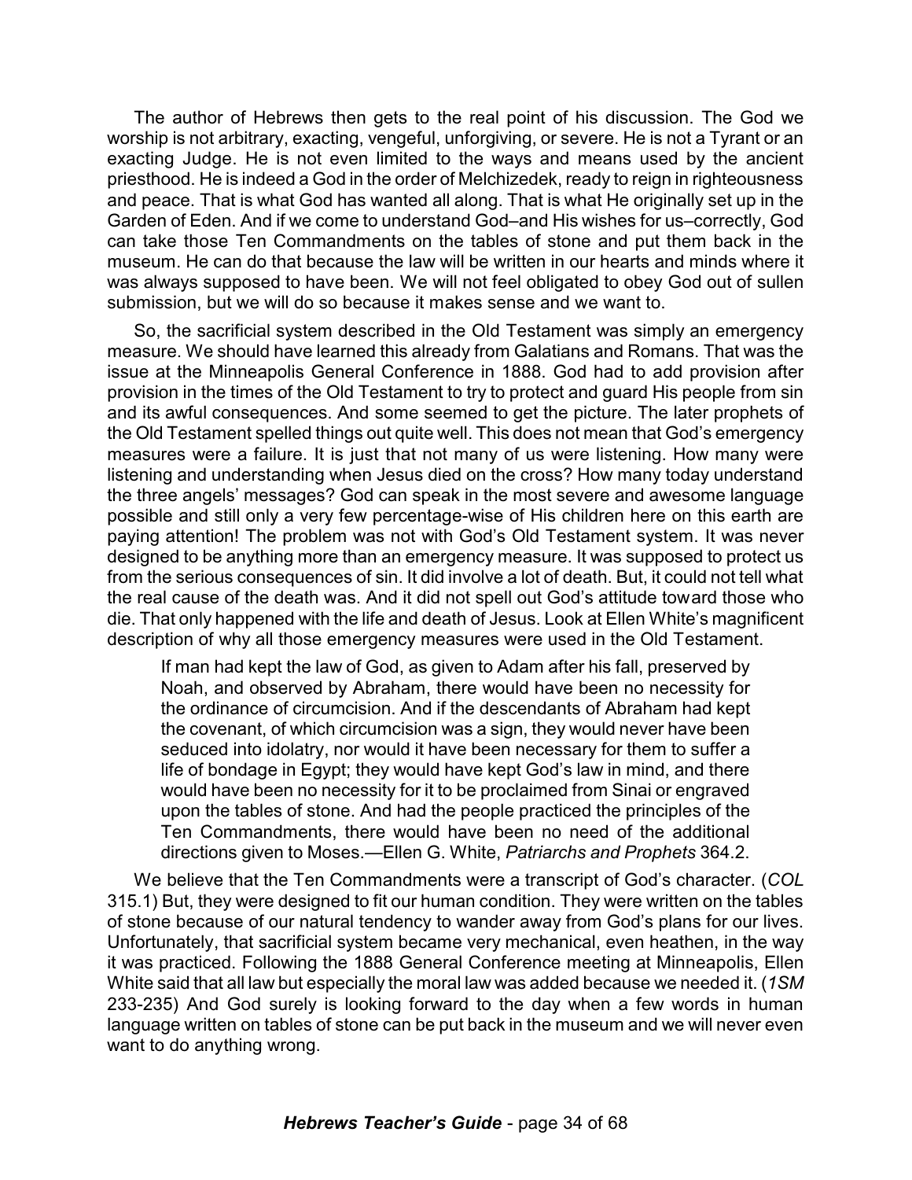The author of Hebrews then gets to the real point of his discussion. The God we worship is not arbitrary, exacting, vengeful, unforgiving, or severe. He is not a Tyrant or an exacting Judge. He is not even limited to the ways and means used by the ancient priesthood. He is indeed a God in the order of Melchizedek, ready to reign in righteousness and peace. That is what God has wanted all along. That is what He originally set up in the Garden of Eden. And if we come to understand God–and His wishes for us–correctly, God can take those Ten Commandments on the tables of stone and put them back in the museum. He can do that because the law will be written in our hearts and minds where it was always supposed to have been. We will not feel obligated to obey God out of sullen submission, but we will do so because it makes sense and we want to.

So, the sacrificial system described in the Old Testament was simply an emergency measure. We should have learned this already from Galatians and Romans. That was the issue at the Minneapolis General Conference in 1888. God had to add provision after provision in the times of the Old Testament to try to protect and guard His people from sin and its awful consequences. And some seemed to get the picture. The later prophets of the Old Testament spelled things out quite well. This does not mean that God's emergency measures were a failure. It is just that not many of us were listening. How many were listening and understanding when Jesus died on the cross? How many today understand the three angels' messages? God can speak in the most severe and awesome language possible and still only a very few percentage-wise of His children here on this earth are paying attention! The problem was not with God's Old Testament system. It was never designed to be anything more than an emergency measure. It was supposed to protect us from the serious consequences of sin. It did involve a lot of death. But, it could not tell what the real cause of the death was. And it did not spell out God's attitude toward those who die. That only happened with the life and death of Jesus. Look at Ellen White's magnificent description of why all those emergency measures were used in the Old Testament.

> If man had kept the law of God, as given to Adam after his fall, preserved by Noah, and observed by Abraham, there would have been no necessity for the ordinance of circumcision. And if the descendants of Abraham had kept the covenant, of which circumcision was a sign, they would never have been seduced into idolatry, nor would it have been necessary for them to suffer a life of bondage in Egypt; they would have kept God's law in mind, and there would have been no necessity for it to be proclaimed from Sinai or engraved upon the tables of stone. And had the people practiced the principles of the Ten Commandments, there would have been no need of the additional directions given to Moses.—Ellen G. White, *Patriarchs and Prophets* 364.2.

We believe that the Ten Commandments were a transcript of God's character. (*COL* 315.1) But, they were designed to fit our human condition. They were written on the tables of stone because of our natural tendency to wander away from God's plans for our lives. Unfortunately, that sacrificial system became very mechanical, even heathen, in the way it was practiced. Following the 1888 General Conference meeting at Minneapolis, Ellen White said that all law but especially the moral law was added because we needed it. (*1SM* 233-235) And God surely is looking forward to the day when a few words in human language written on tables of stone can be put back in the museum and we will never even want to do anything wrong.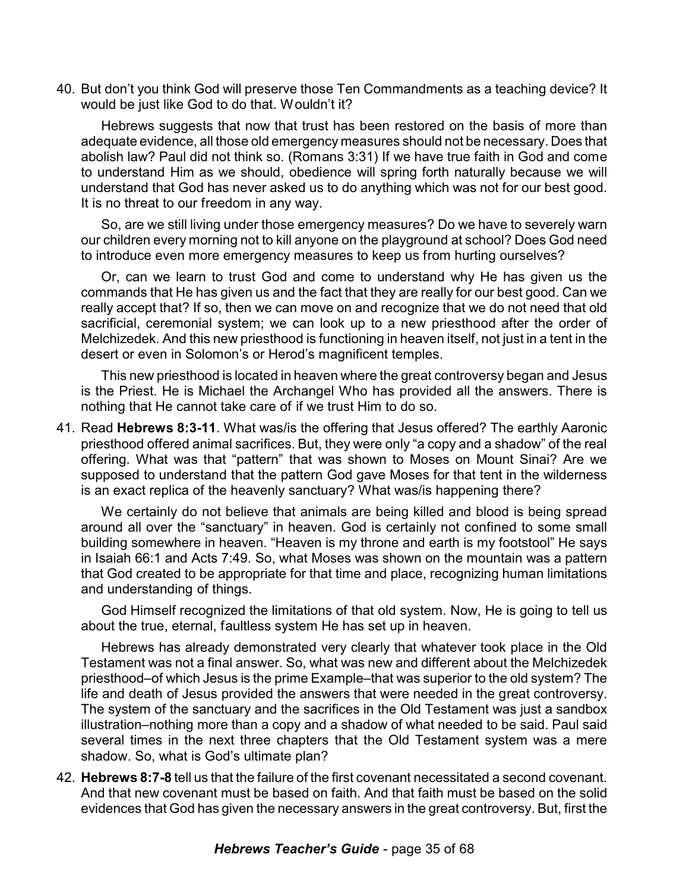40. But don't you think God will preserve those Ten Commandments as a teaching device? It would be just like God to do that. Wouldn't it?

    Hebrews suggests that now that trust has been restored on the basis of more than adequate evidence, all those old emergency measures should not be necessary. Does that abolish law? Paul did not think so. (Romans 3:31) If we have true faith in God and come to understand Him as we should, obedience will spring forth naturally because we will understand that God has never asked us to do anything which was not for our best good. It is no threat to our freedom in any way.

    So, are we still living under those emergency measures? Do we have to severely warn our children every morning not to kill anyone on the playground at school? Does God need to introduce even more emergency measures to keep us from hurting ourselves?

    Or, can we learn to trust God and come to understand why He has given us the commands that He has given us and the fact that they are really for our best good. Can we really accept that? If so, then we can move on and recognize that we do not need that old sacrificial, ceremonial system; we can look up to a new priesthood after the order of Melchizedek. And this new priesthood is functioning in heaven itself, not just in a tent in the desert or even in Solomon's or Herod's magnificent temples.

    This new priesthood is located in heaven where the great controversy began and Jesus is the Priest. He is Michael the Archangel Who has provided all the answers. There is nothing that He cannot take care of if we trust Him to do so.

41. Read **Hebrews 8:3-11**. What was/is the offering that Jesus offered? The earthly Aaronic priesthood offered animal sacrifices. But, they were only "a copy and a shadow" of the real offering. What was that "pattern" that was shown to Moses on Mount Sinai? Are we supposed to understand that the pattern God gave Moses for that tent in the wilderness is an exact replica of the heavenly sanctuary? What was/is happening there?

    We certainly do not believe that animals are being killed and blood is being spread around all over the "sanctuary" in heaven. God is certainly not confined to some small building somewhere in heaven. "Heaven is my throne and earth is my footstool" He says in Isaiah 66:1 and Acts 7:49. So, what Moses was shown on the mountain was a pattern that God created to be appropriate for that time and place, recognizing human limitations and understanding of things.

    God Himself recognized the limitations of that old system. Now, He is going to tell us about the true, eternal, faultless system He has set up in heaven.

    Hebrews has already demonstrated very clearly that whatever took place in the Old Testament was not a final answer. So, what was new and different about the Melchizedek priesthood–of which Jesus is the prime Example–that was superior to the old system? The life and death of Jesus provided the answers that were needed in the great controversy. The system of the sanctuary and the sacrifices in the Old Testament was just a sandbox illustration–nothing more than a copy and a shadow of what needed to be said. Paul said several times in the next three chapters that the Old Testament system was a mere shadow. So, what is God's ultimate plan?

42. **Hebrews 8:7-8** tell us that the failure of the first covenant necessitated a second covenant. And that new covenant must be based on faith. And that faith must be based on the solid evidences that God has given the necessary answers in the great controversy. But, first the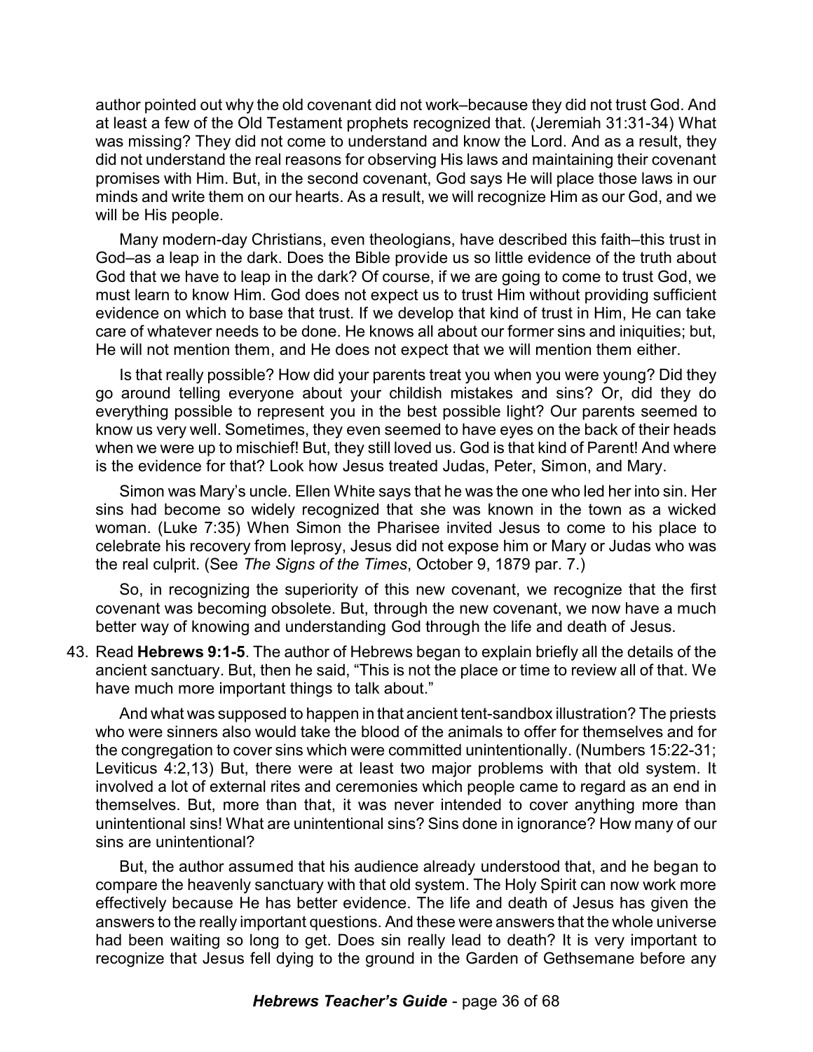author pointed out why the old covenant did not work–because they did not trust God. And at least a few of the Old Testament prophets recognized that. (Jeremiah 31:31-34) What was missing? They did not come to understand and know the Lord. And as a result, they did not understand the real reasons for observing His laws and maintaining their covenant promises with Him. But, in the second covenant, God says He will place those laws in our minds and write them on our hearts. As a result, we will recognize Him as our God, and we will be His people.

Many modern-day Christians, even theologians, have described this faith–this trust in God–as a leap in the dark. Does the Bible provide us so little evidence of the truth about God that we have to leap in the dark? Of course, if we are going to come to trust God, we must learn to know Him. God does not expect us to trust Him without providing sufficient evidence on which to base that trust. If we develop that kind of trust in Him, He can take care of whatever needs to be done. He knows all about our former sins and iniquities; but, He will not mention them, and He does not expect that we will mention them either.

Is that really possible? How did your parents treat you when you were young? Did they go around telling everyone about your childish mistakes and sins? Or, did they do everything possible to represent you in the best possible light? Our parents seemed to know us very well. Sometimes, they even seemed to have eyes on the back of their heads when we were up to mischief! But, they still loved us. God is that kind of Parent! And where is the evidence for that? Look how Jesus treated Judas, Peter, Simon, and Mary.

Simon was Mary's uncle. Ellen White says that he was the one who led her into sin. Her sins had become so widely recognized that she was known in the town as a wicked woman. (Luke 7:35) When Simon the Pharisee invited Jesus to come to his place to celebrate his recovery from leprosy, Jesus did not expose him or Mary or Judas who was the real culprit. (See *The Signs of the Times*, October 9, 1879 par. 7.)

So, in recognizing the superiority of this new covenant, we recognize that the first covenant was becoming obsolete. But, through the new covenant, we now have a much better way of knowing and understanding God through the life and death of Jesus.

43. Read **Hebrews 9:1-5**. The author of Hebrews began to explain briefly all the details of the ancient sanctuary. But, then he said, "This is not the place or time to review all of that. We have much more important things to talk about."

    And what was supposed to happen in that ancient tent-sandbox illustration? The priests who were sinners also would take the blood of the animals to offer for themselves and for the congregation to cover sins which were committed unintentionally. (Numbers 15:22-31; Leviticus 4:2,13) But, there were at least two major problems with that old system. It involved a lot of external rites and ceremonies which people came to regard as an end in themselves. But, more than that, it was never intended to cover anything more than unintentional sins! What are unintentional sins? Sins done in ignorance? How many of our sins are unintentional?

    But, the author assumed that his audience already understood that, and he began to compare the heavenly sanctuary with that old system. The Holy Spirit can now work more effectively because He has better evidence. The life and death of Jesus has given the answers to the really important questions. And these were answers that the whole universe had been waiting so long to get. Does sin really lead to death? It is very important to recognize that Jesus fell dying to the ground in the Garden of Gethsemane before any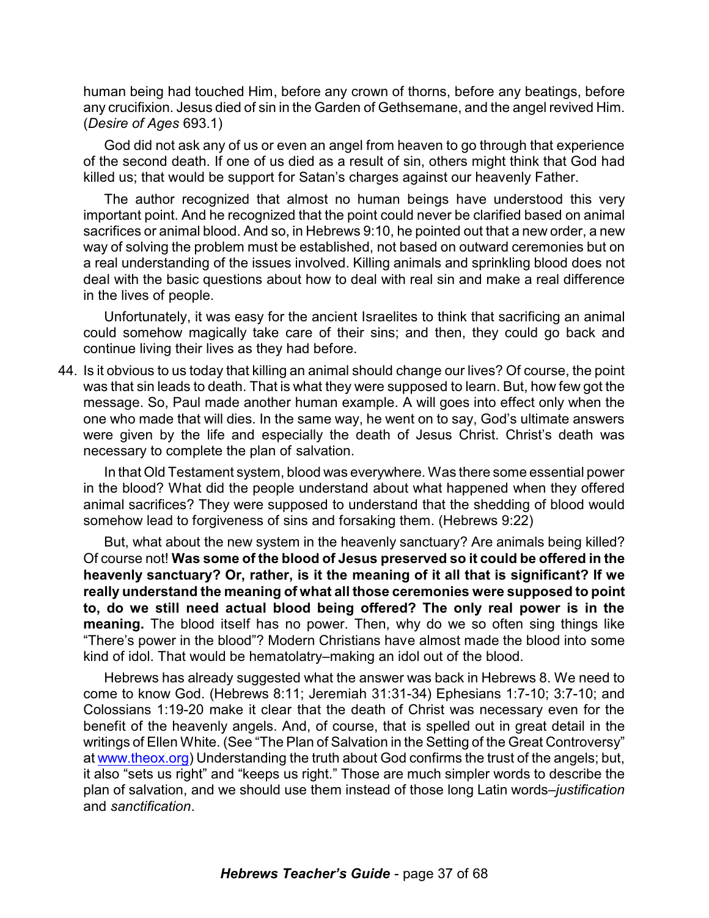human being had touched Him, before any crown of thorns, before any beatings, before any crucifixion. Jesus died of sin in the Garden of Gethsemane, and the angel revived Him. (*Desire of Ages* 693.1)

God did not ask any of us or even an angel from heaven to go through that experience of the second death. If one of us died as a result of sin, others might think that God had killed us; that would be support for Satan's charges against our heavenly Father.

The author recognized that almost no human beings have understood this very important point. And he recognized that the point could never be clarified based on animal sacrifices or animal blood. And so, in Hebrews 9:10, he pointed out that a new order, a new way of solving the problem must be established, not based on outward ceremonies but on a real understanding of the issues involved. Killing animals and sprinkling blood does not deal with the basic questions about how to deal with real sin and make a real difference in the lives of people.

Unfortunately, it was easy for the ancient Israelites to think that sacrificing an animal could somehow magically take care of their sins; and then, they could go back and continue living their lives as they had before.

44. Is it obvious to us today that killing an animal should change our lives? Of course, the point was that sin leads to death. That is what they were supposed to learn. But, how few got the message. So, Paul made another human example. A will goes into effect only when the one who made that will dies. In the same way, he went on to say, God's ultimate answers were given by the life and especially the death of Jesus Christ. Christ's death was necessary to complete the plan of salvation.

    In that Old Testament system, blood was everywhere. Was there some essential power in the blood? What did the people understand about what happened when they offered animal sacrifices? They were supposed to understand that the shedding of blood would somehow lead to forgiveness of sins and forsaking them. (Hebrews 9:22)

    But, what about the new system in the heavenly sanctuary? Are animals being killed? Of course not! **Was some of the blood of Jesus preserved so it could be offered in the heavenly sanctuary? Or, rather, is it the meaning of it all that is significant? If we really understand the meaning of what all those ceremonies were supposed to point to, do we still need actual blood being offered? The only real power is in the meaning.** The blood itself has no power. Then, why do we so often sing things like "There's power in the blood"? Modern Christians have almost made the blood into some kind of idol. That would be hematolatry–making an idol out of the blood.

    Hebrews has already suggested what the answer was back in Hebrews 8. We need to come to know God. (Hebrews 8:11; Jeremiah 31:31-34) Ephesians 1:7-10; 3:7-10; and Colossians 1:19-20 make it clear that the death of Christ was necessary even for the benefit of the heavenly angels. And, of course, that is spelled out in great detail in the writings of Ellen White. (See "The Plan of Salvation in the Setting of the Great Controversy" at www.theox.org) Understanding the truth about God confirms the trust of the angels; but, it also "sets us right" and "keeps us right." Those are much simpler words to describe the plan of salvation, and we should use them instead of those long Latin words–*justification* and *sanctification*.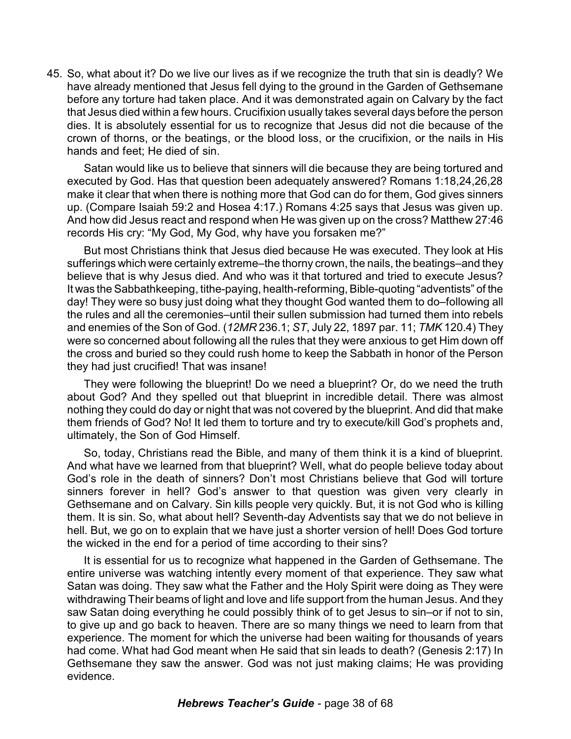45. So, what about it? Do we live our lives as if we recognize the truth that sin is deadly? We have already mentioned that Jesus fell dying to the ground in the Garden of Gethsemane before any torture had taken place. And it was demonstrated again on Calvary by the fact that Jesus died within a few hours. Crucifixion usually takes several days before the person dies. It is absolutely essential for us to recognize that Jesus did not die because of the crown of thorns, or the beatings, or the blood loss, or the crucifixion, or the nails in His hands and feet; He died of sin.

    Satan would like us to believe that sinners will die because they are being tortured and executed by God. Has that question been adequately answered? Romans 1:18,24,26,28 make it clear that when there is nothing more that God can do for them, God gives sinners up. (Compare Isaiah 59:2 and Hosea 4:17.) Romans 4:25 says that Jesus was given up. And how did Jesus react and respond when He was given up on the cross? Matthew 27:46 records His cry: "My God, My God, why have you forsaken me?"

    But most Christians think that Jesus died because He was executed. They look at His sufferings which were certainly extreme–the thorny crown, the nails, the beatings–and they believe that is why Jesus died. And who was it that tortured and tried to execute Jesus? It was the Sabbathkeeping, tithe-paying, health-reforming, Bible-quoting "adventists" of the day! They were so busy just doing what they thought God wanted them to do–following all the rules and all the ceremonies–until their sullen submission had turned them into rebels and enemies of the Son of God. (*12MR* 236.1; *ST*, July 22, 1897 par. 11; *TMK* 120.4) They were so concerned about following all the rules that they were anxious to get Him down off the cross and buried so they could rush home to keep the Sabbath in honor of the Person they had just crucified! That was insane!

    They were following the blueprint! Do we need a blueprint? Or, do we need the truth about God? And they spelled out that blueprint in incredible detail. There was almost nothing they could do day or night that was not covered by the blueprint. And did that make them friends of God? No! It led them to torture and try to execute/kill God's prophets and, ultimately, the Son of God Himself.

    So, today, Christians read the Bible, and many of them think it is a kind of blueprint. And what have we learned from that blueprint? Well, what do people believe today about God's role in the death of sinners? Don't most Christians believe that God will torture sinners forever in hell? God's answer to that question was given very clearly in Gethsemane and on Calvary. Sin kills people very quickly. But, it is not God who is killing them. It is sin. So, what about hell? Seventh-day Adventists say that we do not believe in hell. But, we go on to explain that we have just a shorter version of hell! Does God torture the wicked in the end for a period of time according to their sins?

    It is essential for us to recognize what happened in the Garden of Gethsemane. The entire universe was watching intently every moment of that experience. They saw what Satan was doing. They saw what the Father and the Holy Spirit were doing as They were withdrawing Their beams of light and love and life support from the human Jesus. And they saw Satan doing everything he could possibly think of to get Jesus to sin–or if not to sin, to give up and go back to heaven. There are so many things we need to learn from that experience. The moment for which the universe had been waiting for thousands of years had come. What had God meant when He said that sin leads to death? (Genesis 2:17) In Gethsemane they saw the answer. God was not just making claims; He was providing evidence.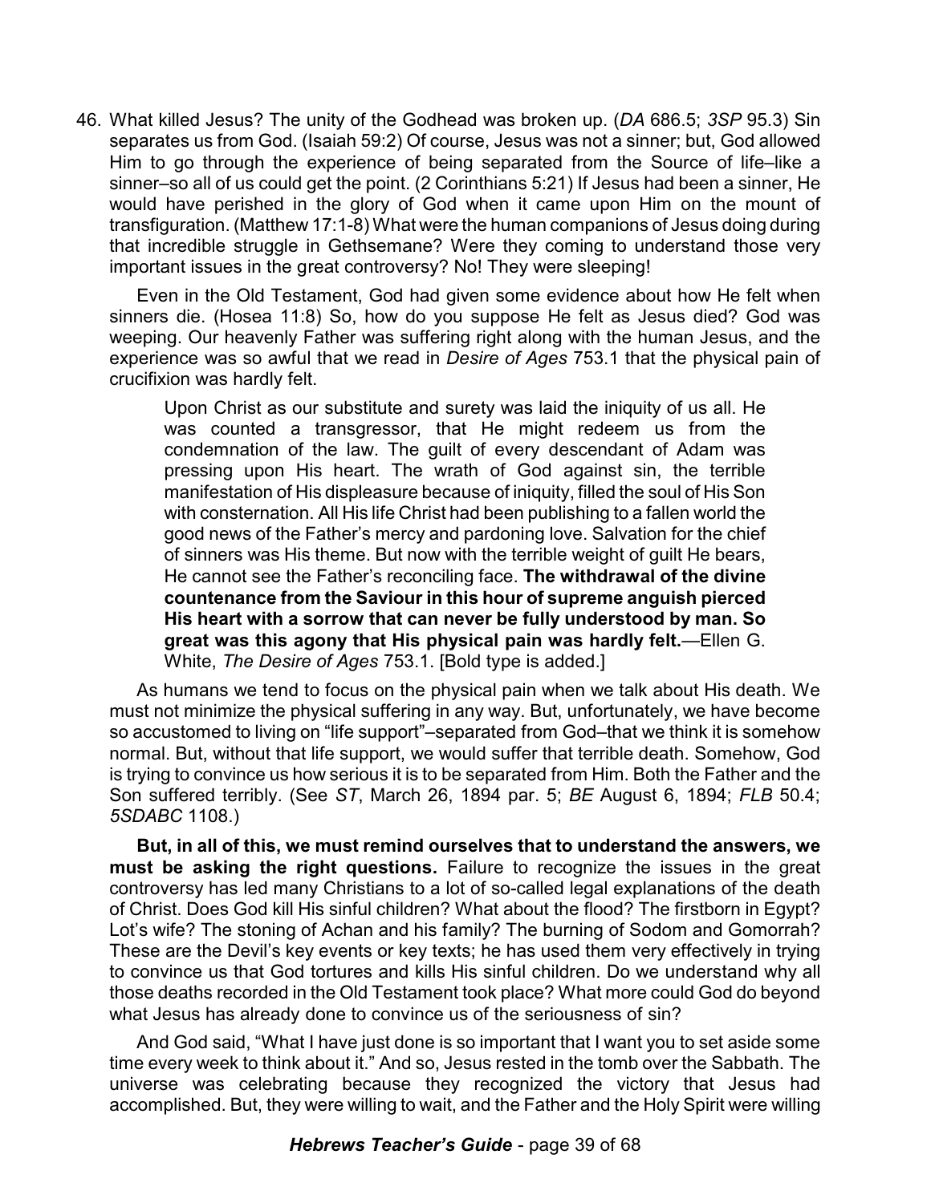46. What killed Jesus? The unity of the Godhead was broken up. (*DA* 686.5; *3SP* 95.3) Sin separates us from God. (Isaiah 59:2) Of course, Jesus was not a sinner; but, God allowed Him to go through the experience of being separated from the Source of life–like a sinner–so all of us could get the point. (2 Corinthians 5:21) If Jesus had been a sinner, He would have perished in the glory of God when it came upon Him on the mount of transfiguration. (Matthew 17:1-8) What were the human companions of Jesus doing during that incredible struggle in Gethsemane? Were they coming to understand those very important issues in the great controversy? No! They were sleeping!

Even in the Old Testament, God had given some evidence about how He felt when sinners die. (Hosea 11:8) So, how do you suppose He felt as Jesus died? God was weeping. Our heavenly Father was suffering right along with the human Jesus, and the experience was so awful that we read in *Desire of Ages* 753.1 that the physical pain of crucifixion was hardly felt.

> Upon Christ as our substitute and surety was laid the iniquity of us all. He was counted a transgressor, that He might redeem us from the condemnation of the law. The guilt of every descendant of Adam was pressing upon His heart. The wrath of God against sin, the terrible manifestation of His displeasure because of iniquity, filled the soul of His Son with consternation. All His life Christ had been publishing to a fallen world the good news of the Father's mercy and pardoning love. Salvation for the chief of sinners was His theme. But now with the terrible weight of guilt He bears, He cannot see the Father's reconciling face. **The withdrawal of the divine countenance from the Saviour in this hour of supreme anguish pierced His heart with a sorrow that can never be fully understood by man. So great was this agony that His physical pain was hardly felt.**—Ellen G. White, *The Desire of Ages* 753.1. [Bold type is added.]

As humans we tend to focus on the physical pain when we talk about His death. We must not minimize the physical suffering in any way. But, unfortunately, we have become so accustomed to living on "life support"–separated from God–that we think it is somehow normal. But, without that life support, we would suffer that terrible death. Somehow, God is trying to convince us how serious it is to be separated from Him. Both the Father and the Son suffered terribly. (See *ST*, March 26, 1894 par. 5; *BE* August 6, 1894; *FLB* 50.4; *5SDABC* 1108.)

**But, in all of this, we must remind ourselves that to understand the answers, we must be asking the right questions.** Failure to recognize the issues in the great controversy has led many Christians to a lot of so-called legal explanations of the death of Christ. Does God kill His sinful children? What about the flood? The firstborn in Egypt? Lot's wife? The stoning of Achan and his family? The burning of Sodom and Gomorrah? These are the Devil's key events or key texts; he has used them very effectively in trying to convince us that God tortures and kills His sinful children. Do we understand why all those deaths recorded in the Old Testament took place? What more could God do beyond what Jesus has already done to convince us of the seriousness of sin?

And God said, "What I have just done is so important that I want you to set aside some time every week to think about it." And so, Jesus rested in the tomb over the Sabbath. The universe was celebrating because they recognized the victory that Jesus had accomplished. But, they were willing to wait, and the Father and the Holy Spirit were willing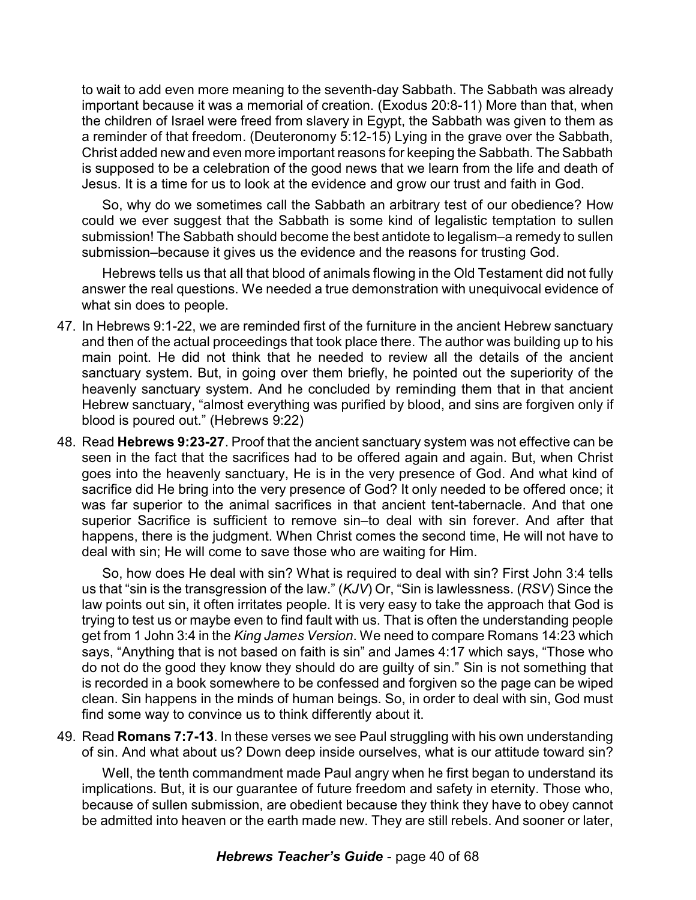to wait to add even more meaning to the seventh-day Sabbath. The Sabbath was already important because it was a memorial of creation. (Exodus 20:8-11) More than that, when the children of Israel were freed from slavery in Egypt, the Sabbath was given to them as a reminder of that freedom. (Deuteronomy 5:12-15) Lying in the grave over the Sabbath, Christ added new and even more important reasons for keeping the Sabbath. The Sabbath is supposed to be a celebration of the good news that we learn from the life and death of Jesus. It is a time for us to look at the evidence and grow our trust and faith in God.

So, why do we sometimes call the Sabbath an arbitrary test of our obedience? How could we ever suggest that the Sabbath is some kind of legalistic temptation to sullen submission! The Sabbath should become the best antidote to legalism–a remedy to sullen submission–because it gives us the evidence and the reasons for trusting God.

Hebrews tells us that all that blood of animals flowing in the Old Testament did not fully answer the real questions. We needed a true demonstration with unequivocal evidence of what sin does to people.

47. In Hebrews 9:1-22, we are reminded first of the furniture in the ancient Hebrew sanctuary and then of the actual proceedings that took place there. The author was building up to his main point. He did not think that he needed to review all the details of the ancient sanctuary system. But, in going over them briefly, he pointed out the superiority of the heavenly sanctuary system. And he concluded by reminding them that in that ancient Hebrew sanctuary, "almost everything was purified by blood, and sins are forgiven only if blood is poured out." (Hebrews 9:22)

48. Read **Hebrews 9:23-27**. Proof that the ancient sanctuary system was not effective can be seen in the fact that the sacrifices had to be offered again and again. But, when Christ goes into the heavenly sanctuary, He is in the very presence of God. And what kind of sacrifice did He bring into the very presence of God? It only needed to be offered once; it was far superior to the animal sacrifices in that ancient tent-tabernacle. And that one superior Sacrifice is sufficient to remove sin–to deal with sin forever. And after that happens, there is the judgment. When Christ comes the second time, He will not have to deal with sin; He will come to save those who are waiting for Him.

    So, how does He deal with sin? What is required to deal with sin? First John 3:4 tells us that "sin is the transgression of the law." (*KJV*) Or, "Sin is lawlessness. (*RSV*) Since the law points out sin, it often irritates people. It is very easy to take the approach that God is trying to test us or maybe even to find fault with us. That is often the understanding people get from 1 John 3:4 in the *King James Version*. We need to compare Romans 14:23 which says, "Anything that is not based on faith is sin" and James 4:17 which says, "Those who do not do the good they know they should do are guilty of sin." Sin is not something that is recorded in a book somewhere to be confessed and forgiven so the page can be wiped clean. Sin happens in the minds of human beings. So, in order to deal with sin, God must find some way to convince us to think differently about it.

49. Read **Romans 7:7-13**. In these verses we see Paul struggling with his own understanding of sin. And what about us? Down deep inside ourselves, what is our attitude toward sin?

    Well, the tenth commandment made Paul angry when he first began to understand its implications. But, it is our guarantee of future freedom and safety in eternity. Those who, because of sullen submission, are obedient because they think they have to obey cannot be admitted into heaven or the earth made new. They are still rebels. And sooner or later,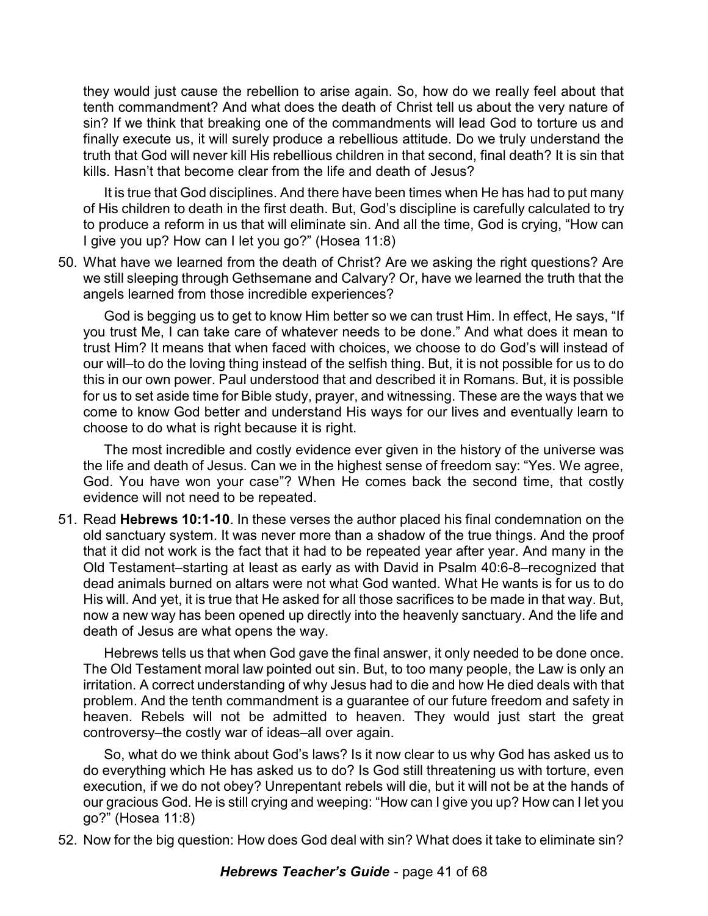they would just cause the rebellion to arise again. So, how do we really feel about that tenth commandment? And what does the death of Christ tell us about the very nature of sin? If we think that breaking one of the commandments will lead God to torture us and finally execute us, it will surely produce a rebellious attitude. Do we truly understand the truth that God will never kill His rebellious children in that second, final death? It is sin that kills. Hasn't that become clear from the life and death of Jesus?

It is true that God disciplines. And there have been times when He has had to put many of His children to death in the first death. But, God's discipline is carefully calculated to try to produce a reform in us that will eliminate sin. And all the time, God is crying, "How can I give you up? How can I let you go?" (Hosea 11:8)

50. What have we learned from the death of Christ? Are we asking the right questions? Are we still sleeping through Gethsemane and Calvary? Or, have we learned the truth that the angels learned from those incredible experiences?

    God is begging us to get to know Him better so we can trust Him. In effect, He says, "If you trust Me, I can take care of whatever needs to be done." And what does it mean to trust Him? It means that when faced with choices, we choose to do God's will instead of our will–to do the loving thing instead of the selfish thing. But, it is not possible for us to do this in our own power. Paul understood that and described it in Romans. But, it is possible for us to set aside time for Bible study, prayer, and witnessing. These are the ways that we come to know God better and understand His ways for our lives and eventually learn to choose to do what is right because it is right.

    The most incredible and costly evidence ever given in the history of the universe was the life and death of Jesus. Can we in the highest sense of freedom say: "Yes. We agree, God. You have won your case"? When He comes back the second time, that costly evidence will not need to be repeated.

51. Read **Hebrews 10:1-10**. In these verses the author placed his final condemnation on the old sanctuary system. It was never more than a shadow of the true things. And the proof that it did not work is the fact that it had to be repeated year after year. And many in the Old Testament–starting at least as early as with David in Psalm 40:6-8–recognized that dead animals burned on altars were not what God wanted. What He wants is for us to do His will. And yet, it is true that He asked for all those sacrifices to be made in that way. But, now a new way has been opened up directly into the heavenly sanctuary. And the life and death of Jesus are what opens the way.

    Hebrews tells us that when God gave the final answer, it only needed to be done once. The Old Testament moral law pointed out sin. But, to too many people, the Law is only an irritation. A correct understanding of why Jesus had to die and how He died deals with that problem. And the tenth commandment is a guarantee of our future freedom and safety in heaven. Rebels will not be admitted to heaven. They would just start the great controversy–the costly war of ideas–all over again.

    So, what do we think about God's laws? Is it now clear to us why God has asked us to do everything which He has asked us to do? Is God still threatening us with torture, even execution, if we do not obey? Unrepentant rebels will die, but it will not be at the hands of our gracious God. He is still crying and weeping: "How can I give you up? How can I let you go?" (Hosea 11:8)

52. Now for the big question: How does God deal with sin? What does it take to eliminate sin?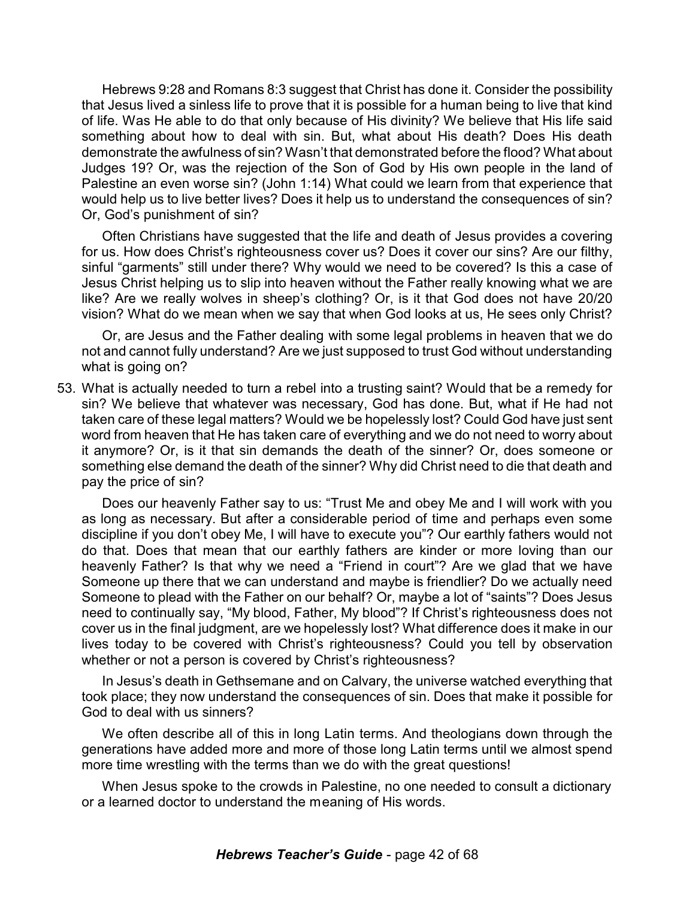Hebrews 9:28 and Romans 8:3 suggest that Christ has done it. Consider the possibility that Jesus lived a sinless life to prove that it is possible for a human being to live that kind of life. Was He able to do that only because of His divinity? We believe that His life said something about how to deal with sin. But, what about His death? Does His death demonstrate the awfulness of sin? Wasn't that demonstrated before the flood? What about Judges 19? Or, was the rejection of the Son of God by His own people in the land of Palestine an even worse sin? (John 1:14) What could we learn from that experience that would help us to live better lives? Does it help us to understand the consequences of sin? Or, God's punishment of sin?

Often Christians have suggested that the life and death of Jesus provides a covering for us. How does Christ's righteousness cover us? Does it cover our sins? Are our filthy, sinful "garments" still under there? Why would we need to be covered? Is this a case of Jesus Christ helping us to slip into heaven without the Father really knowing what we are like? Are we really wolves in sheep's clothing? Or, is it that God does not have 20/20 vision? What do we mean when we say that when God looks at us, He sees only Christ?

Or, are Jesus and the Father dealing with some legal problems in heaven that we do not and cannot fully understand? Are we just supposed to trust God without understanding what is going on?

53. What is actually needed to turn a rebel into a trusting saint? Would that be a remedy for sin? We believe that whatever was necessary, God has done. But, what if He had not taken care of these legal matters? Would we be hopelessly lost? Could God have just sent word from heaven that He has taken care of everything and we do not need to worry about it anymore? Or, is it that sin demands the death of the sinner? Or, does someone or something else demand the death of the sinner? Why did Christ need to die that death and pay the price of sin?

    Does our heavenly Father say to us: "Trust Me and obey Me and I will work with you as long as necessary. But after a considerable period of time and perhaps even some discipline if you don't obey Me, I will have to execute you"? Our earthly fathers would not do that. Does that mean that our earthly fathers are kinder or more loving than our heavenly Father? Is that why we need a "Friend in court"? Are we glad that we have Someone up there that we can understand and maybe is friendlier? Do we actually need Someone to plead with the Father on our behalf? Or, maybe a lot of "saints"? Does Jesus need to continually say, "My blood, Father, My blood"? If Christ's righteousness does not cover us in the final judgment, are we hopelessly lost? What difference does it make in our lives today to be covered with Christ's righteousness? Could you tell by observation whether or not a person is covered by Christ's righteousness?

    In Jesus's death in Gethsemane and on Calvary, the universe watched everything that took place; they now understand the consequences of sin. Does that make it possible for God to deal with us sinners?

    We often describe all of this in long Latin terms. And theologians down through the generations have added more and more of those long Latin terms until we almost spend more time wrestling with the terms than we do with the great questions!

    When Jesus spoke to the crowds in Palestine, no one needed to consult a dictionary or a learned doctor to understand the meaning of His words.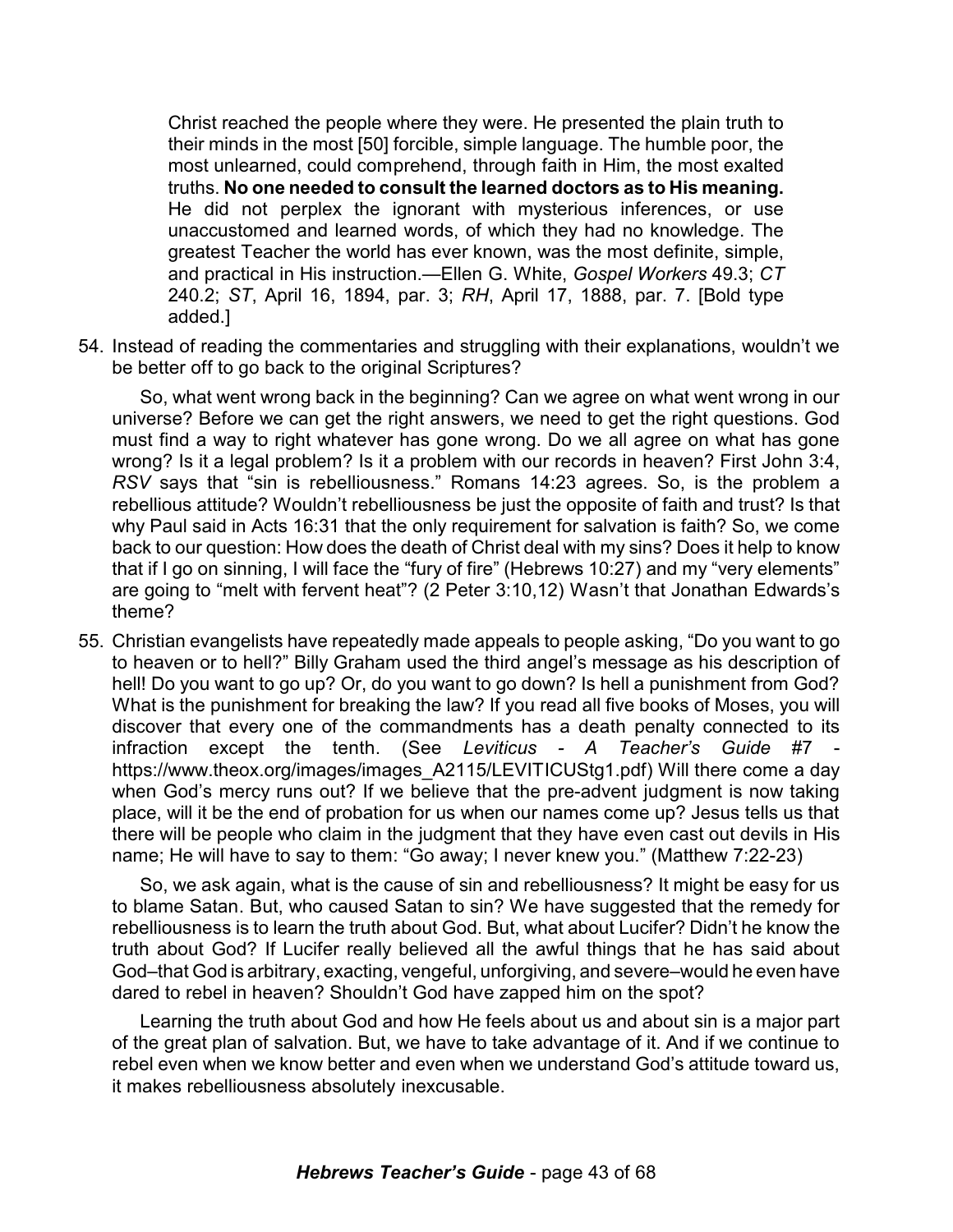> Christ reached the people where they were. He presented the plain truth to their minds in the most [50] forcible, simple language. The humble poor, the most unlearned, could comprehend, through faith in Him, the most exalted truths. **No one needed to consult the learned doctors as to His meaning.** He did not perplex the ignorant with mysterious inferences, or use unaccustomed and learned words, of which they had no knowledge. The greatest Teacher the world has ever known, was the most definite, simple, and practical in His instruction.—Ellen G. White, *Gospel Workers* 49.3; *CT* 240.2; *ST*, April 16, 1894, par. 3; *RH*, April 17, 1888, par. 7. [Bold type added.]

54. Instead of reading the commentaries and struggling with their explanations, wouldn't we be better off to go back to the original Scriptures?

    So, what went wrong back in the beginning? Can we agree on what went wrong in our universe? Before we can get the right answers, we need to get the right questions. God must find a way to right whatever has gone wrong. Do we all agree on what has gone wrong? Is it a legal problem? Is it a problem with our records in heaven? First John 3:4, *RSV* says that "sin is rebelliousness." Romans 14:23 agrees. So, is the problem a rebellious attitude? Wouldn't rebelliousness be just the opposite of faith and trust? Is that why Paul said in Acts 16:31 that the only requirement for salvation is faith? So, we come back to our question: How does the death of Christ deal with my sins? Does it help to know that if I go on sinning, I will face the "fury of fire" (Hebrews 10:27) and my "very elements" are going to "melt with fervent heat"? (2 Peter 3:10,12) Wasn't that Jonathan Edwards's theme?

55. Christian evangelists have repeatedly made appeals to people asking, "Do you want to go to heaven or to hell?" Billy Graham used the third angel's message as his description of hell! Do you want to go up? Or, do you want to go down? Is hell a punishment from God? What is the punishment for breaking the law? If you read all five books of Moses, you will discover that every one of the commandments has a death penalty connected to its infraction except the tenth. (See *Leviticus - A Teacher's Guide* #7 - https://www.theox.org/images/images_A2115/LEVITICUStg1.pdf) Will there come a day when God's mercy runs out? If we believe that the pre-advent judgment is now taking place, will it be the end of probation for us when our names come up? Jesus tells us that there will be people who claim in the judgment that they have even cast out devils in His name; He will have to say to them: "Go away; I never knew you." (Matthew 7:22-23)

    So, we ask again, what is the cause of sin and rebelliousness? It might be easy for us to blame Satan. But, who caused Satan to sin? We have suggested that the remedy for rebelliousness is to learn the truth about God. But, what about Lucifer? Didn't he know the truth about God? If Lucifer really believed all the awful things that he has said about God–that God is arbitrary, exacting, vengeful, unforgiving, and severe–would he even have dared to rebel in heaven? Shouldn't God have zapped him on the spot?

    Learning the truth about God and how He feels about us and about sin is a major part of the great plan of salvation. But, we have to take advantage of it. And if we continue to rebel even when we know better and even when we understand God's attitude toward us, it makes rebelliousness absolutely inexcusable.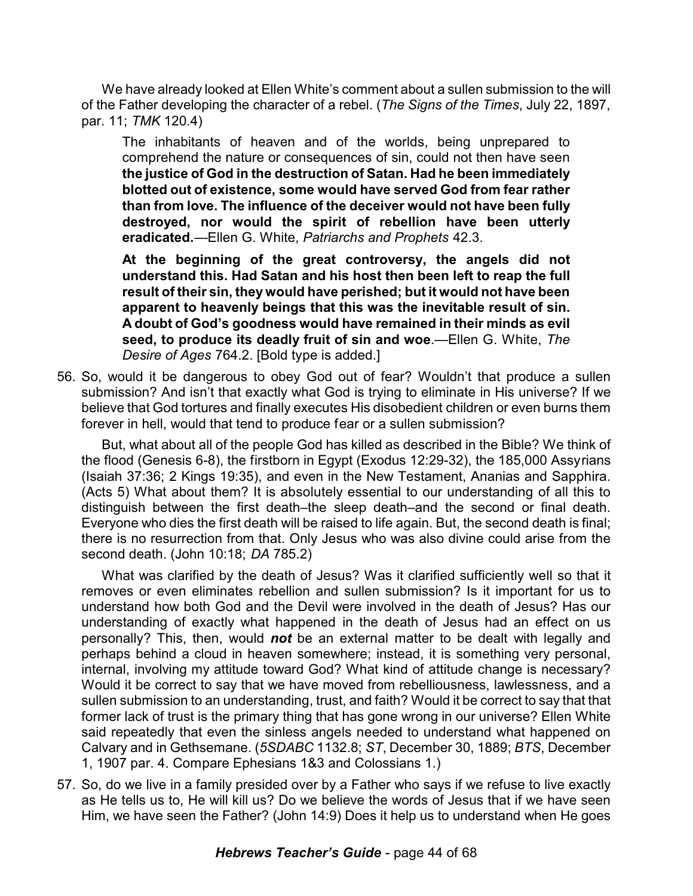We have already looked at Ellen White's comment about a sullen submission to the will of the Father developing the character of a rebel. (*The Signs of the Times*, July 22, 1897, par. 11; *TMK* 120.4)

> The inhabitants of heaven and of the worlds, being unprepared to comprehend the nature or consequences of sin, could not then have seen **the justice of God in the destruction of Satan. Had he been immediately blotted out of existence, some would have served God from fear rather than from love. The influence of the deceiver would not have been fully destroyed, nor would the spirit of rebellion have been utterly eradicated.**—Ellen G. White, *Patriarchs and Prophets* 42.3.
>
> **At the beginning of the great controversy, the angels did not understand this. Had Satan and his host then been left to reap the full result of their sin, they would have perished; but it would not have been apparent to heavenly beings that this was the inevitable result of sin. A doubt of God's goodness would have remained in their minds as evil seed, to produce its deadly fruit of sin and woe**.—Ellen G. White, *The Desire of Ages* 764.2. [Bold type is added.]

56. So, would it be dangerous to obey God out of fear? Wouldn't that produce a sullen submission? And isn't that exactly what God is trying to eliminate in His universe? If we believe that God tortures and finally executes His disobedient children or even burns them forever in hell, would that tend to produce fear or a sullen submission?

    But, what about all of the people God has killed as described in the Bible? We think of the flood (Genesis 6-8), the firstborn in Egypt (Exodus 12:29-32), the 185,000 Assyrians (Isaiah 37:36; 2 Kings 19:35), and even in the New Testament, Ananias and Sapphira. (Acts 5) What about them? It is absolutely essential to our understanding of all this to distinguish between the first death–the sleep death–and the second or final death. Everyone who dies the first death will be raised to life again. But, the second death is final; there is no resurrection from that. Only Jesus who was also divine could arise from the second death. (John 10:18; *DA* 785.2)

    What was clarified by the death of Jesus? Was it clarified sufficiently well so that it removes or even eliminates rebellion and sullen submission? Is it important for us to understand how both God and the Devil were involved in the death of Jesus? Has our understanding of exactly what happened in the death of Jesus had an effect on us personally? This, then, would ***not*** be an external matter to be dealt with legally and perhaps behind a cloud in heaven somewhere; instead, it is something very personal, internal, involving my attitude toward God? What kind of attitude change is necessary? Would it be correct to say that we have moved from rebelliousness, lawlessness, and a sullen submission to an understanding, trust, and faith? Would it be correct to say that that former lack of trust is the primary thing that has gone wrong in our universe? Ellen White said repeatedly that even the sinless angels needed to understand what happened on Calvary and in Gethsemane. (*5SDABC* 1132.8; *ST*, December 30, 1889; *BTS*, December 1, 1907 par. 4. Compare Ephesians 1&3 and Colossians 1.)

57. So, do we live in a family presided over by a Father who says if we refuse to live exactly as He tells us to, He will kill us? Do we believe the words of Jesus that if we have seen Him, we have seen the Father? (John 14:9) Does it help us to understand when He goes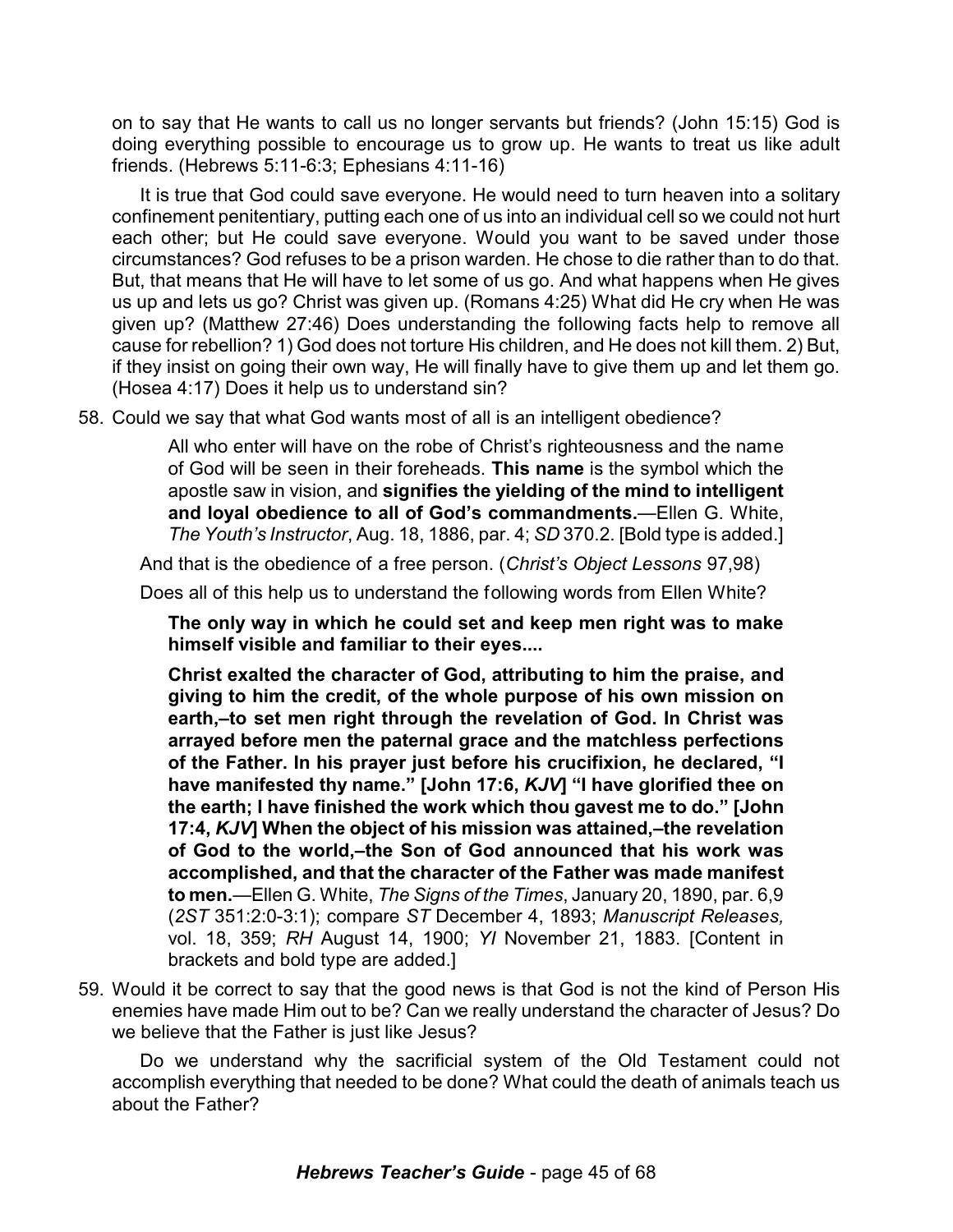on to say that He wants to call us no longer servants but friends? (John 15:15) God is doing everything possible to encourage us to grow up. He wants to treat us like adult friends. (Hebrews 5:11-6:3; Ephesians 4:11-16)

It is true that God could save everyone. He would need to turn heaven into a solitary confinement penitentiary, putting each one of us into an individual cell so we could not hurt each other; but He could save everyone. Would you want to be saved under those circumstances? God refuses to be a prison warden. He chose to die rather than to do that. But, that means that He will have to let some of us go. And what happens when He gives us up and lets us go? Christ was given up. (Romans 4:25) What did He cry when He was given up? (Matthew 27:46) Does understanding the following facts help to remove all cause for rebellion? 1) God does not torture His children, and He does not kill them. 2) But, if they insist on going their own way, He will finally have to give them up and let them go. (Hosea 4:17) Does it help us to understand sin?

58. Could we say that what God wants most of all is an intelligent obedience?

> All who enter will have on the robe of Christ's righteousness and the name of God will be seen in their foreheads. **This name** is the symbol which the apostle saw in vision, and **signifies the yielding of the mind to intelligent and loyal obedience to all of God's commandments.**—Ellen G. White, *The Youth's Instructor*, Aug. 18, 1886, par. 4; *SD* 370.2. [Bold type is added.]

And that is the obedience of a free person. (*Christ's Object Lessons* 97,98)

Does all of this help us to understand the following words from Ellen White?

> **The only way in which he could set and keep men right was to make himself visible and familiar to their eyes....**
>
> **Christ exalted the character of God, attributing to him the praise, and giving to him the credit, of the whole purpose of his own mission on earth,–to set men right through the revelation of God. In Christ was arrayed before men the paternal grace and the matchless perfections of the Father. In his prayer just before his crucifixion, he declared, "I have manifested thy name." [John 17:6, *KJV*] "I have glorified thee on the earth; I have finished the work which thou gavest me to do." [John 17:4, *KJV*] When the object of his mission was attained,–the revelation of God to the world,–the Son of God announced that his work was accomplished, and that the character of the Father was made manifest to men.**—Ellen G. White, *The Signs of the Times*, January 20, 1890, par. 6,9 (*2ST* 351:2:0-3:1); compare *ST* December 4, 1893; *Manuscript Releases,* vol. 18, 359; *RH* August 14, 1900; *YI* November 21, 1883. [Content in brackets and bold type are added.]

59. Would it be correct to say that the good news is that God is not the kind of Person His enemies have made Him out to be? Can we really understand the character of Jesus? Do we believe that the Father is just like Jesus?

Do we understand why the sacrificial system of the Old Testament could not accomplish everything that needed to be done? What could the death of animals teach us about the Father?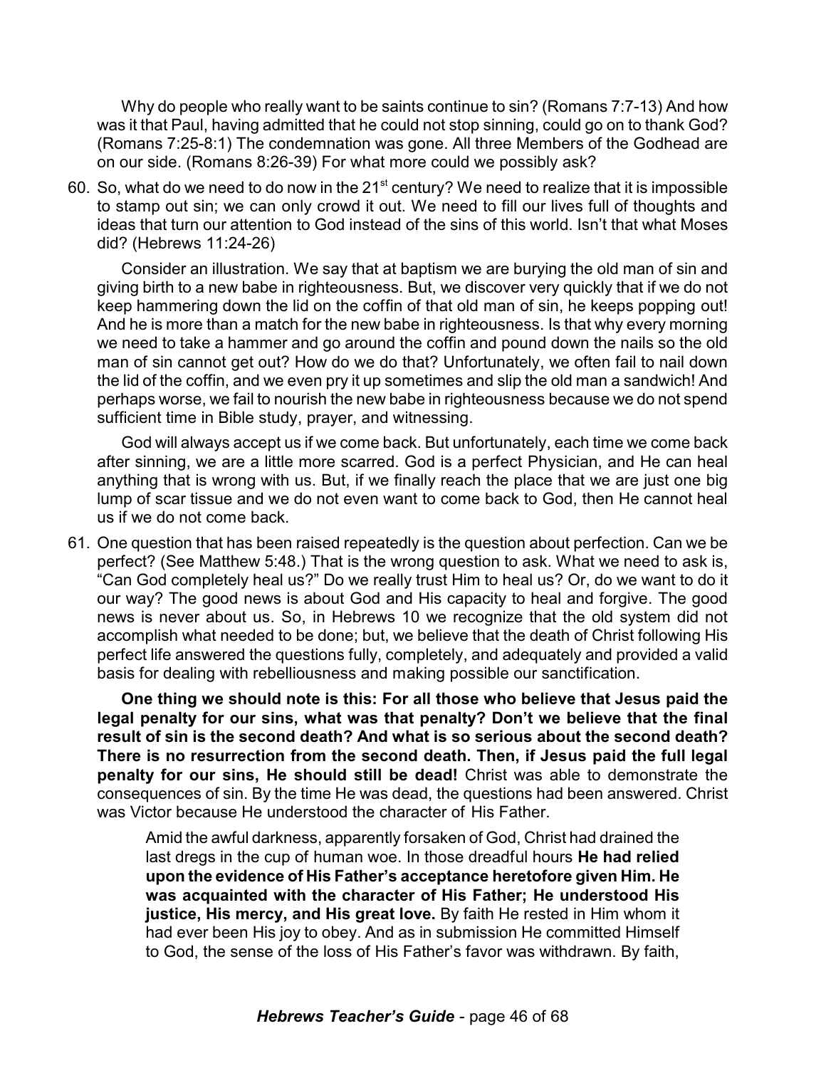Why do people who really want to be saints continue to sin? (Romans 7:7-13) And how was it that Paul, having admitted that he could not stop sinning, could go on to thank God? (Romans 7:25-8:1) The condemnation was gone. All three Members of the Godhead are on our side. (Romans 8:26-39) For what more could we possibly ask?

60. So, what do we need to do now in the 21st century? We need to realize that it is impossible to stamp out sin; we can only crowd it out. We need to fill our lives full of thoughts and ideas that turn our attention to God instead of the sins of this world. Isn't that what Moses did? (Hebrews 11:24-26)

    Consider an illustration. We say that at baptism we are burying the old man of sin and giving birth to a new babe in righteousness. But, we discover very quickly that if we do not keep hammering down the lid on the coffin of that old man of sin, he keeps popping out! And he is more than a match for the new babe in righteousness. Is that why every morning we need to take a hammer and go around the coffin and pound down the nails so the old man of sin cannot get out? How do we do that? Unfortunately, we often fail to nail down the lid of the coffin, and we even pry it up sometimes and slip the old man a sandwich! And perhaps worse, we fail to nourish the new babe in righteousness because we do not spend sufficient time in Bible study, prayer, and witnessing.

    God will always accept us if we come back. But unfortunately, each time we come back after sinning, we are a little more scarred. God is a perfect Physician, and He can heal anything that is wrong with us. But, if we finally reach the place that we are just one big lump of scar tissue and we do not even want to come back to God, then He cannot heal us if we do not come back.

61. One question that has been raised repeatedly is the question about perfection. Can we be perfect? (See Matthew 5:48.) That is the wrong question to ask. What we need to ask is, "Can God completely heal us?" Do we really trust Him to heal us? Or, do we want to do it our way? The good news is about God and His capacity to heal and forgive. The good news is never about us. So, in Hebrews 10 we recognize that the old system did not accomplish what needed to be done; but, we believe that the death of Christ following His perfect life answered the questions fully, completely, and adequately and provided a valid basis for dealing with rebelliousness and making possible our sanctification.

    **One thing we should note is this: For all those who believe that Jesus paid the legal penalty for our sins, what was that penalty? Don't we believe that the final result of sin is the second death? And what is so serious about the second death? There is no resurrection from the second death. Then, if Jesus paid the full legal penalty for our sins, He should still be dead!** Christ was able to demonstrate the consequences of sin. By the time He was dead, the questions had been answered. Christ was Victor because He understood the character of His Father.

    > Amid the awful darkness, apparently forsaken of God, Christ had drained the last dregs in the cup of human woe. In those dreadful hours **He had relied upon the evidence of His Father's acceptance heretofore given Him. He was acquainted with the character of His Father; He understood His justice, His mercy, and His great love.** By faith He rested in Him whom it had ever been His joy to obey. And as in submission He committed Himself to God, the sense of the loss of His Father's favor was withdrawn. By faith,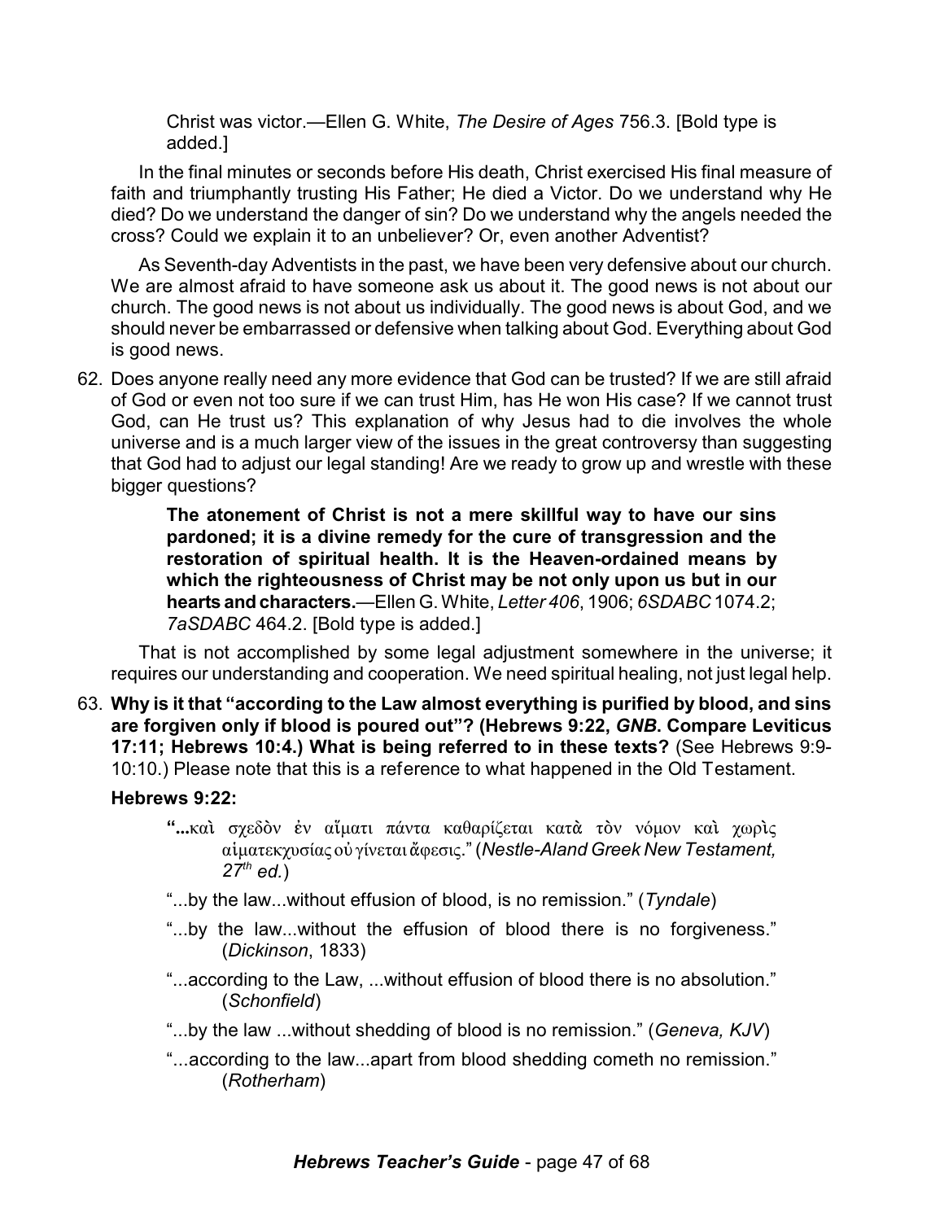> Christ was victor.—Ellen G. White, *The Desire of Ages* 756.3. [Bold type is added.]

In the final minutes or seconds before His death, Christ exercised His final measure of faith and triumphantly trusting His Father; He died a Victor. Do we understand why He died? Do we understand the danger of sin? Do we understand why the angels needed the cross? Could we explain it to an unbeliever? Or, even another Adventist?

As Seventh-day Adventists in the past, we have been very defensive about our church. We are almost afraid to have someone ask us about it. The good news is not about our church. The good news is not about us individually. The good news is about God, and we should never be embarrassed or defensive when talking about God. Everything about God is good news.

62. Does anyone really need any more evidence that God can be trusted? If we are still afraid of God or even not too sure if we can trust Him, has He won His case? If we cannot trust God, can He trust us? This explanation of why Jesus had to die involves the whole universe and is a much larger view of the issues in the great controversy than suggesting that God had to adjust our legal standing! Are we ready to grow up and wrestle with these bigger questions?

> **The atonement of Christ is not a mere skillful way to have our sins pardoned; it is a divine remedy for the cure of transgression and the restoration of spiritual health. It is the Heaven-ordained means by which the righteousness of Christ may be not only upon us but in our hearts and characters.**—Ellen G. White, *Letter 406*, 1906; *6SDABC* 1074.2; *7aSDABC* 464.2. [Bold type is added.]

That is not accomplished by some legal adjustment somewhere in the universe; it requires our understanding and cooperation. We need spiritual healing, not just legal help.

63. **Why is it that "according to the Law almost everything is purified by blood, and sins are forgiven only if blood is poured out"? (Hebrews 9:22, *GNB*. Compare Leviticus 17:11; Hebrews 10:4.) What is being referred to in these texts?** (See Hebrews 9:9-10:10.) Please note that this is a reference to what happened in the Old Testament.

**Hebrews 9:22:**

> "**...**καὶ σχεδὸν ἐν αἵματι πάντα καθαρίζεται κατὰ τὸν νόμον καὶ χωρὶς αἱματεκχυσίας οὐ γίνεται ἄφεσις." (*Nestle-Aland Greek New Testament, 27th ed.*)
>
> "...by the law...without effusion of blood, is no remission." (*Tyndale*)
>
> "...by the law...without the effusion of blood there is no forgiveness." (*Dickinson*, 1833)
>
> "...according to the Law, ...without effusion of blood there is no absolution." (*Schonfield*)
>
> "...by the law ...without shedding of blood is no remission." (*Geneva, KJV*)
>
> "...according to the law...apart from blood shedding cometh no remission." (*Rotherham*)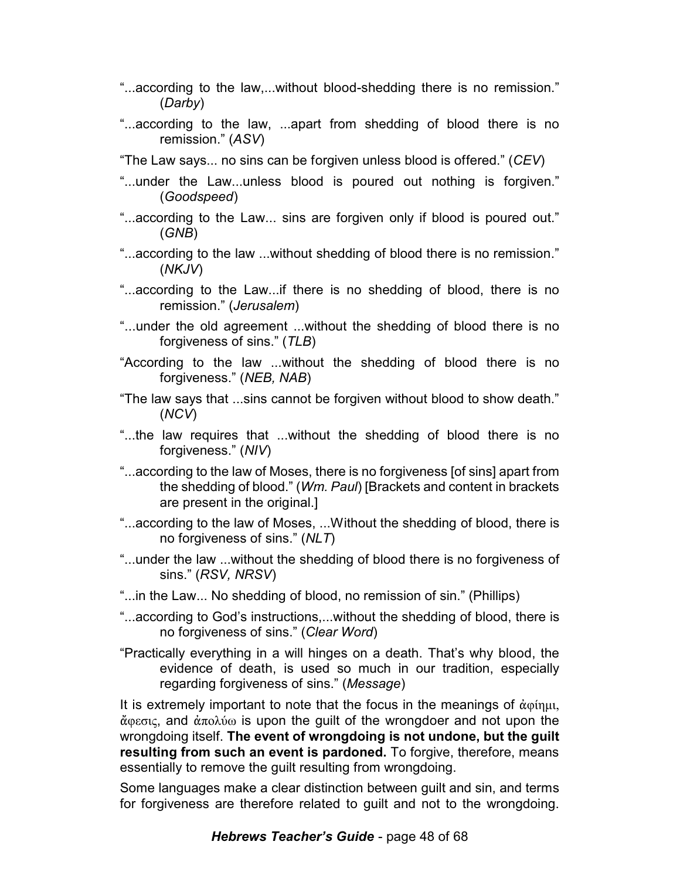"...according to the law,...without blood-shedding there is no remission." (*Darby*)

"...according to the law, ...apart from shedding of blood there is no remission." (*ASV*)

"The Law says... no sins can be forgiven unless blood is offered." (*CEV*)

"...under the Law...unless blood is poured out nothing is forgiven." (*Goodspeed*)

"...according to the Law... sins are forgiven only if blood is poured out." (*GNB*)

"...according to the law ...without shedding of blood there is no remission." (*NKJV*)

"...according to the Law...if there is no shedding of blood, there is no remission." (*Jerusalem*)

"...under the old agreement ...without the shedding of blood there is no forgiveness of sins." (*TLB*)

"According to the law ...without the shedding of blood there is no forgiveness." (*NEB, NAB*)

"The law says that ...sins cannot be forgiven without blood to show death." (*NCV*)

"...the law requires that ...without the shedding of blood there is no forgiveness." (*NIV*)

"...according to the law of Moses, there is no forgiveness [of sins] apart from the shedding of blood." (*Wm. Paul*) [Brackets and content in brackets are present in the original.]

"...according to the law of Moses, ...Without the shedding of blood, there is no forgiveness of sins." (*NLT*)

"...under the law ...without the shedding of blood there is no forgiveness of sins." (*RSV, NRSV*)

"...in the Law... No shedding of blood, no remission of sin." (Phillips)

"...according to God's instructions,...without the shedding of blood, there is no forgiveness of sins." (*Clear Word*)

"Practically everything in a will hinges on a death. That's why blood, the evidence of death, is used so much in our tradition, especially regarding forgiveness of sins." (*Message*)

It is extremely important to note that the focus in the meanings of ἀφίημι, ἄφεσις, and ἀπολύω is upon the guilt of the wrongdoer and not upon the wrongdoing itself. **The event of wrongdoing is not undone, but the guilt resulting from such an event is pardoned.** To forgive, therefore, means essentially to remove the guilt resulting from wrongdoing.

Some languages make a clear distinction between guilt and sin, and terms for forgiveness are therefore related to guilt and not to the wrongdoing.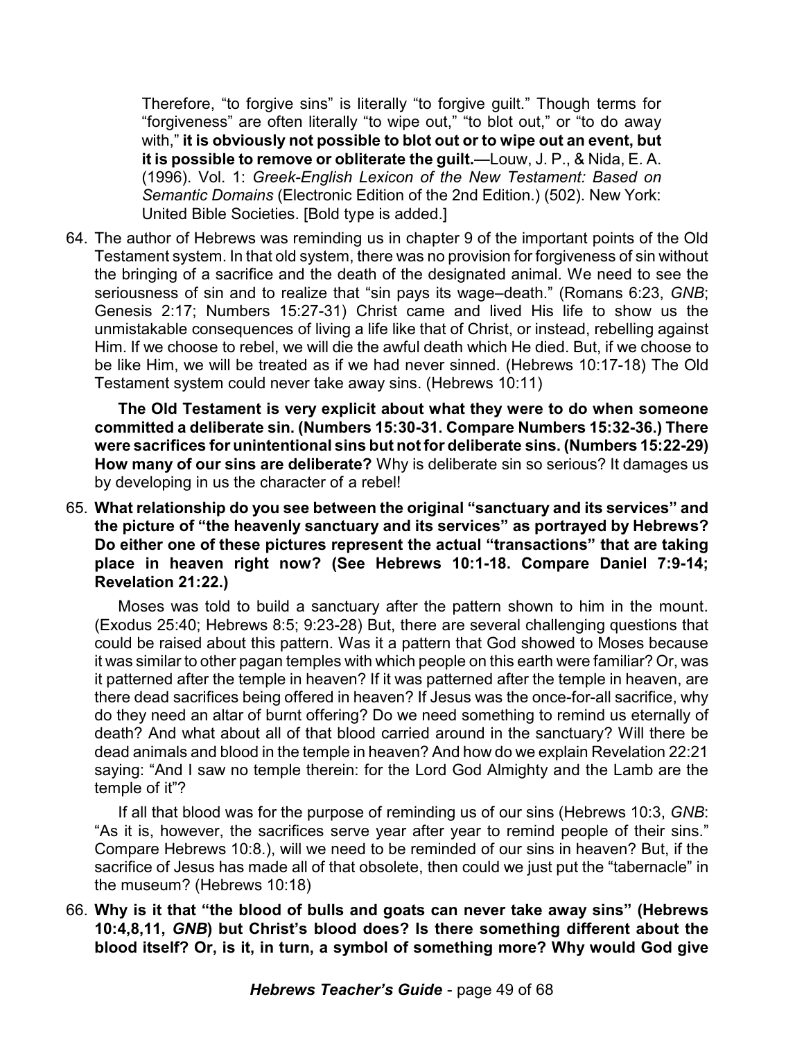Therefore, "to forgive sins" is literally "to forgive guilt." Though terms for "forgiveness" are often literally "to wipe out," "to blot out," or "to do away with," **it is obviously not possible to blot out or to wipe out an event, but it is possible to remove or obliterate the guilt.**—Louw, J. P., & Nida, E. A. (1996). Vol. 1: *Greek-English Lexicon of the New Testament: Based on Semantic Domains* (Electronic Edition of the 2nd Edition.) (502). New York: United Bible Societies. [Bold type is added.]

64. The author of Hebrews was reminding us in chapter 9 of the important points of the Old Testament system. In that old system, there was no provision for forgiveness of sin without the bringing of a sacrifice and the death of the designated animal. We need to see the seriousness of sin and to realize that "sin pays its wage–death." (Romans 6:23, *GNB*; Genesis 2:17; Numbers 15:27-31) Christ came and lived His life to show us the unmistakable consequences of living a life like that of Christ, or instead, rebelling against Him. If we choose to rebel, we will die the awful death which He died. But, if we choose to be like Him, we will be treated as if we had never sinned. (Hebrews 10:17-18) The Old Testament system could never take away sins. (Hebrews 10:11)

    **The Old Testament is very explicit about what they were to do when someone committed a deliberate sin. (Numbers 15:30-31. Compare Numbers 15:32-36.) There were sacrifices for unintentional sins but not for deliberate sins. (Numbers 15:22-29) How many of our sins are deliberate?** Why is deliberate sin so serious? It damages us by developing in us the character of a rebel!

65. **What relationship do you see between the original "sanctuary and its services" and the picture of "the heavenly sanctuary and its services" as portrayed by Hebrews? Do either one of these pictures represent the actual "transactions" that are taking place in heaven right now? (See Hebrews 10:1-18. Compare Daniel 7:9-14; Revelation 21:22.)**

    Moses was told to build a sanctuary after the pattern shown to him in the mount. (Exodus 25:40; Hebrews 8:5; 9:23-28) But, there are several challenging questions that could be raised about this pattern. Was it a pattern that God showed to Moses because it was similar to other pagan temples with which people on this earth were familiar? Or, was it patterned after the temple in heaven? If it was patterned after the temple in heaven, are there dead sacrifices being offered in heaven? If Jesus was the once-for-all sacrifice, why do they need an altar of burnt offering? Do we need something to remind us eternally of death? And what about all of that blood carried around in the sanctuary? Will there be dead animals and blood in the temple in heaven? And how do we explain Revelation 22:21 saying: "And I saw no temple therein: for the Lord God Almighty and the Lamb are the temple of it"?

    If all that blood was for the purpose of reminding us of our sins (Hebrews 10:3, *GNB*: "As it is, however, the sacrifices serve year after year to remind people of their sins." Compare Hebrews 10:8.), will we need to be reminded of our sins in heaven? But, if the sacrifice of Jesus has made all of that obsolete, then could we just put the "tabernacle" in the museum? (Hebrews 10:18)

66. **Why is it that "the blood of bulls and goats can never take away sins" (Hebrews 10:4,8,11, *GNB*) but Christ's blood does? Is there something different about the blood itself? Or, is it, in turn, a symbol of something more? Why would God give**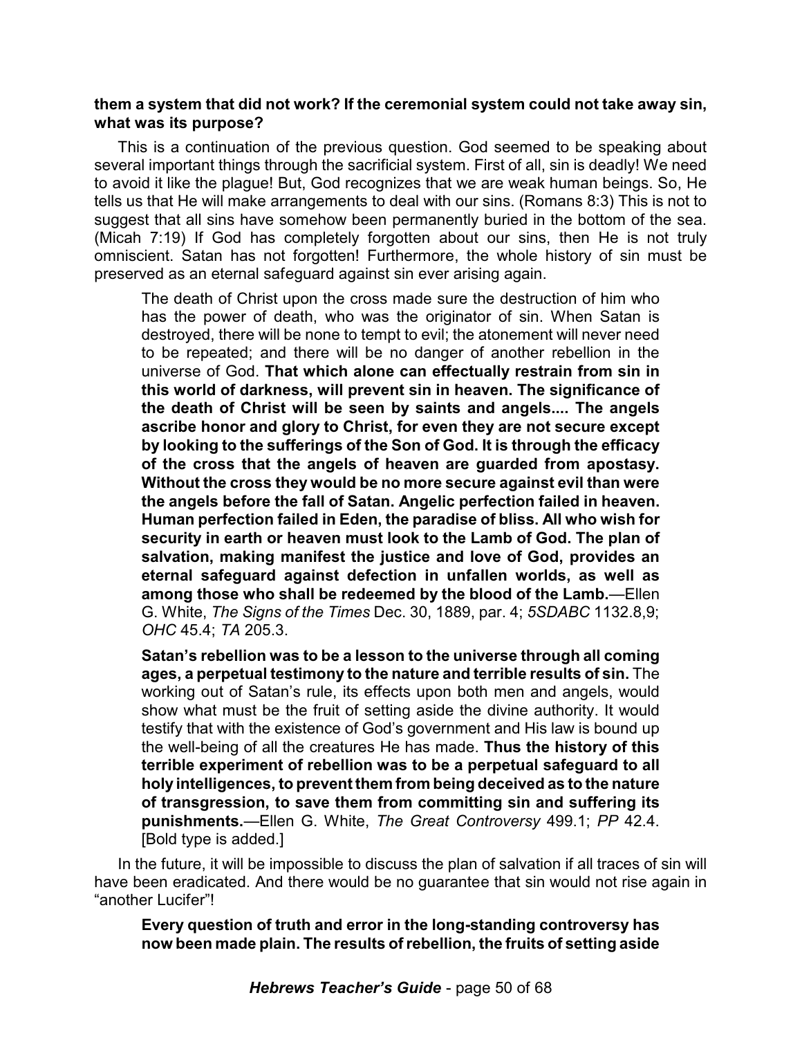**them a system that did not work? If the ceremonial system could not take away sin, what was its purpose?**

This is a continuation of the previous question. God seemed to be speaking about several important things through the sacrificial system. First of all, sin is deadly! We need to avoid it like the plague! But, God recognizes that we are weak human beings. So, He tells us that He will make arrangements to deal with our sins. (Romans 8:3) This is not to suggest that all sins have somehow been permanently buried in the bottom of the sea. (Micah 7:19) If God has completely forgotten about our sins, then He is not truly omniscient. Satan has not forgotten! Furthermore, the whole history of sin must be preserved as an eternal safeguard against sin ever arising again.

> The death of Christ upon the cross made sure the destruction of him who has the power of death, who was the originator of sin. When Satan is destroyed, there will be none to tempt to evil; the atonement will never need to be repeated; and there will be no danger of another rebellion in the universe of God. **That which alone can effectually restrain from sin in this world of darkness, will prevent sin in heaven. The significance of the death of Christ will be seen by saints and angels.... The angels ascribe honor and glory to Christ, for even they are not secure except by looking to the sufferings of the Son of God. It is through the efficacy of the cross that the angels of heaven are guarded from apostasy. Without the cross they would be no more secure against evil than were the angels before the fall of Satan. Angelic perfection failed in heaven. Human perfection failed in Eden, the paradise of bliss. All who wish for security in earth or heaven must look to the Lamb of God. The plan of salvation, making manifest the justice and love of God, provides an eternal safeguard against defection in unfallen worlds, as well as among those who shall be redeemed by the blood of the Lamb.**—Ellen G. White, *The Signs of the Times* Dec. 30, 1889, par. 4; *5SDABC* 1132.8,9; *OHC* 45.4; *TA* 205.3.

> **Satan's rebellion was to be a lesson to the universe through all coming ages, a perpetual testimony to the nature and terrible results of sin.** The working out of Satan's rule, its effects upon both men and angels, would show what must be the fruit of setting aside the divine authority. It would testify that with the existence of God's government and His law is bound up the well-being of all the creatures He has made. **Thus the history of this terrible experiment of rebellion was to be a perpetual safeguard to all holy intelligences, to prevent them from being deceived as to the nature of transgression, to save them from committing sin and suffering its punishments.**—Ellen G. White, *The Great Controversy* 499.1; *PP* 42.4. [Bold type is added.]

In the future, it will be impossible to discuss the plan of salvation if all traces of sin will have been eradicated. And there would be no guarantee that sin would not rise again in "another Lucifer"!

> **Every question of truth and error in the long-standing controversy has now been made plain. The results of rebellion, the fruits of setting aside**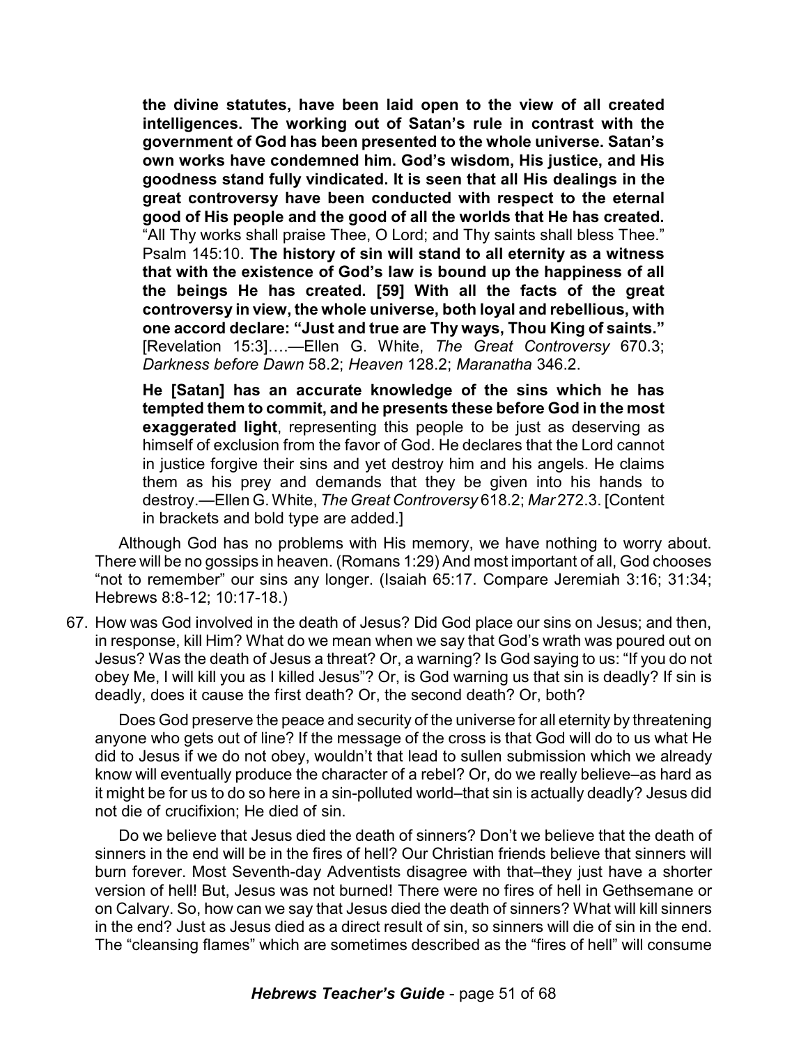> **the divine statutes, have been laid open to the view of all created intelligences. The working out of Satan's rule in contrast with the government of God has been presented to the whole universe. Satan's own works have condemned him. God's wisdom, His justice, and His goodness stand fully vindicated. It is seen that all His dealings in the great controversy have been conducted with respect to the eternal good of His people and the good of all the worlds that He has created.** "All Thy works shall praise Thee, O Lord; and Thy saints shall bless Thee." Psalm 145:10. **The history of sin will stand to all eternity as a witness that with the existence of God's law is bound up the happiness of all the beings He has created. [59] With all the facts of the great controversy in view, the whole universe, both loyal and rebellious, with one accord declare: "Just and true are Thy ways, Thou King of saints."** [Revelation 15:3]….—Ellen G. White, *The Great Controversy* 670.3; *Darkness before Dawn* 58.2; *Heaven* 128.2; *Maranatha* 346.2.
>
> **He [Satan] has an accurate knowledge of the sins which he has tempted them to commit, and he presents these before God in the most exaggerated light**, representing this people to be just as deserving as himself of exclusion from the favor of God. He declares that the Lord cannot in justice forgive their sins and yet destroy him and his angels. He claims them as his prey and demands that they be given into his hands to destroy.—Ellen G. White, *The Great Controversy* 618.2; *Mar* 272.3. [Content in brackets and bold type are added.]

Although God has no problems with His memory, we have nothing to worry about. There will be no gossips in heaven. (Romans 1:29) And most important of all, God chooses "not to remember" our sins any longer. (Isaiah 65:17. Compare Jeremiah 3:16; 31:34; Hebrews 8:8-12; 10:17-18.)

67. How was God involved in the death of Jesus? Did God place our sins on Jesus; and then, in response, kill Him? What do we mean when we say that God's wrath was poured out on Jesus? Was the death of Jesus a threat? Or, a warning? Is God saying to us: "If you do not obey Me, I will kill you as I killed Jesus"? Or, is God warning us that sin is deadly? If sin is deadly, does it cause the first death? Or, the second death? Or, both?

    Does God preserve the peace and security of the universe for all eternity by threatening anyone who gets out of line? If the message of the cross is that God will do to us what He did to Jesus if we do not obey, wouldn't that lead to sullen submission which we already know will eventually produce the character of a rebel? Or, do we really believe–as hard as it might be for us to do so here in a sin-polluted world–that sin is actually deadly? Jesus did not die of crucifixion; He died of sin.

    Do we believe that Jesus died the death of sinners? Don't we believe that the death of sinners in the end will be in the fires of hell? Our Christian friends believe that sinners will burn forever. Most Seventh-day Adventists disagree with that–they just have a shorter version of hell! But, Jesus was not burned! There were no fires of hell in Gethsemane or on Calvary. So, how can we say that Jesus died the death of sinners? What will kill sinners in the end? Just as Jesus died as a direct result of sin, so sinners will die of sin in the end. The "cleansing flames" which are sometimes described as the "fires of hell" will consume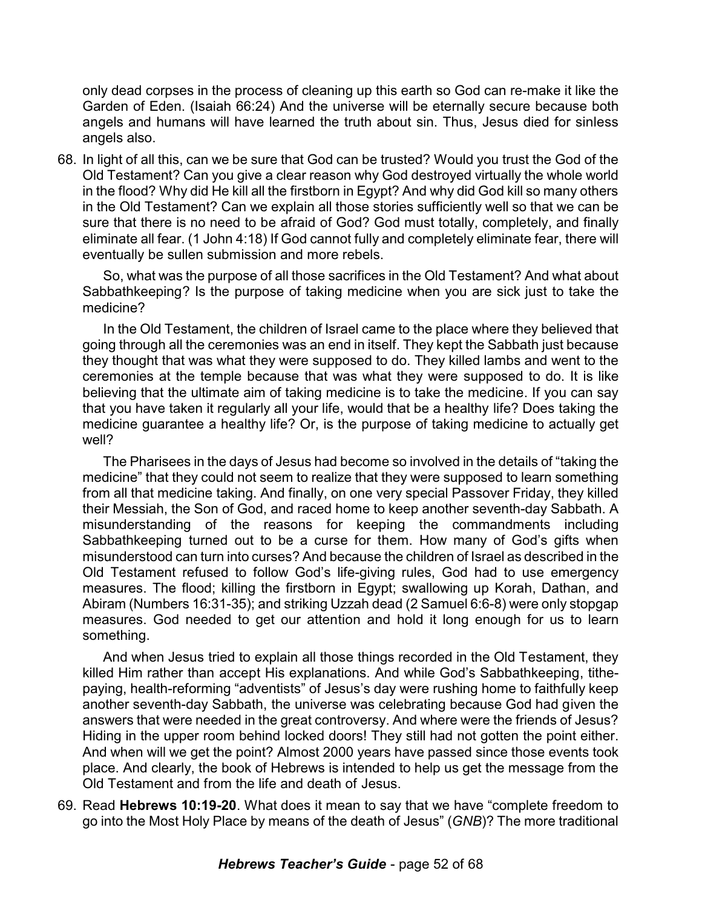only dead corpses in the process of cleaning up this earth so God can re-make it like the Garden of Eden. (Isaiah 66:24) And the universe will be eternally secure because both angels and humans will have learned the truth about sin. Thus, Jesus died for sinless angels also.

68. In light of all this, can we be sure that God can be trusted? Would you trust the God of the Old Testament? Can you give a clear reason why God destroyed virtually the whole world in the flood? Why did He kill all the firstborn in Egypt? And why did God kill so many others in the Old Testament? Can we explain all those stories sufficiently well so that we can be sure that there is no need to be afraid of God? God must totally, completely, and finally eliminate all fear. (1 John 4:18) If God cannot fully and completely eliminate fear, there will eventually be sullen submission and more rebels.

    So, what was the purpose of all those sacrifices in the Old Testament? And what about Sabbathkeeping? Is the purpose of taking medicine when you are sick just to take the medicine?

    In the Old Testament, the children of Israel came to the place where they believed that going through all the ceremonies was an end in itself. They kept the Sabbath just because they thought that was what they were supposed to do. They killed lambs and went to the ceremonies at the temple because that was what they were supposed to do. It is like believing that the ultimate aim of taking medicine is to take the medicine. If you can say that you have taken it regularly all your life, would that be a healthy life? Does taking the medicine guarantee a healthy life? Or, is the purpose of taking medicine to actually get well?

    The Pharisees in the days of Jesus had become so involved in the details of "taking the medicine" that they could not seem to realize that they were supposed to learn something from all that medicine taking. And finally, on one very special Passover Friday, they killed their Messiah, the Son of God, and raced home to keep another seventh-day Sabbath. A misunderstanding of the reasons for keeping the commandments including Sabbathkeeping turned out to be a curse for them. How many of God's gifts when misunderstood can turn into curses? And because the children of Israel as described in the Old Testament refused to follow God's life-giving rules, God had to use emergency measures. The flood; killing the firstborn in Egypt; swallowing up Korah, Dathan, and Abiram (Numbers 16:31-35); and striking Uzzah dead (2 Samuel 6:6-8) were only stopgap measures. God needed to get our attention and hold it long enough for us to learn something.

    And when Jesus tried to explain all those things recorded in the Old Testament, they killed Him rather than accept His explanations. And while God's Sabbathkeeping, tithe-paying, health-reforming "adventists" of Jesus's day were rushing home to faithfully keep another seventh-day Sabbath, the universe was celebrating because God had given the answers that were needed in the great controversy. And where were the friends of Jesus? Hiding in the upper room behind locked doors! They still had not gotten the point either. And when will we get the point? Almost 2000 years have passed since those events took place. And clearly, the book of Hebrews is intended to help us get the message from the Old Testament and from the life and death of Jesus.

69. Read **Hebrews 10:19-20**. What does it mean to say that we have "complete freedom to go into the Most Holy Place by means of the death of Jesus" (*GNB*)? The more traditional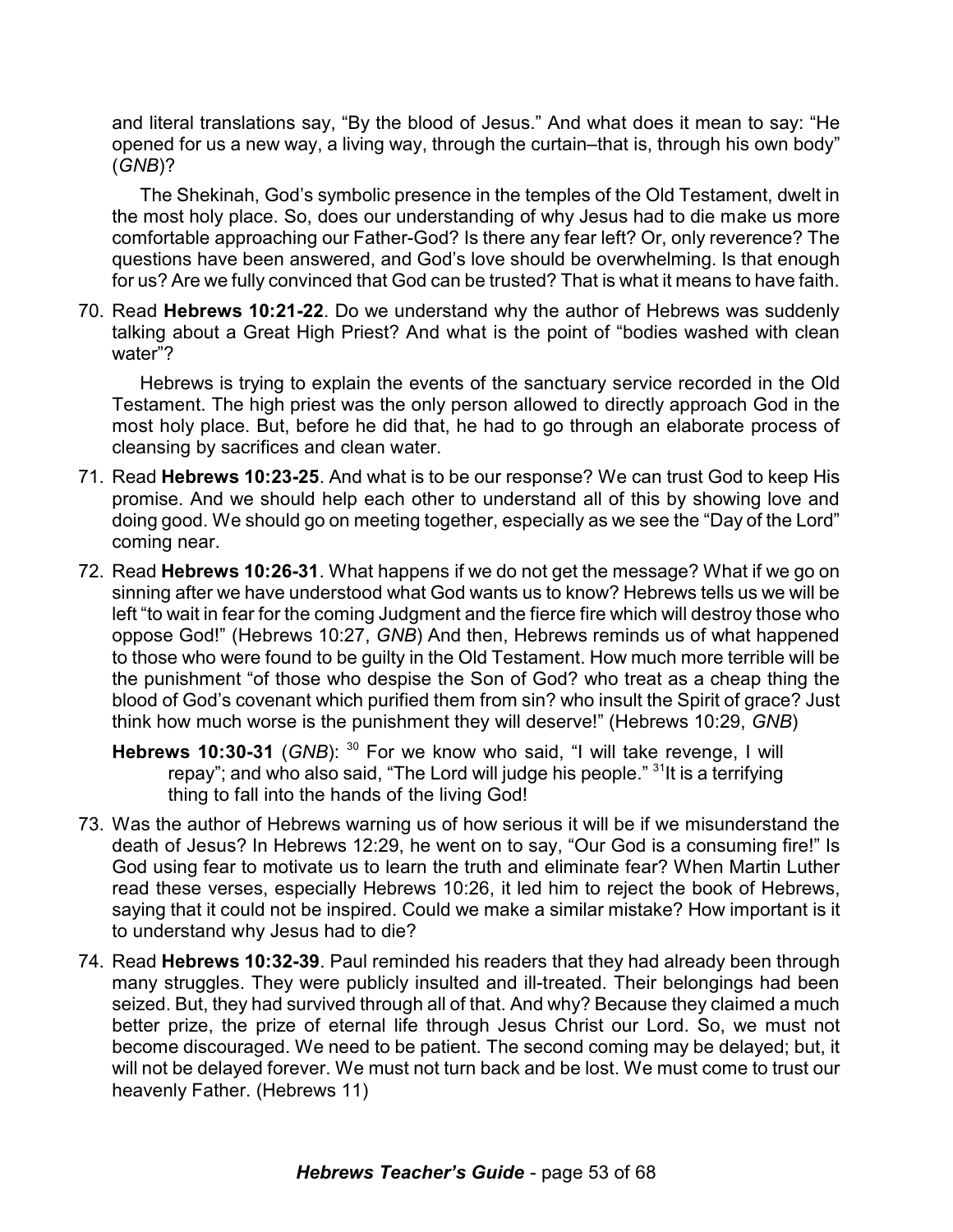and literal translations say, "By the blood of Jesus." And what does it mean to say: "He opened for us a new way, a living way, through the curtain–that is, through his own body" (*GNB*)?

The Shekinah, God's symbolic presence in the temples of the Old Testament, dwelt in the most holy place. So, does our understanding of why Jesus had to die make us more comfortable approaching our Father-God? Is there any fear left? Or, only reverence? The questions have been answered, and God's love should be overwhelming. Is that enough for us? Are we fully convinced that God can be trusted? That is what it means to have faith.

70. Read **Hebrews 10:21-22**. Do we understand why the author of Hebrews was suddenly talking about a Great High Priest? And what is the point of "bodies washed with clean water"?

    Hebrews is trying to explain the events of the sanctuary service recorded in the Old Testament. The high priest was the only person allowed to directly approach God in the most holy place. But, before he did that, he had to go through an elaborate process of cleansing by sacrifices and clean water.

71. Read **Hebrews 10:23-25**. And what is to be our response? We can trust God to keep His promise. And we should help each other to understand all of this by showing love and doing good. We should go on meeting together, especially as we see the "Day of the Lord" coming near.

72. Read **Hebrews 10:26-31**. What happens if we do not get the message? What if we go on sinning after we have understood what God wants us to know? Hebrews tells us we will be left "to wait in fear for the coming Judgment and the fierce fire which will destroy those who oppose God!" (Hebrews 10:27, *GNB*) And then, Hebrews reminds us of what happened to those who were found to be guilty in the Old Testament. How much more terrible will be the punishment "of those who despise the Son of God? who treat as a cheap thing the blood of God's covenant which purified them from sin? who insult the Spirit of grace? Just think how much worse is the punishment they will deserve!" (Hebrews 10:29, *GNB*)

    **Hebrews 10:30-31** (*GNB*): [30] For we know who said, "I will take revenge, I will repay"; and who also said, "The Lord will judge his people." [31]It is a terrifying thing to fall into the hands of the living God!

73. Was the author of Hebrews warning us of how serious it will be if we misunderstand the death of Jesus? In Hebrews 12:29, he went on to say, "Our God is a consuming fire!" Is God using fear to motivate us to learn the truth and eliminate fear? When Martin Luther read these verses, especially Hebrews 10:26, it led him to reject the book of Hebrews, saying that it could not be inspired. Could we make a similar mistake? How important is it to understand why Jesus had to die?

74. Read **Hebrews 10:32-39**. Paul reminded his readers that they had already been through many struggles. They were publicly insulted and ill-treated. Their belongings had been seized. But, they had survived through all of that. And why? Because they claimed a much better prize, the prize of eternal life through Jesus Christ our Lord. So, we must not become discouraged. We need to be patient. The second coming may be delayed; but, it will not be delayed forever. We must not turn back and be lost. We must come to trust our heavenly Father. (Hebrews 11)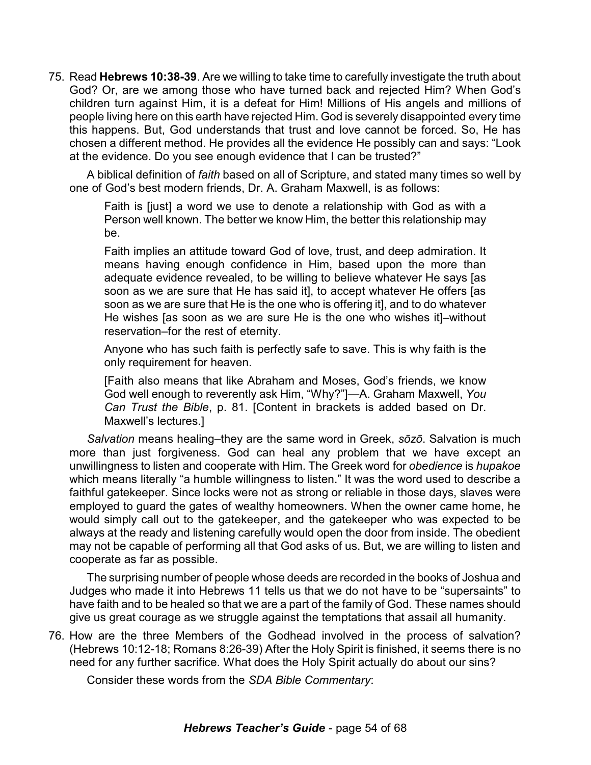75. Read **Hebrews 10:38-39**. Are we willing to take time to carefully investigate the truth about God? Or, are we among those who have turned back and rejected Him? When God's children turn against Him, it is a defeat for Him! Millions of His angels and millions of people living here on this earth have rejected Him. God is severely disappointed every time this happens. But, God understands that trust and love cannot be forced. So, He has chosen a different method. He provides all the evidence He possibly can and says: "Look at the evidence. Do you see enough evidence that I can be trusted?"

    A biblical definition of *faith* based on all of Scripture, and stated many times so well by one of God's best modern friends, Dr. A. Graham Maxwell, is as follows:

    > Faith is [just] a word we use to denote a relationship with God as with a Person well known. The better we know Him, the better this relationship may be.
    >
    > Faith implies an attitude toward God of love, trust, and deep admiration. It means having enough confidence in Him, based upon the more than adequate evidence revealed, to be willing to believe whatever He says [as soon as we are sure that He has said it], to accept whatever He offers [as soon as we are sure that He is the one who is offering it], and to do whatever He wishes [as soon as we are sure He is the one who wishes it]–without reservation–for the rest of eternity.
    >
    > Anyone who has such faith is perfectly safe to save. This is why faith is the only requirement for heaven.
    >
    > [Faith also means that like Abraham and Moses, God's friends, we know God well enough to reverently ask Him, "Why?"]—A. Graham Maxwell, *You Can Trust the Bible*, p. 81. [Content in brackets is added based on Dr. Maxwell's lectures.]

    *Salvation* means healing–they are the same word in Greek, *sōzō*. Salvation is much more than just forgiveness. God can heal any problem that we have except an unwillingness to listen and cooperate with Him. The Greek word for *obedience* is *hupakoe* which means literally "a humble willingness to listen." It was the word used to describe a faithful gatekeeper. Since locks were not as strong or reliable in those days, slaves were employed to guard the gates of wealthy homeowners. When the owner came home, he would simply call out to the gatekeeper, and the gatekeeper who was expected to be always at the ready and listening carefully would open the door from inside. The obedient may not be capable of performing all that God asks of us. But, we are willing to listen and cooperate as far as possible.

    The surprising number of people whose deeds are recorded in the books of Joshua and Judges who made it into Hebrews 11 tells us that we do not have to be "supersaints" to have faith and to be healed so that we are a part of the family of God. These names should give us great courage as we struggle against the temptations that assail all humanity.

76. How are the three Members of the Godhead involved in the process of salvation? (Hebrews 10:12-18; Romans 8:26-39) After the Holy Spirit is finished, it seems there is no need for any further sacrifice. What does the Holy Spirit actually do about our sins?

    Consider these words from the *SDA Bible Commentary*: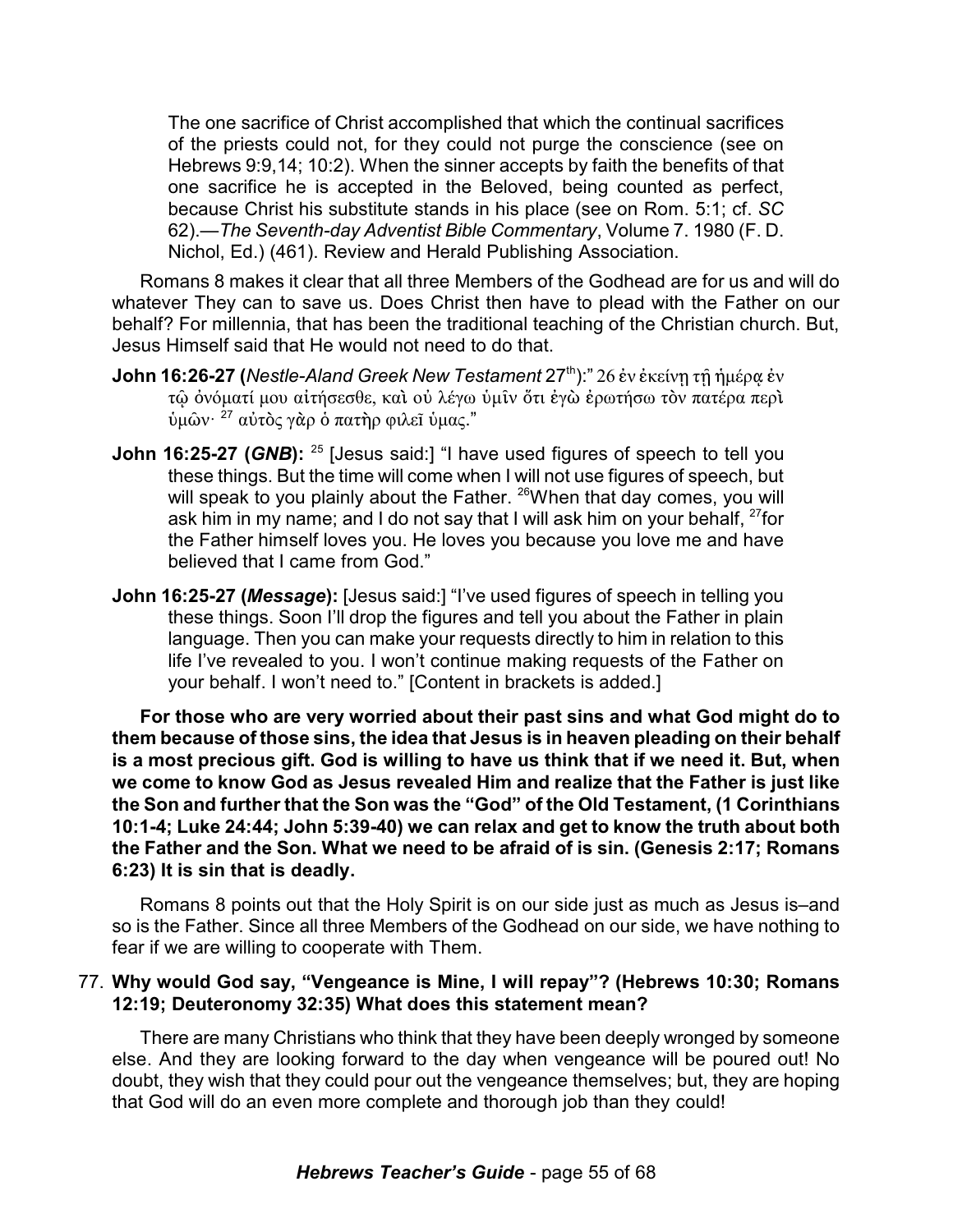> The one sacrifice of Christ accomplished that which the continual sacrifices of the priests could not, for they could not purge the conscience (see on Hebrews 9:9,14; 10:2). When the sinner accepts by faith the benefits of that one sacrifice he is accepted in the Beloved, being counted as perfect, because Christ his substitute stands in his place (see on Rom. 5:1; cf. *SC* 62).—*The Seventh-day Adventist Bible Commentary*, Volume 7. 1980 (F. D. Nichol, Ed.) (461). Review and Herald Publishing Association.

Romans 8 makes it clear that all three Members of the Godhead are for us and will do whatever They can to save us. Does Christ then have to plead with the Father on our behalf? For millennia, that has been the traditional teaching of the Christian church. But, Jesus Himself said that He would not need to do that.

**John 16:26-27 (***Nestle-Aland Greek New Testament* 27th**):**" 26 ἐν ἐκείνῃ τῇ ἡμέρᾳ ἐν τῷ ὀνόματί μου αἰτήσεσθε, καὶ οὐ λέγω ὑμῖν ὅτι ἐγὼ ἐρωτήσω τὸν πατέρα περὶ ὑμῶν· 27 αὐτὸς γὰρ ὁ πατὴρ φιλεῖ ὑμας."

**John 16:25-27 (*GNB*):** [25] [Jesus said:] "I have used figures of speech to tell you these things. But the time will come when I will not use figures of speech, but will speak to you plainly about the Father. [26]When that day comes, you will ask him in my name; and I do not say that I will ask him on your behalf, [27]for the Father himself loves you. He loves you because you love me and have believed that I came from God."

**John 16:25-27 (*Message*):** [Jesus said:] "I've used figures of speech in telling you these things. Soon I'll drop the figures and tell you about the Father in plain language. Then you can make your requests directly to him in relation to this life I've revealed to you. I won't continue making requests of the Father on your behalf. I won't need to." [Content in brackets is added.]

**For those who are very worried about their past sins and what God might do to them because of those sins, the idea that Jesus is in heaven pleading on their behalf is a most precious gift. God is willing to have us think that if we need it. But, when we come to know God as Jesus revealed Him and realize that the Father is just like the Son and further that the Son was the "God" of the Old Testament, (1 Corinthians 10:1-4; Luke 24:44; John 5:39-40) we can relax and get to know the truth about both the Father and the Son. What we need to be afraid of is sin. (Genesis 2:17; Romans 6:23) It is sin that is deadly.**

Romans 8 points out that the Holy Spirit is on our side just as much as Jesus is–and so is the Father. Since all three Members of the Godhead on our side, we have nothing to fear if we are willing to cooperate with Them.

77. **Why would God say, "Vengeance is Mine, I will repay"? (Hebrews 10:30; Romans 12:19; Deuteronomy 32:35) What does this statement mean?**

There are many Christians who think that they have been deeply wronged by someone else. And they are looking forward to the day when vengeance will be poured out! No doubt, they wish that they could pour out the vengeance themselves; but, they are hoping that God will do an even more complete and thorough job than they could!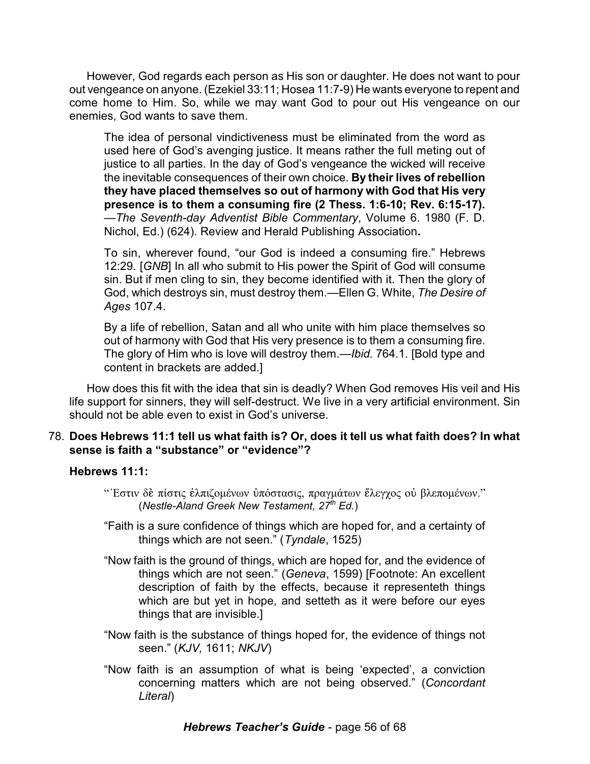However, God regards each person as His son or daughter. He does not want to pour out vengeance on anyone. (Ezekiel 33:11; Hosea 11:7-9) He wants everyone to repent and come home to Him. So, while we may want God to pour out His vengeance on our enemies, God wants to save them.

> The idea of personal vindictiveness must be eliminated from the word as used here of God's avenging justice. It means rather the full meting out of justice to all parties. In the day of God's vengeance the wicked will receive the inevitable consequences of their own choice. **By their lives of rebellion they have placed themselves so out of harmony with God that His very presence is to them a consuming fire (2 Thess. 1:6-10; Rev. 6:15-17).**—*The Seventh-day Adventist Bible Commentary*, Volume 6. 1980 (F. D. Nichol, Ed.) (624). Review and Herald Publishing Association**.**
>
> To sin, wherever found, "our God is indeed a consuming fire." Hebrews 12:29. [*GNB*] In all who submit to His power the Spirit of God will consume sin. But if men cling to sin, they become identified with it. Then the glory of God, which destroys sin, must destroy them.—Ellen G. White, *The Desire of Ages* 107.4.
>
> By a life of rebellion, Satan and all who unite with him place themselves so out of harmony with God that His very presence is to them a consuming fire. The glory of Him who is love will destroy them.—*Ibid.* 764.1. [Bold type and content in brackets are added.]

How does this fit with the idea that sin is deadly? When God removes His veil and His life support for sinners, they will self-destruct. We live in a very artificial environment. Sin should not be able even to exist in God's universe.

78. **Does Hebrews 11:1 tell us what faith is? Or, does it tell us what faith does? In what sense is faith a "substance" or "evidence"?**

**Hebrews 11:1:**

> "Ἔστιν δὲ πίστις ἐλπιζομένων ὑπόστασις, πραγμάτων ἔλεγχος οὐ βλεπομένων." (*Nestle-Aland Greek New Testament, 27th Ed.*)
>
> "Faith is a sure confidence of things which are hoped for, and a certainty of things which are not seen." (*Tyndale*, 1525)
>
> "Now faith is the ground of things, which are hoped for, and the evidence of things which are not seen." (*Geneva*, 1599) [Footnote: An excellent description of faith by the effects, because it representeth things which are but yet in hope, and setteth as it were before our eyes things that are invisible.]
>
> "Now faith is the substance of things hoped for, the evidence of things not seen." (*KJV,* 1611; *NKJV*)
>
> "Now faith is an assumption of what is being 'expected', a conviction concerning matters which are not being observed." (*Concordant Literal*)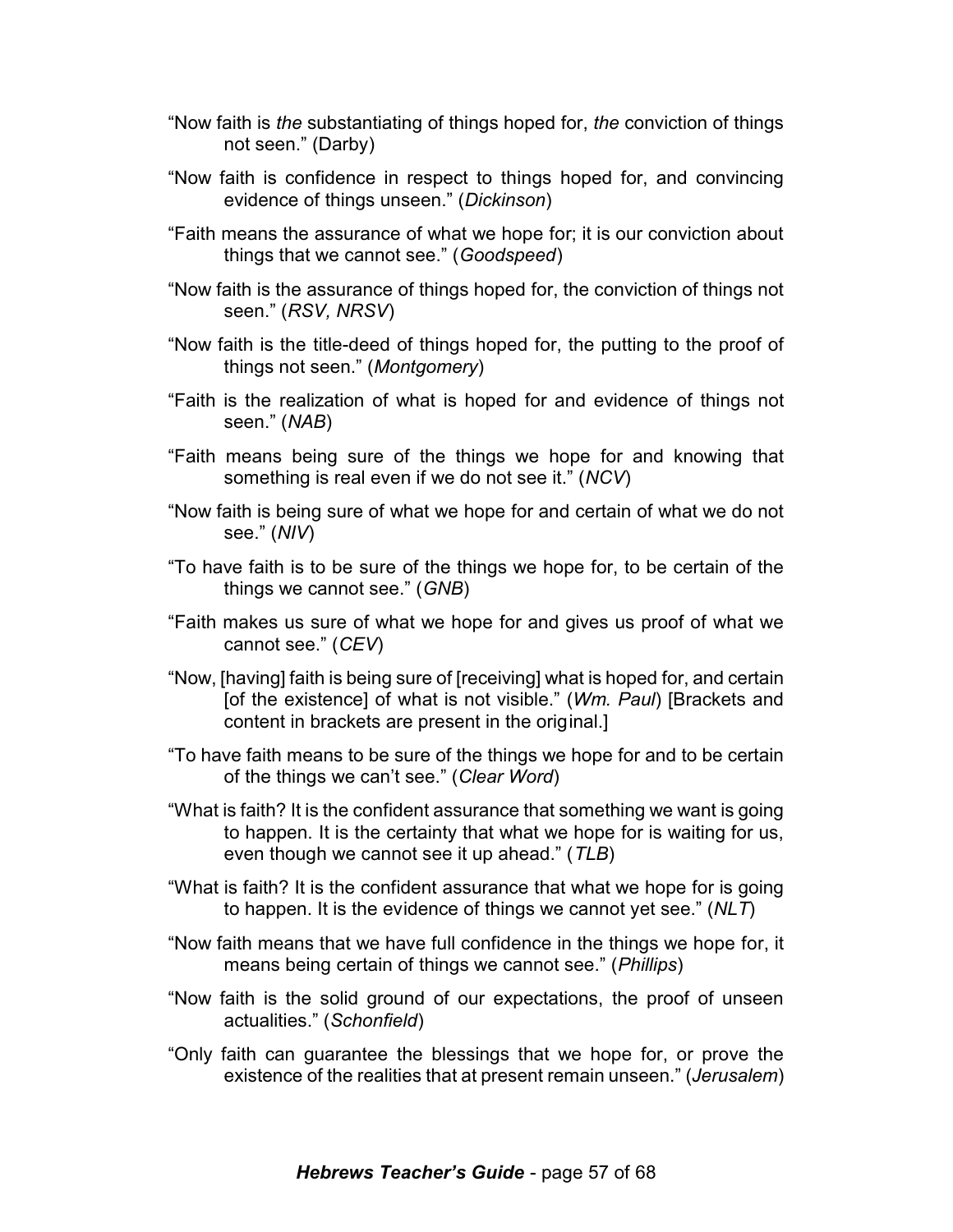"Now faith is *the* substantiating of things hoped for, *the* conviction of things not seen." (Darby)

"Now faith is confidence in respect to things hoped for, and convincing evidence of things unseen." (*Dickinson*)

"Faith means the assurance of what we hope for; it is our conviction about things that we cannot see." (*Goodspeed*)

"Now faith is the assurance of things hoped for, the conviction of things not seen." (*RSV, NRSV*)

"Now faith is the title-deed of things hoped for, the putting to the proof of things not seen." (*Montgomery*)

"Faith is the realization of what is hoped for and evidence of things not seen." (*NAB*)

"Faith means being sure of the things we hope for and knowing that something is real even if we do not see it." (*NCV*)

"Now faith is being sure of what we hope for and certain of what we do not see." (*NIV*)

"To have faith is to be sure of the things we hope for, to be certain of the things we cannot see." (*GNB*)

"Faith makes us sure of what we hope for and gives us proof of what we cannot see." (*CEV*)

"Now, [having] faith is being sure of [receiving] what is hoped for, and certain [of the existence] of what is not visible." (*Wm. Paul*) [Brackets and content in brackets are present in the original.]

"To have faith means to be sure of the things we hope for and to be certain of the things we can't see." (*Clear Word*)

"What is faith? It is the confident assurance that something we want is going to happen. It is the certainty that what we hope for is waiting for us, even though we cannot see it up ahead." (*TLB*)

"What is faith? It is the confident assurance that what we hope for is going to happen. It is the evidence of things we cannot yet see." (*NLT*)

"Now faith means that we have full confidence in the things we hope for, it means being certain of things we cannot see." (*Phillips*)

"Now faith is the solid ground of our expectations, the proof of unseen actualities." (*Schonfield*)

"Only faith can guarantee the blessings that we hope for, or prove the existence of the realities that at present remain unseen." (*Jerusalem*)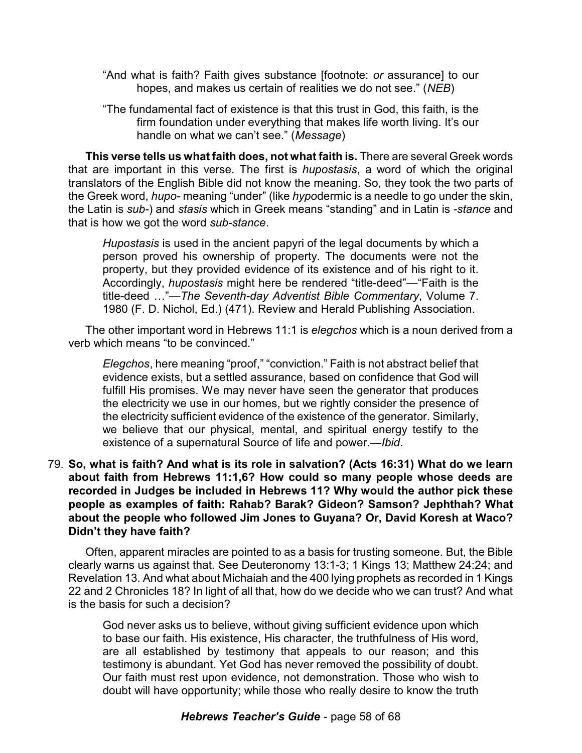> "And what is faith? Faith gives substance [footnote: *or* assurance] to our hopes, and makes us certain of realities we do not see." (*NEB*)

> "The fundamental fact of existence is that this trust in God, this faith, is the firm foundation under everything that makes life worth living. It's our handle on what we can't see." (*Message*)

**This verse tells us what faith does, not what faith is.** There are several Greek words that are important in this verse. The first is *hupostasis*, a word of which the original translators of the English Bible did not know the meaning. So, they took the two parts of the Greek word, *hupo-* meaning "under" (like *hypo*dermic is a needle to go under the skin, the Latin is *sub-*) and *stasis* which in Greek means "standing" and in Latin is *-stance* and that is how we got the word *sub-stance*.

> *Hupostasis* is used in the ancient papyri of the legal documents by which a person proved his ownership of property. The documents were not the property, but they provided evidence of its existence and of his right to it. Accordingly, *hupostasis* might here be rendered "title-deed"—"Faith is the title-deed …"—*The Seventh-day Adventist Bible Commentary*, Volume 7. 1980 (F. D. Nichol, Ed.) (471). Review and Herald Publishing Association.

The other important word in Hebrews 11:1 is *elegchos* which is a noun derived from a verb which means "to be convinced."

> *Elegchos*, here meaning "proof," "conviction." Faith is not abstract belief that evidence exists, but a settled assurance, based on confidence that God will fulfill His promises. We may never have seen the generator that produces the electricity we use in our homes, but we rightly consider the presence of the electricity sufficient evidence of the existence of the generator. Similarly, we believe that our physical, mental, and spiritual energy testify to the existence of a supernatural Source of life and power.—*Ibid*.

79. **So, what is faith? And what is its role in salvation? (Acts 16:31) What do we learn about faith from Hebrews 11:1,6? How could so many people whose deeds are recorded in Judges be included in Hebrews 11? Why would the author pick these people as examples of faith: Rahab? Barak? Gideon? Samson? Jephthah? What about the people who followed Jim Jones to Guyana? Or, David Koresh at Waco? Didn't they have faith?**

Often, apparent miracles are pointed to as a basis for trusting someone. But, the Bible clearly warns us against that. See Deuteronomy 13:1-3; 1 Kings 13; Matthew 24:24; and Revelation 13. And what about Michaiah and the 400 lying prophets as recorded in 1 Kings 22 and 2 Chronicles 18? In light of all that, how do we decide who we can trust? And what is the basis for such a decision?

> God never asks us to believe, without giving sufficient evidence upon which to base our faith. His existence, His character, the truthfulness of His word, are all established by testimony that appeals to our reason; and this testimony is abundant. Yet God has never removed the possibility of doubt. Our faith must rest upon evidence, not demonstration. Those who wish to doubt will have opportunity; while those who really desire to know the truth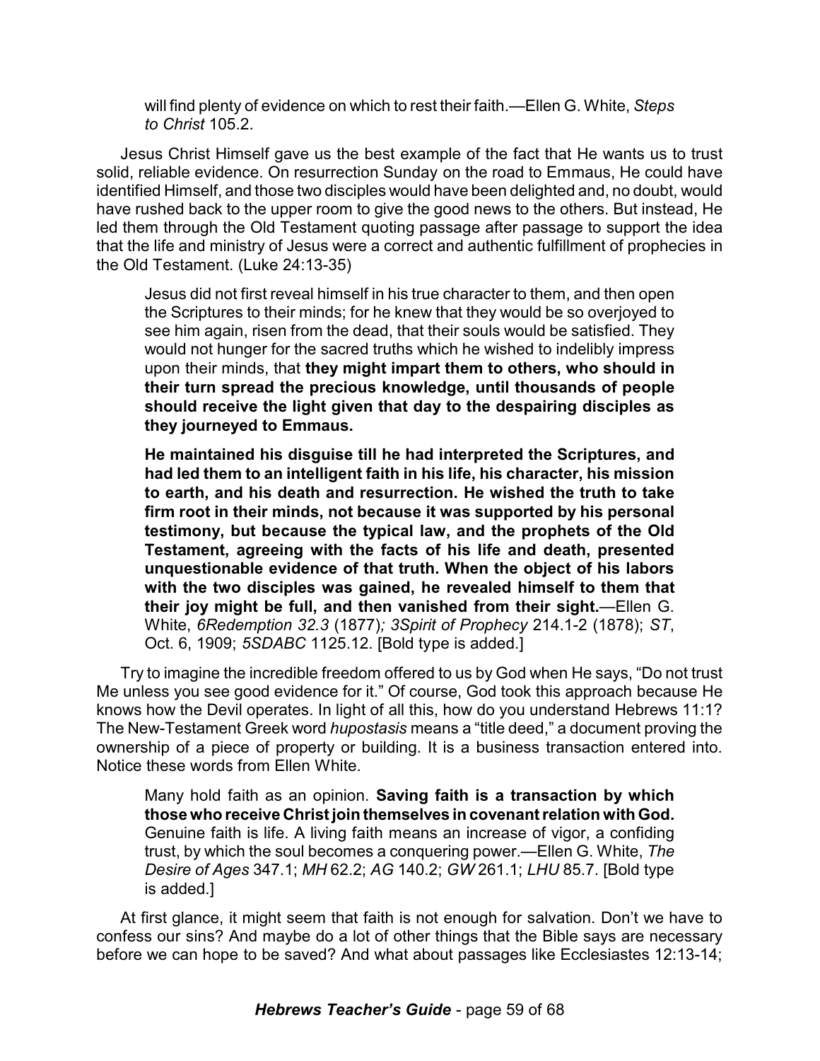will find plenty of evidence on which to rest their faith.—Ellen G. White, *Steps to Christ* 105.2.

Jesus Christ Himself gave us the best example of the fact that He wants us to trust solid, reliable evidence. On resurrection Sunday on the road to Emmaus, He could have identified Himself, and those two disciples would have been delighted and, no doubt, would have rushed back to the upper room to give the good news to the others. But instead, He led them through the Old Testament quoting passage after passage to support the idea that the life and ministry of Jesus were a correct and authentic fulfillment of prophecies in the Old Testament. (Luke 24:13-35)

> Jesus did not first reveal himself in his true character to them, and then open the Scriptures to their minds; for he knew that they would be so overjoyed to see him again, risen from the dead, that their souls would be satisfied. They would not hunger for the sacred truths which he wished to indelibly impress upon their minds, that **they might impart them to others, who should in their turn spread the precious knowledge, until thousands of people should receive the light given that day to the despairing disciples as they journeyed to Emmaus.**
>
> **He maintained his disguise till he had interpreted the Scriptures, and had led them to an intelligent faith in his life, his character, his mission to earth, and his death and resurrection. He wished the truth to take firm root in their minds, not because it was supported by his personal testimony, but because the typical law, and the prophets of the Old Testament, agreeing with the facts of his life and death, presented unquestionable evidence of that truth. When the object of his labors with the two disciples was gained, he revealed himself to them that their joy might be full, and then vanished from their sight.**—Ellen G. White, *6Redemption 32.3* (1877)*; 3Spirit of Prophecy* 214.1-2 (1878); *ST*, Oct. 6, 1909; *5SDABC* 1125.12. [Bold type is added.]

Try to imagine the incredible freedom offered to us by God when He says, "Do not trust Me unless you see good evidence for it." Of course, God took this approach because He knows how the Devil operates. In light of all this, how do you understand Hebrews 11:1? The New-Testament Greek word *hupostasis* means a "title deed," a document proving the ownership of a piece of property or building. It is a business transaction entered into. Notice these words from Ellen White.

> Many hold faith as an opinion. **Saving faith is a transaction by which those who receive Christ join themselves in covenant relation with God.** Genuine faith is life. A living faith means an increase of vigor, a confiding trust, by which the soul becomes a conquering power.—Ellen G. White, *The Desire of Ages* 347.1; *MH* 62.2; *AG* 140.2; *GW* 261.1; *LHU* 85.7. [Bold type is added.]

At first glance, it might seem that faith is not enough for salvation. Don't we have to confess our sins? And maybe do a lot of other things that the Bible says are necessary before we can hope to be saved? And what about passages like Ecclesiastes 12:13-14;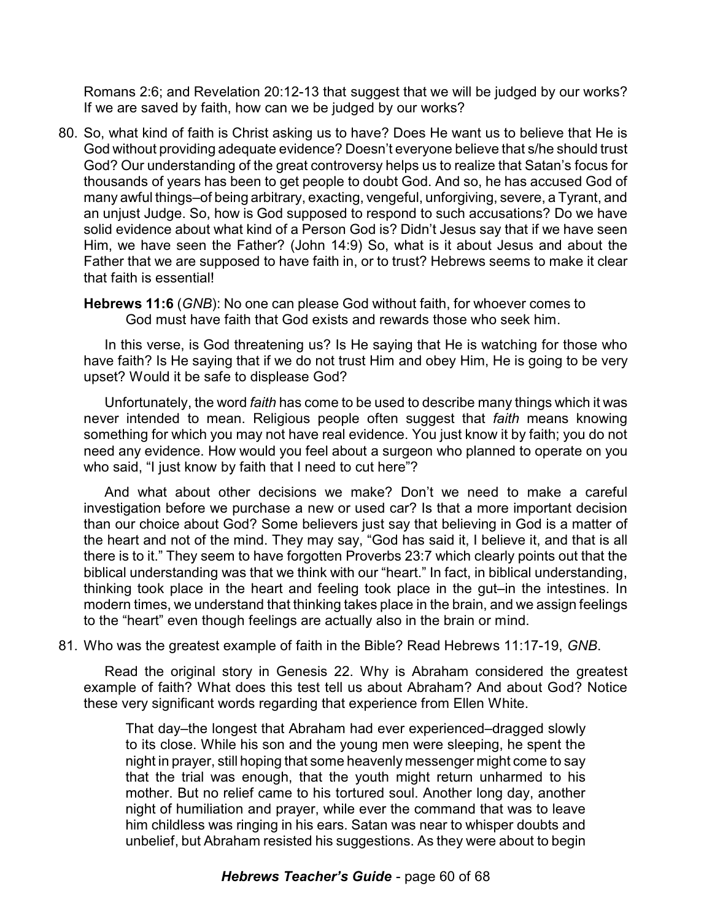Romans 2:6; and Revelation 20:12-13 that suggest that we will be judged by our works? If we are saved by faith, how can we be judged by our works?

80. So, what kind of faith is Christ asking us to have? Does He want us to believe that He is God without providing adequate evidence? Doesn't everyone believe that s/he should trust God? Our understanding of the great controversy helps us to realize that Satan's focus for thousands of years has been to get people to doubt God. And so, he has accused God of many awful things–of being arbitrary, exacting, vengeful, unforgiving, severe, a Tyrant, and an unjust Judge. So, how is God supposed to respond to such accusations? Do we have solid evidence about what kind of a Person God is? Didn't Jesus say that if we have seen Him, we have seen the Father? (John 14:9) So, what is it about Jesus and about the Father that we are supposed to have faith in, or to trust? Hebrews seems to make it clear that faith is essential!

    **Hebrews 11:6** (*GNB*): No one can please God without faith, for whoever comes to God must have faith that God exists and rewards those who seek him.

    In this verse, is God threatening us? Is He saying that He is watching for those who have faith? Is He saying that if we do not trust Him and obey Him, He is going to be very upset? Would it be safe to displease God?

    Unfortunately, the word *faith* has come to be used to describe many things which it was never intended to mean. Religious people often suggest that *faith* means knowing something for which you may not have real evidence. You just know it by faith; you do not need any evidence. How would you feel about a surgeon who planned to operate on you who said, "I just know by faith that I need to cut here"?

    And what about other decisions we make? Don't we need to make a careful investigation before we purchase a new or used car? Is that a more important decision than our choice about God? Some believers just say that believing in God is a matter of the heart and not of the mind. They may say, "God has said it, I believe it, and that is all there is to it." They seem to have forgotten Proverbs 23:7 which clearly points out that the biblical understanding was that we think with our "heart." In fact, in biblical understanding, thinking took place in the heart and feeling took place in the gut–in the intestines. In modern times, we understand that thinking takes place in the brain, and we assign feelings to the "heart" even though feelings are actually also in the brain or mind.

81. Who was the greatest example of faith in the Bible? Read Hebrews 11:17-19, *GNB*.

    Read the original story in Genesis 22. Why is Abraham considered the greatest example of faith? What does this test tell us about Abraham? And about God? Notice these very significant words regarding that experience from Ellen White.

    > That day–the longest that Abraham had ever experienced–dragged slowly to its close. While his son and the young men were sleeping, he spent the night in prayer, still hoping that some heavenly messenger might come to say that the trial was enough, that the youth might return unharmed to his mother. But no relief came to his tortured soul. Another long day, another night of humiliation and prayer, while ever the command that was to leave him childless was ringing in his ears. Satan was near to whisper doubts and unbelief, but Abraham resisted his suggestions. As they were about to begin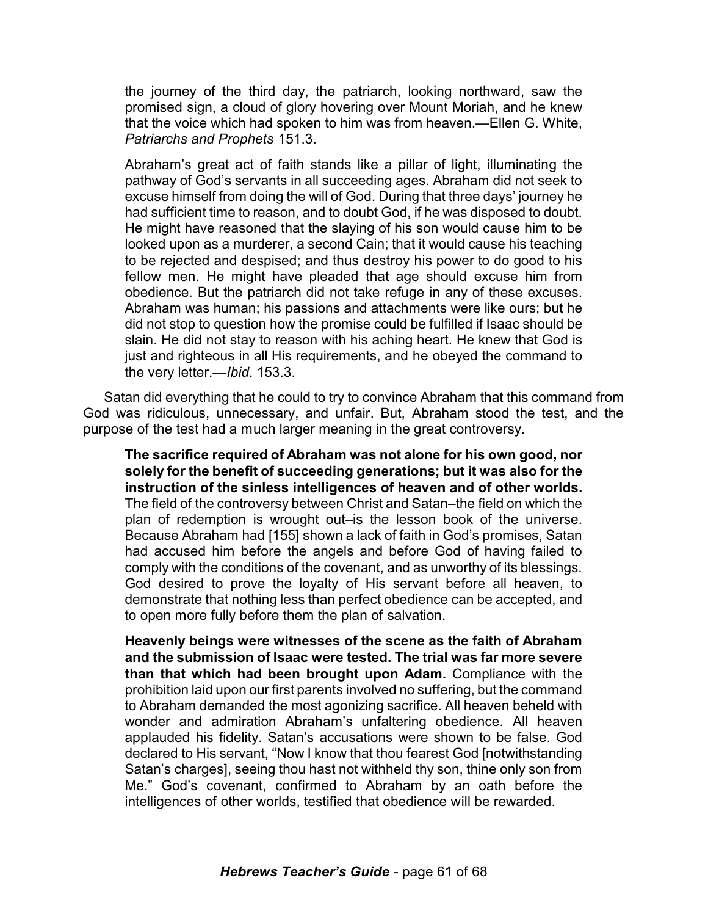the journey of the third day, the patriarch, looking northward, saw the promised sign, a cloud of glory hovering over Mount Moriah, and he knew that the voice which had spoken to him was from heaven.—Ellen G. White, *Patriarchs and Prophets* 151.3.

Abraham's great act of faith stands like a pillar of light, illuminating the pathway of God's servants in all succeeding ages. Abraham did not seek to excuse himself from doing the will of God. During that three days' journey he had sufficient time to reason, and to doubt God, if he was disposed to doubt. He might have reasoned that the slaying of his son would cause him to be looked upon as a murderer, a second Cain; that it would cause his teaching to be rejected and despised; and thus destroy his power to do good to his fellow men. He might have pleaded that age should excuse him from obedience. But the patriarch did not take refuge in any of these excuses. Abraham was human; his passions and attachments were like ours; but he did not stop to question how the promise could be fulfilled if Isaac should be slain. He did not stay to reason with his aching heart. He knew that God is just and righteous in all His requirements, and he obeyed the command to the very letter.—*Ibid*. 153.3.

Satan did everything that he could to try to convince Abraham that this command from God was ridiculous, unnecessary, and unfair. But, Abraham stood the test, and the purpose of the test had a much larger meaning in the great controversy.

**The sacrifice required of Abraham was not alone for his own good, nor solely for the benefit of succeeding generations; but it was also for the instruction of the sinless intelligences of heaven and of other worlds.** The field of the controversy between Christ and Satan–the field on which the plan of redemption is wrought out–is the lesson book of the universe. Because Abraham had [155] shown a lack of faith in God's promises, Satan had accused him before the angels and before God of having failed to comply with the conditions of the covenant, and as unworthy of its blessings. God desired to prove the loyalty of His servant before all heaven, to demonstrate that nothing less than perfect obedience can be accepted, and to open more fully before them the plan of salvation.

**Heavenly beings were witnesses of the scene as the faith of Abraham and the submission of Isaac were tested. The trial was far more severe than that which had been brought upon Adam.** Compliance with the prohibition laid upon our first parents involved no suffering, but the command to Abraham demanded the most agonizing sacrifice. All heaven beheld with wonder and admiration Abraham's unfaltering obedience. All heaven applauded his fidelity. Satan's accusations were shown to be false. God declared to His servant, "Now I know that thou fearest God [notwithstanding Satan's charges], seeing thou hast not withheld thy son, thine only son from Me." God's covenant, confirmed to Abraham by an oath before the intelligences of other worlds, testified that obedience will be rewarded.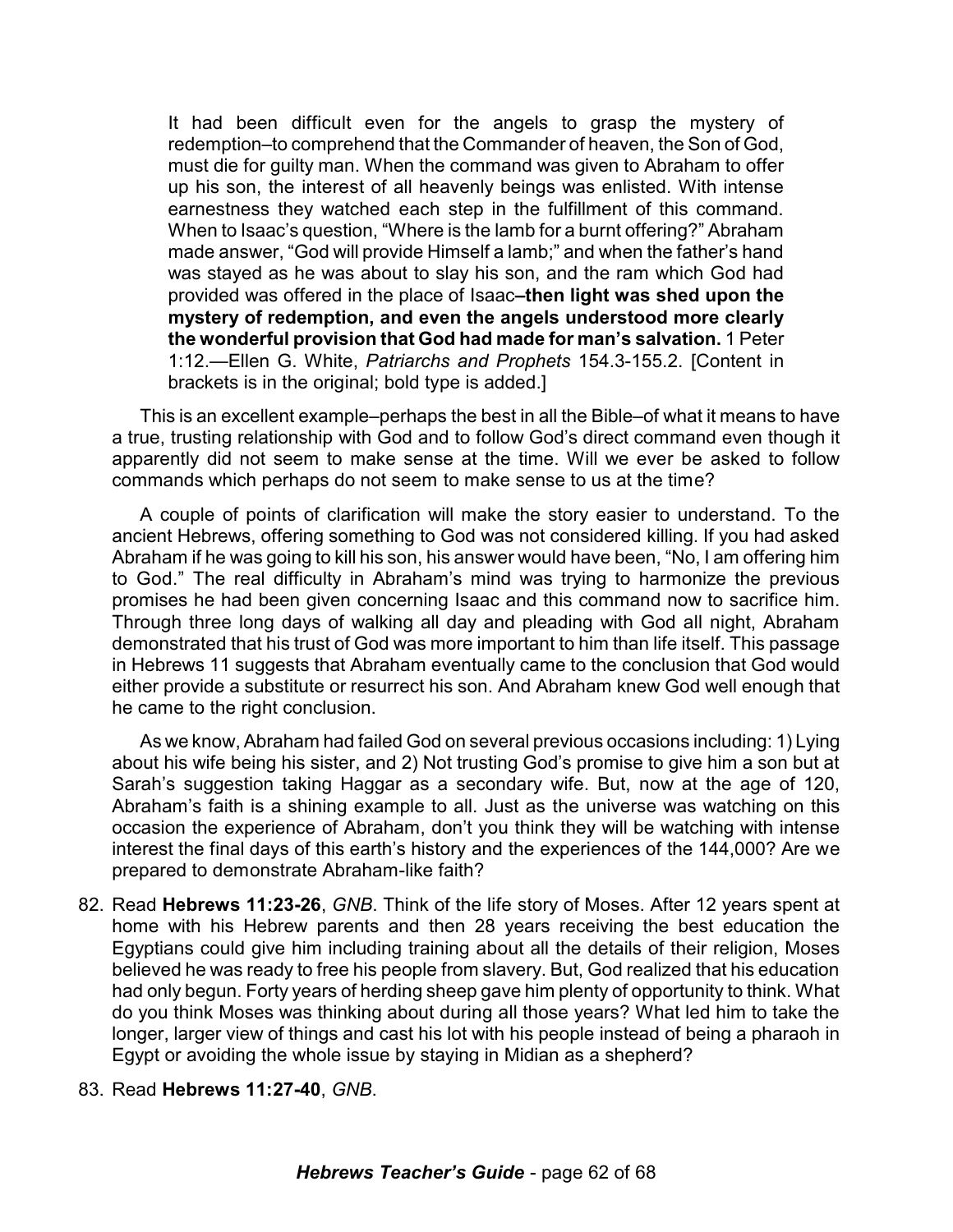> It had been difficult even for the angels to grasp the mystery of redemption–to comprehend that the Commander of heaven, the Son of God, must die for guilty man. When the command was given to Abraham to offer up his son, the interest of all heavenly beings was enlisted. With intense earnestness they watched each step in the fulfillment of this command. When to Isaac's question, "Where is the lamb for a burnt offering?" Abraham made answer, "God will provide Himself a lamb;" and when the father's hand was stayed as he was about to slay his son, and the ram which God had provided was offered in the place of Isaac**–then light was shed upon the mystery of redemption, and even the angels understood more clearly the wonderful provision that God had made for man's salvation.** 1 Peter 1:12.—Ellen G. White, *Patriarchs and Prophets* 154.3-155.2. [Content in brackets is in the original; bold type is added.]

This is an excellent example–perhaps the best in all the Bible–of what it means to have a true, trusting relationship with God and to follow God's direct command even though it apparently did not seem to make sense at the time. Will we ever be asked to follow commands which perhaps do not seem to make sense to us at the time?

A couple of points of clarification will make the story easier to understand. To the ancient Hebrews, offering something to God was not considered killing. If you had asked Abraham if he was going to kill his son, his answer would have been, "No, I am offering him to God." The real difficulty in Abraham's mind was trying to harmonize the previous promises he had been given concerning Isaac and this command now to sacrifice him. Through three long days of walking all day and pleading with God all night, Abraham demonstrated that his trust of God was more important to him than life itself. This passage in Hebrews 11 suggests that Abraham eventually came to the conclusion that God would either provide a substitute or resurrect his son. And Abraham knew God well enough that he came to the right conclusion.

As we know, Abraham had failed God on several previous occasions including: 1) Lying about his wife being his sister, and 2) Not trusting God's promise to give him a son but at Sarah's suggestion taking Haggar as a secondary wife. But, now at the age of 120, Abraham's faith is a shining example to all. Just as the universe was watching on this occasion the experience of Abraham, don't you think they will be watching with intense interest the final days of this earth's history and the experiences of the 144,000? Are we prepared to demonstrate Abraham-like faith?

82. Read **Hebrews 11:23-26**, *GNB*. Think of the life story of Moses. After 12 years spent at home with his Hebrew parents and then 28 years receiving the best education the Egyptians could give him including training about all the details of their religion, Moses believed he was ready to free his people from slavery. But, God realized that his education had only begun. Forty years of herding sheep gave him plenty of opportunity to think. What do you think Moses was thinking about during all those years? What led him to take the longer, larger view of things and cast his lot with his people instead of being a pharaoh in Egypt or avoiding the whole issue by staying in Midian as a shepherd?

83. Read **Hebrews 11:27-40**, *GNB*.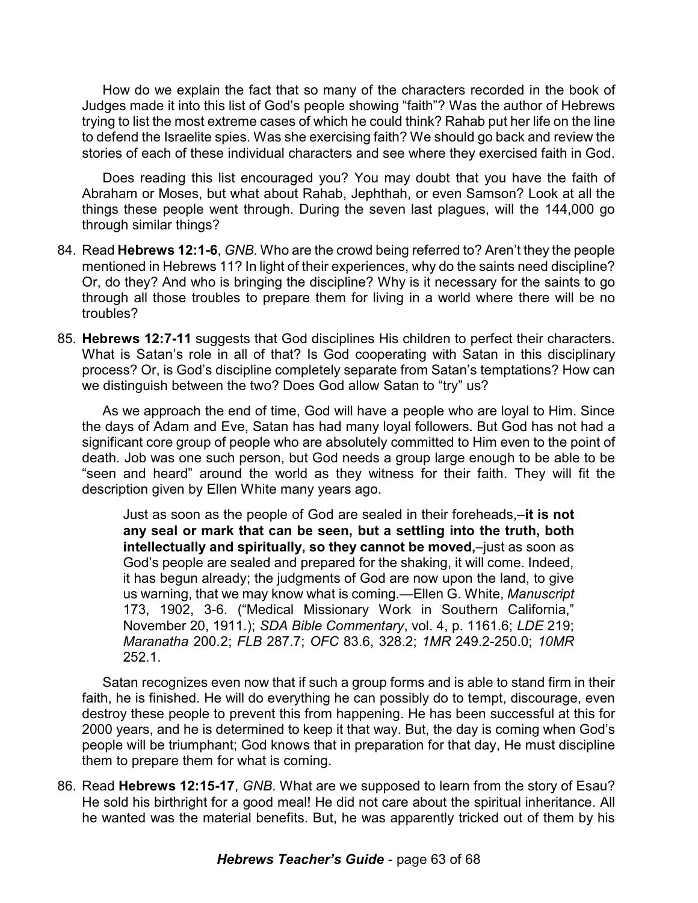How do we explain the fact that so many of the characters recorded in the book of Judges made it into this list of God's people showing "faith"? Was the author of Hebrews trying to list the most extreme cases of which he could think? Rahab put her life on the line to defend the Israelite spies. Was she exercising faith? We should go back and review the stories of each of these individual characters and see where they exercised faith in God.

Does reading this list encouraged you? You may doubt that you have the faith of Abraham or Moses, but what about Rahab, Jephthah, or even Samson? Look at all the things these people went through. During the seven last plagues, will the 144,000 go through similar things?

84. Read **Hebrews 12:1-6**, *GNB*. Who are the crowd being referred to? Aren't they the people mentioned in Hebrews 11? In light of their experiences, why do the saints need discipline? Or, do they? And who is bringing the discipline? Why is it necessary for the saints to go through all those troubles to prepare them for living in a world where there will be no troubles?

85. **Hebrews 12:7-11** suggests that God disciplines His children to perfect their characters. What is Satan's role in all of that? Is God cooperating with Satan in this disciplinary process? Or, is God's discipline completely separate from Satan's temptations? How can we distinguish between the two? Does God allow Satan to "try" us?

As we approach the end of time, God will have a people who are loyal to Him. Since the days of Adam and Eve, Satan has had many loyal followers. But God has not had a significant core group of people who are absolutely committed to Him even to the point of death. Job was one such person, but God needs a group large enough to be able to be "seen and heard" around the world as they witness for their faith. They will fit the description given by Ellen White many years ago.

> Just as soon as the people of God are sealed in their foreheads,–**it is not any seal or mark that can be seen, but a settling into the truth, both intellectually and spiritually, so they cannot be moved,**–just as soon as God's people are sealed and prepared for the shaking, it will come. Indeed, it has begun already; the judgments of God are now upon the land, to give us warning, that we may know what is coming.—Ellen G. White, *Manuscript* 173, 1902, 3-6. ("Medical Missionary Work in Southern California," November 20, 1911.); *SDA Bible Commentary*, vol. 4, p. 1161.6; *LDE* 219; *Maranatha* 200.2; *FLB* 287.7; *OFC* 83.6, 328.2; *1MR* 249.2-250.0; *10MR* 252.1.

Satan recognizes even now that if such a group forms and is able to stand firm in their faith, he is finished. He will do everything he can possibly do to tempt, discourage, even destroy these people to prevent this from happening. He has been successful at this for 2000 years, and he is determined to keep it that way. But, the day is coming when God's people will be triumphant; God knows that in preparation for that day, He must discipline them to prepare them for what is coming.

86. Read **Hebrews 12:15-17**, *GNB*. What are we supposed to learn from the story of Esau? He sold his birthright for a good meal! He did not care about the spiritual inheritance. All he wanted was the material benefits. But, he was apparently tricked out of them by his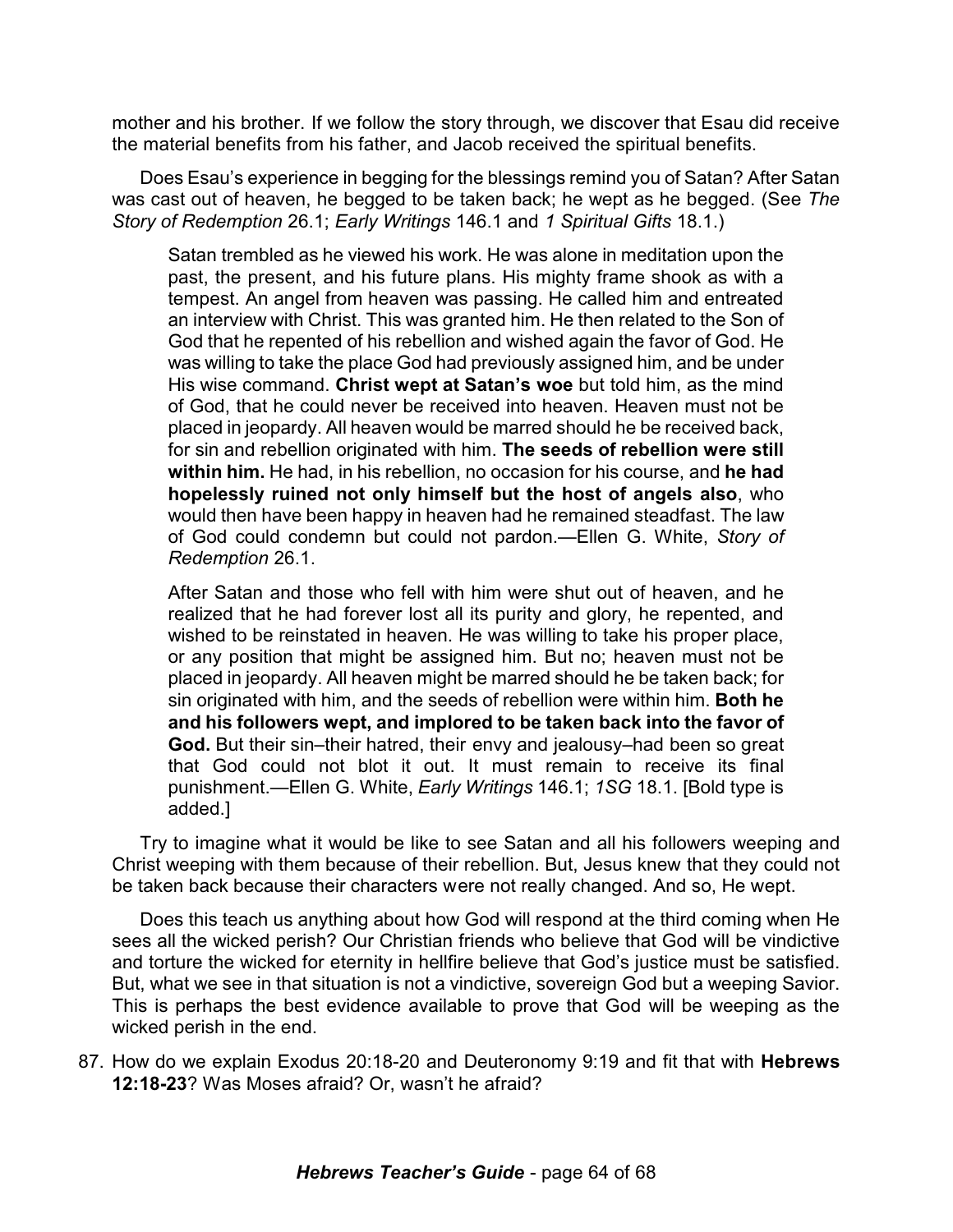mother and his brother. If we follow the story through, we discover that Esau did receive the material benefits from his father, and Jacob received the spiritual benefits.

Does Esau's experience in begging for the blessings remind you of Satan? After Satan was cast out of heaven, he begged to be taken back; he wept as he begged. (See *The Story of Redemption* 26.1; *Early Writings* 146.1 and *1 Spiritual Gifts* 18.1.)

> Satan trembled as he viewed his work. He was alone in meditation upon the past, the present, and his future plans. His mighty frame shook as with a tempest. An angel from heaven was passing. He called him and entreated an interview with Christ. This was granted him. He then related to the Son of God that he repented of his rebellion and wished again the favor of God. He was willing to take the place God had previously assigned him, and be under His wise command. **Christ wept at Satan's woe** but told him, as the mind of God, that he could never be received into heaven. Heaven must not be placed in jeopardy. All heaven would be marred should he be received back, for sin and rebellion originated with him. **The seeds of rebellion were still within him.** He had, in his rebellion, no occasion for his course, and **he had hopelessly ruined not only himself but the host of angels also**, who would then have been happy in heaven had he remained steadfast. The law of God could condemn but could not pardon.—Ellen G. White, *Story of Redemption* 26.1.

> After Satan and those who fell with him were shut out of heaven, and he realized that he had forever lost all its purity and glory, he repented, and wished to be reinstated in heaven. He was willing to take his proper place, or any position that might be assigned him. But no; heaven must not be placed in jeopardy. All heaven might be marred should he be taken back; for sin originated with him, and the seeds of rebellion were within him. **Both he and his followers wept, and implored to be taken back into the favor of God.** But their sin–their hatred, their envy and jealousy–had been so great that God could not blot it out. It must remain to receive its final punishment.—Ellen G. White, *Early Writings* 146.1; *1SG* 18.1. [Bold type is added.]

Try to imagine what it would be like to see Satan and all his followers weeping and Christ weeping with them because of their rebellion. But, Jesus knew that they could not be taken back because their characters were not really changed. And so, He wept.

Does this teach us anything about how God will respond at the third coming when He sees all the wicked perish? Our Christian friends who believe that God will be vindictive and torture the wicked for eternity in hellfire believe that God's justice must be satisfied. But, what we see in that situation is not a vindictive, sovereign God but a weeping Savior. This is perhaps the best evidence available to prove that God will be weeping as the wicked perish in the end.

87. How do we explain Exodus 20:18-20 and Deuteronomy 9:19 and fit that with **Hebrews 12:18-23**? Was Moses afraid? Or, wasn't he afraid?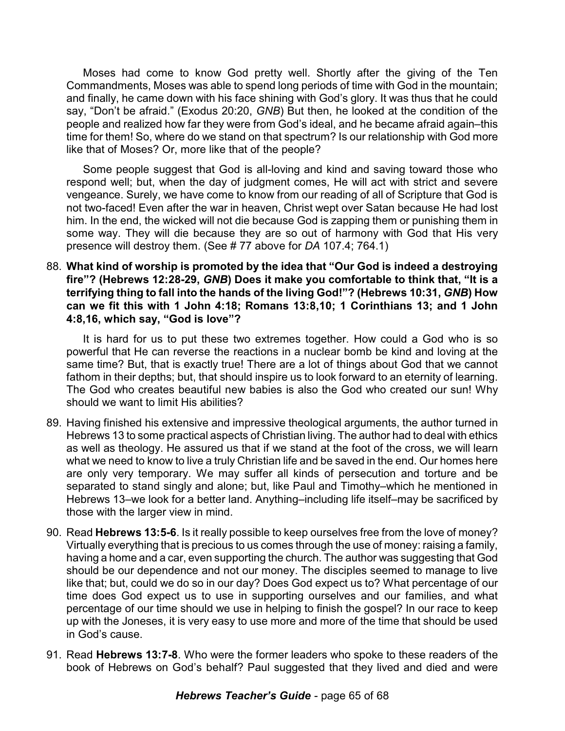Moses had come to know God pretty well. Shortly after the giving of the Ten Commandments, Moses was able to spend long periods of time with God in the mountain; and finally, he came down with his face shining with God's glory. It was thus that he could say, "Don't be afraid." (Exodus 20:20, *GNB*) But then, he looked at the condition of the people and realized how far they were from God's ideal, and he became afraid again–this time for them! So, where do we stand on that spectrum? Is our relationship with God more like that of Moses? Or, more like that of the people?

Some people suggest that God is all-loving and kind and saving toward those who respond well; but, when the day of judgment comes, He will act with strict and severe vengeance. Surely, we have come to know from our reading of all of Scripture that God is not two-faced! Even after the war in heaven, Christ wept over Satan because He had lost him. In the end, the wicked will not die because God is zapping them or punishing them in some way. They will die because they are so out of harmony with God that His very presence will destroy them. (See # 77 above for *DA* 107.4; 764.1)

88. **What kind of worship is promoted by the idea that "Our God is indeed a destroying fire"? (Hebrews 12:28-29, *GNB*) Does it make you comfortable to think that, "It is a terrifying thing to fall into the hands of the living God!"? (Hebrews 10:31, *GNB*) How can we fit this with 1 John 4:18; Romans 13:8,10; 1 Corinthians 13; and 1 John 4:8,16, which say, "God is love"?**

    It is hard for us to put these two extremes together. How could a God who is so powerful that He can reverse the reactions in a nuclear bomb be kind and loving at the same time? But, that is exactly true! There are a lot of things about God that we cannot fathom in their depths; but, that should inspire us to look forward to an eternity of learning. The God who creates beautiful new babies is also the God who created our sun! Why should we want to limit His abilities?

89. Having finished his extensive and impressive theological arguments, the author turned in Hebrews 13 to some practical aspects of Christian living. The author had to deal with ethics as well as theology. He assured us that if we stand at the foot of the cross, we will learn what we need to know to live a truly Christian life and be saved in the end. Our homes here are only very temporary. We may suffer all kinds of persecution and torture and be separated to stand singly and alone; but, like Paul and Timothy–which he mentioned in Hebrews 13–we look for a better land. Anything–including life itself–may be sacrificed by those with the larger view in mind.

90. Read **Hebrews 13:5-6**. Is it really possible to keep ourselves free from the love of money? Virtually everything that is precious to us comes through the use of money: raising a family, having a home and a car, even supporting the church. The author was suggesting that God should be our dependence and not our money. The disciples seemed to manage to live like that; but, could we do so in our day? Does God expect us to? What percentage of our time does God expect us to use in supporting ourselves and our families, and what percentage of our time should we use in helping to finish the gospel? In our race to keep up with the Joneses, it is very easy to use more and more of the time that should be used in God's cause.

91. Read **Hebrews 13:7-8**. Who were the former leaders who spoke to these readers of the book of Hebrews on God's behalf? Paul suggested that they lived and died and were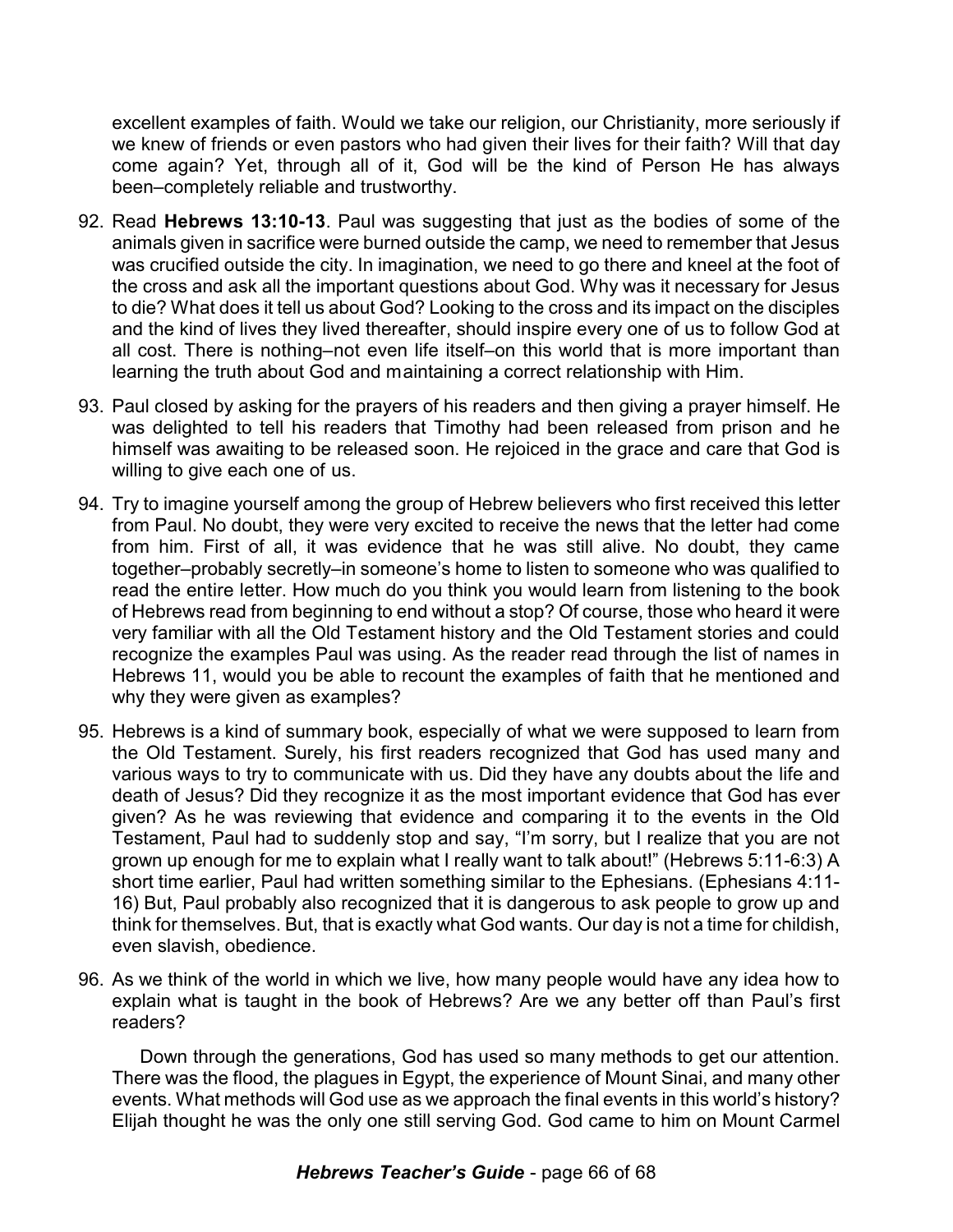excellent examples of faith. Would we take our religion, our Christianity, more seriously if we knew of friends or even pastors who had given their lives for their faith? Will that day come again? Yet, through all of it, God will be the kind of Person He has always been–completely reliable and trustworthy.

92. Read **Hebrews 13:10-13**. Paul was suggesting that just as the bodies of some of the animals given in sacrifice were burned outside the camp, we need to remember that Jesus was crucified outside the city. In imagination, we need to go there and kneel at the foot of the cross and ask all the important questions about God. Why was it necessary for Jesus to die? What does it tell us about God? Looking to the cross and its impact on the disciples and the kind of lives they lived thereafter, should inspire every one of us to follow God at all cost. There is nothing–not even life itself–on this world that is more important than learning the truth about God and maintaining a correct relationship with Him.

93. Paul closed by asking for the prayers of his readers and then giving a prayer himself. He was delighted to tell his readers that Timothy had been released from prison and he himself was awaiting to be released soon. He rejoiced in the grace and care that God is willing to give each one of us.

94. Try to imagine yourself among the group of Hebrew believers who first received this letter from Paul. No doubt, they were very excited to receive the news that the letter had come from him. First of all, it was evidence that he was still alive. No doubt, they came together–probably secretly–in someone's home to listen to someone who was qualified to read the entire letter. How much do you think you would learn from listening to the book of Hebrews read from beginning to end without a stop? Of course, those who heard it were very familiar with all the Old Testament history and the Old Testament stories and could recognize the examples Paul was using. As the reader read through the list of names in Hebrews 11, would you be able to recount the examples of faith that he mentioned and why they were given as examples?

95. Hebrews is a kind of summary book, especially of what we were supposed to learn from the Old Testament. Surely, his first readers recognized that God has used many and various ways to try to communicate with us. Did they have any doubts about the life and death of Jesus? Did they recognize it as the most important evidence that God has ever given? As he was reviewing that evidence and comparing it to the events in the Old Testament, Paul had to suddenly stop and say, "I'm sorry, but I realize that you are not grown up enough for me to explain what I really want to talk about!" (Hebrews 5:11-6:3) A short time earlier, Paul had written something similar to the Ephesians. (Ephesians 4:11-16) But, Paul probably also recognized that it is dangerous to ask people to grow up and think for themselves. But, that is exactly what God wants. Our day is not a time for childish, even slavish, obedience.

96. As we think of the world in which we live, how many people would have any idea how to explain what is taught in the book of Hebrews? Are we any better off than Paul's first readers?

    Down through the generations, God has used so many methods to get our attention. There was the flood, the plagues in Egypt, the experience of Mount Sinai, and many other events. What methods will God use as we approach the final events in this world's history? Elijah thought he was the only one still serving God. God came to him on Mount Carmel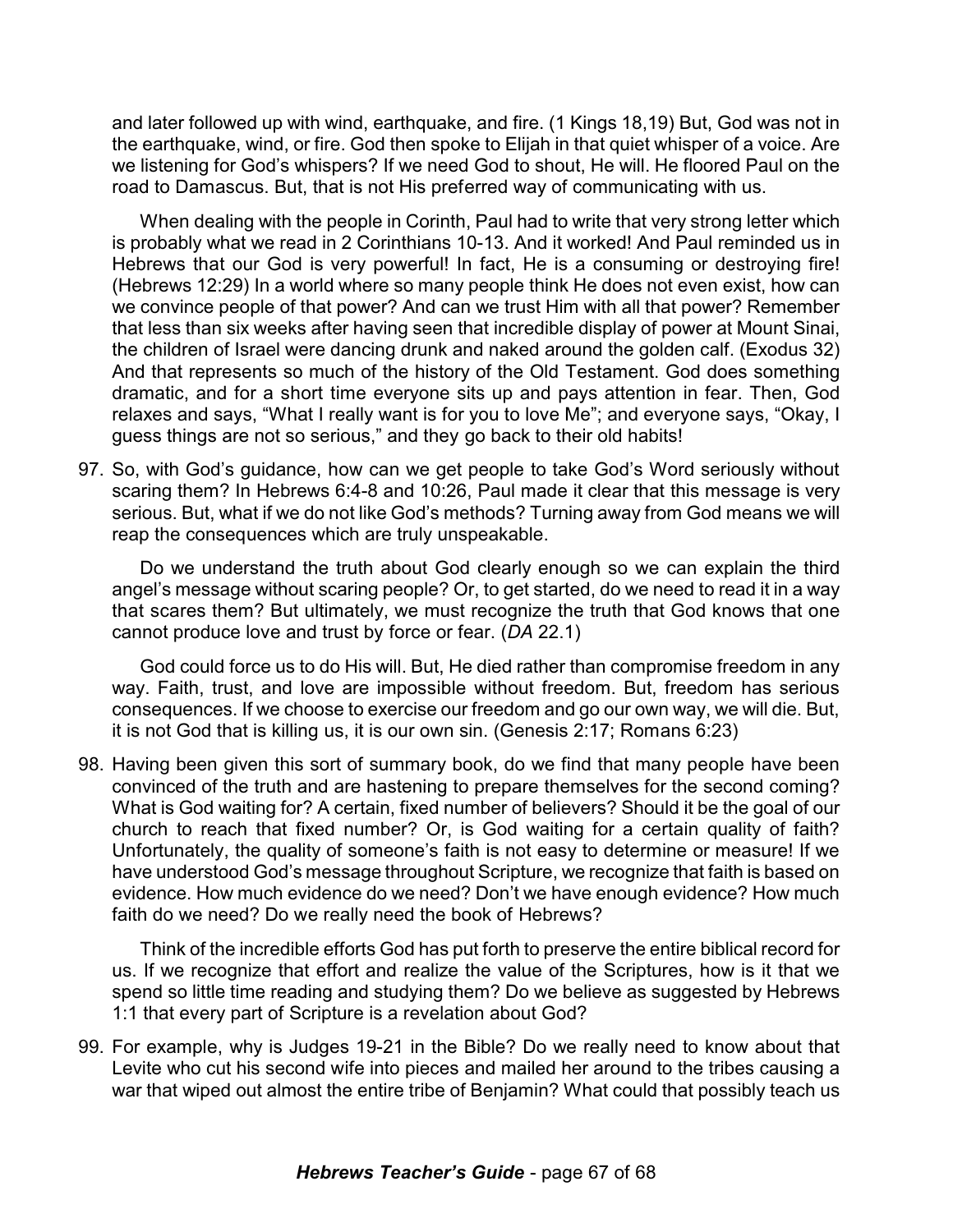and later followed up with wind, earthquake, and fire. (1 Kings 18,19) But, God was not in the earthquake, wind, or fire. God then spoke to Elijah in that quiet whisper of a voice. Are we listening for God's whispers? If we need God to shout, He will. He floored Paul on the road to Damascus. But, that is not His preferred way of communicating with us.

When dealing with the people in Corinth, Paul had to write that very strong letter which is probably what we read in 2 Corinthians 10-13. And it worked! And Paul reminded us in Hebrews that our God is very powerful! In fact, He is a consuming or destroying fire! (Hebrews 12:29) In a world where so many people think He does not even exist, how can we convince people of that power? And can we trust Him with all that power? Remember that less than six weeks after having seen that incredible display of power at Mount Sinai, the children of Israel were dancing drunk and naked around the golden calf. (Exodus 32) And that represents so much of the history of the Old Testament. God does something dramatic, and for a short time everyone sits up and pays attention in fear. Then, God relaxes and says, "What I really want is for you to love Me"; and everyone says, "Okay, I guess things are not so serious," and they go back to their old habits!

97. So, with God's guidance, how can we get people to take God's Word seriously without scaring them? In Hebrews 6:4-8 and 10:26, Paul made it clear that this message is very serious. But, what if we do not like God's methods? Turning away from God means we will reap the consequences which are truly unspeakable.

    Do we understand the truth about God clearly enough so we can explain the third angel's message without scaring people? Or, to get started, do we need to read it in a way that scares them? But ultimately, we must recognize the truth that God knows that one cannot produce love and trust by force or fear. (*DA* 22.1)

    God could force us to do His will. But, He died rather than compromise freedom in any way. Faith, trust, and love are impossible without freedom. But, freedom has serious consequences. If we choose to exercise our freedom and go our own way, we will die. But, it is not God that is killing us, it is our own sin. (Genesis 2:17; Romans 6:23)

98. Having been given this sort of summary book, do we find that many people have been convinced of the truth and are hastening to prepare themselves for the second coming? What is God waiting for? A certain, fixed number of believers? Should it be the goal of our church to reach that fixed number? Or, is God waiting for a certain quality of faith? Unfortunately, the quality of someone's faith is not easy to determine or measure! If we have understood God's message throughout Scripture, we recognize that faith is based on evidence. How much evidence do we need? Don't we have enough evidence? How much faith do we need? Do we really need the book of Hebrews?

    Think of the incredible efforts God has put forth to preserve the entire biblical record for us. If we recognize that effort and realize the value of the Scriptures, how is it that we spend so little time reading and studying them? Do we believe as suggested by Hebrews 1:1 that every part of Scripture is a revelation about God?

99. For example, why is Judges 19-21 in the Bible? Do we really need to know about that Levite who cut his second wife into pieces and mailed her around to the tribes causing a war that wiped out almost the entire tribe of Benjamin? What could that possibly teach us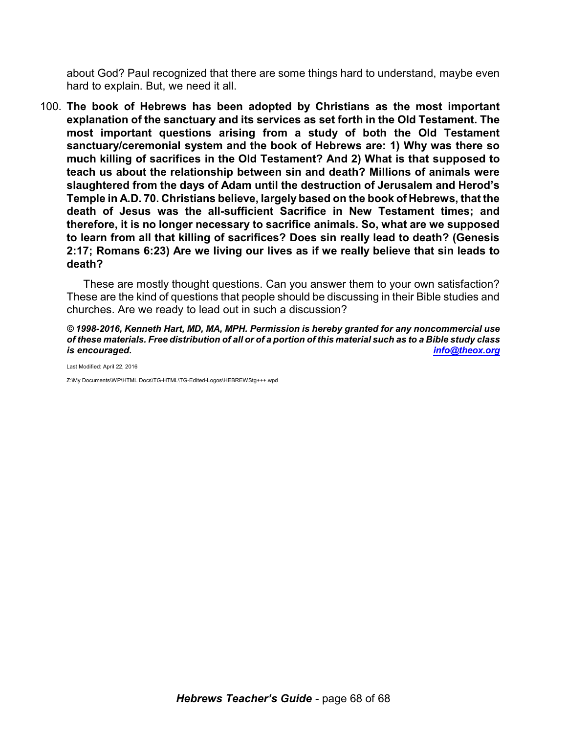about God? Paul recognized that there are some things hard to understand, maybe even hard to explain. But, we need it all.

100. **The book of Hebrews has been adopted by Christians as the most important explanation of the sanctuary and its services as set forth in the Old Testament. The most important questions arising from a study of both the Old Testament sanctuary/ceremonial system and the book of Hebrews are: 1) Why was there so much killing of sacrifices in the Old Testament? And 2) What is that supposed to teach us about the relationship between sin and death? Millions of animals were slaughtered from the days of Adam until the destruction of Jerusalem and Herod's Temple in A.D. 70. Christians believe, largely based on the book of Hebrews, that the death of Jesus was the all-sufficient Sacrifice in New Testament times; and therefore, it is no longer necessary to sacrifice animals. So, what are we supposed to learn from all that killing of sacrifices? Does sin really lead to death? (Genesis 2:17; Romans 6:23) Are we living our lives as if we really believe that sin leads to death?**

These are mostly thought questions. Can you answer them to your own satisfaction? These are the kind of questions that people should be discussing in their Bible studies and churches. Are we ready to lead out in such a discussion?

***© 1998-2016, Kenneth Hart, MD, MA, MPH. Permission is hereby granted for any noncommercial use of these materials. Free distribution of all or of a portion of this material such as to a Bible study class is encouraged.*** ***info@theox.org***

Last Modified: April 22, 2016

Z:\My Documents\WP\HTML Docs\TG-HTML\TG-Edited-Logos\HEBREWStg+++.wpd